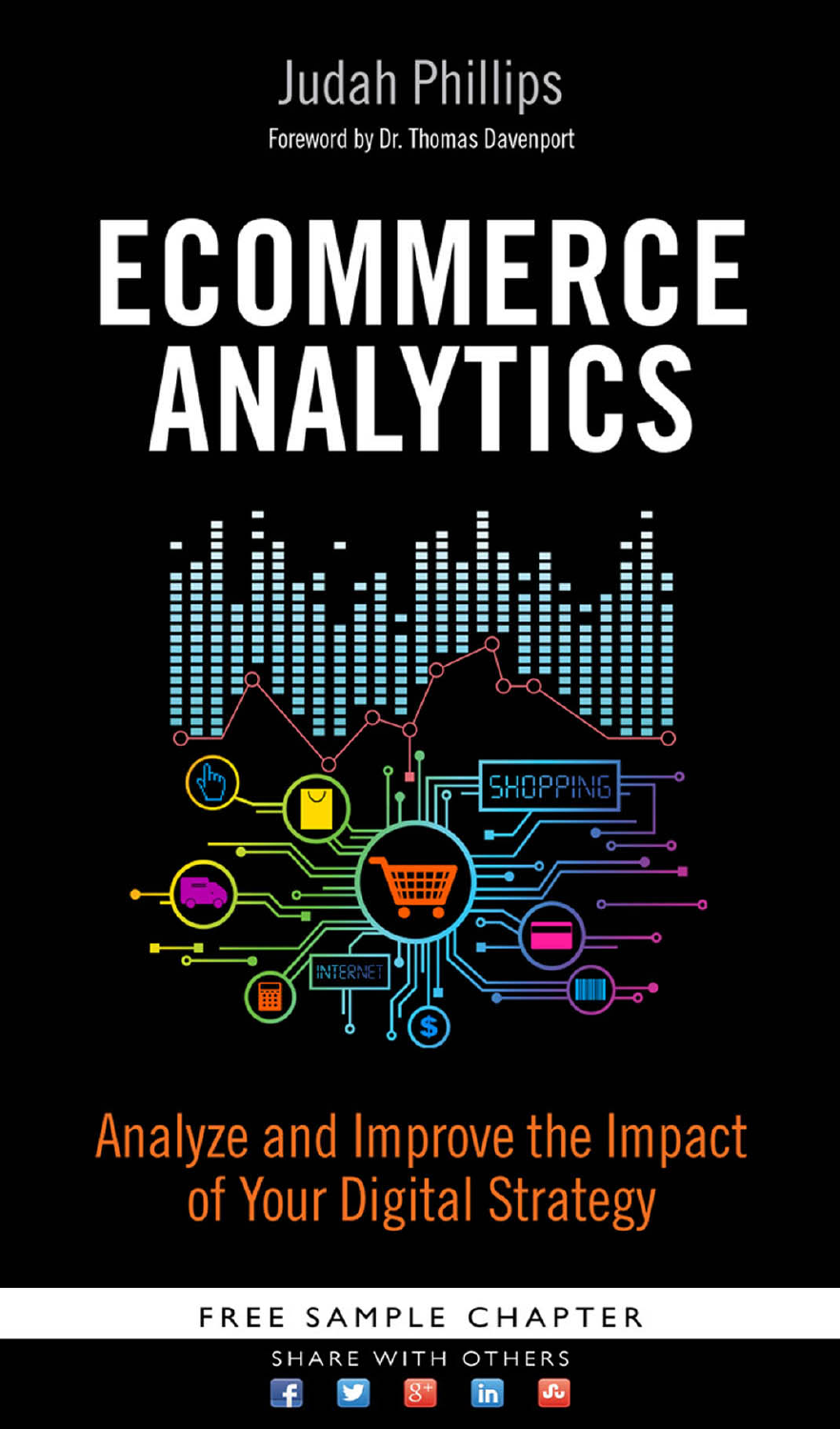Judah Phillips

Foreword by Dr. Thomas Davenport

# ECOMMERCE ANALYTICS

Analyze and Improve the Impact of Your Digital Strategy

FREE SAMPLE CHAPTER

SHARE WITH OTHERS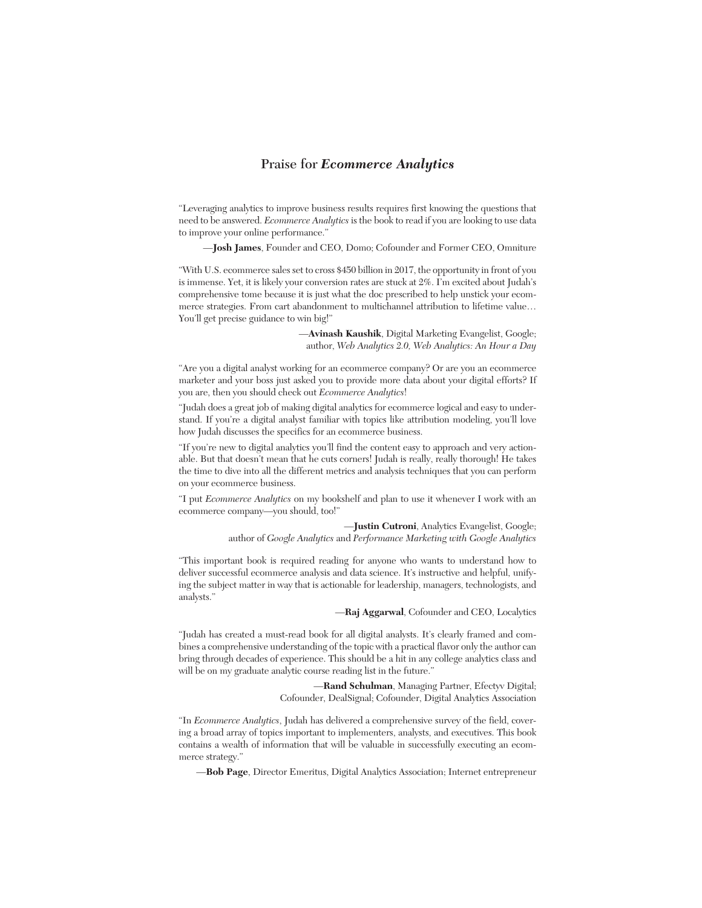## Praise for *Ecommerce Analytics*

"Leveraging analytics to improve business results requires first knowing the questions that need to be answered. *Ecommerce Analytics* is the book to read if you are looking to use data to improve your online performance."

—**Josh James**, Founder and CEO, Domo; Cofounder and Former CEO, Omniture

"With U.S. ecommerce sales set to cross $450 billion in 2017, the opportunity in front of you is immense. Yet, it is likely your conversion rates are stuck at 2%. I'm excited about Judah's comprehensive tome because it is just what the doc prescribed to help unstick your ecommerce strategies. From cart abandonment to multichannel attribution to lifetime value… You'll get precise guidance to win big!"

—**Avinash Kaushik**, Digital Marketing Evangelist, Google; author, *Web Analytics 2.0, Web Analytics: An Hour a Day*

"Are you a digital analyst working for an ecommerce company? Or are you an ecommerce marketer and your boss just asked you to provide more data about your digital efforts? If you are, then you should check out *Ecommerce Analytics*!

"Judah does a great job of making digital analytics for ecommerce logical and easy to understand. If you're a digital analyst familiar with topics like attribution modeling, you'll love how Judah discusses the specifics for an ecommerce business.

"If you're new to digital analytics you'll find the content easy to approach and very actionable. But that doesn't mean that he cuts corners! Judah is really, really thorough! He takes the time to dive into all the different metrics and analysis techniques that you can perform on your ecommerce business.

"I put *Ecommerce Analytics* on my bookshelf and plan to use it whenever I work with an ecommerce company—you should, too!"

—**Justin Cutroni**, Analytics Evangelist, Google; author of *Google Analytics* and *Performance Marketing with Google Analytics*

"This important book is required reading for anyone who wants to understand how to deliver successful ecommerce analysis and data science. It's instructive and helpful, unifying the subject matter in way that is actionable for leadership, managers, technologists, and analysts."

—**Raj Aggarwal**, Cofounder and CEO, Localytics

"Judah has created a must-read book for all digital analysts. It's clearly framed and combines a comprehensive understanding of the topic with a practical flavor only the author can bring through decades of experience. This should be a hit in any college analytics class and will be on my graduate analytic course reading list in the future."

—**Rand Schulman**, Managing Partner, Efectyv Digital; Cofounder, DealSignal; Cofounder, Digital Analytics Association

"In *Ecommerce Analytics*, Judah has delivered a comprehensive survey of the field, covering a broad array of topics important to implementers, analysts, and executives. This book contains a wealth of information that will be valuable in successfully executing an ecommerce strategy."

—**Bob Page**, Director Emeritus, Digital Analytics Association; Internet entrepreneur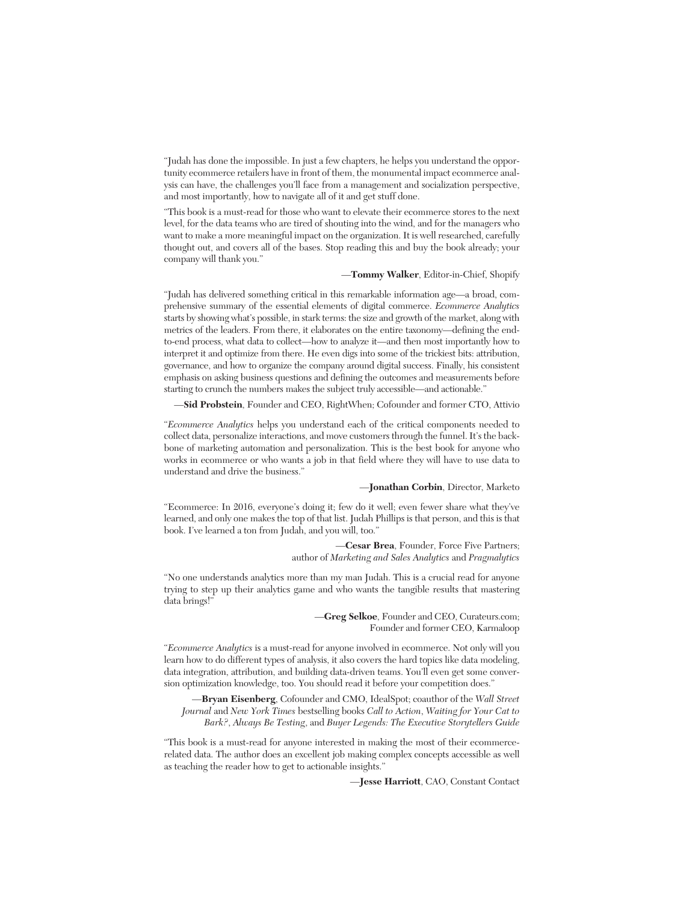"Judah has done the impossible. In just a few chapters, he helps you understand the opportunity ecommerce retailers have in front of them, the monumental impact ecommerce analysis can have, the challenges you'll face from a management and socialization perspective, and most importantly, how to navigate all of it and get stuff done.

"This book is a must-read for those who want to elevate their ecommerce stores to the next level, for the data teams who are tired of shouting into the wind, and for the managers who want to make a more meaningful impact on the organization. It is well researched, carefully thought out, and covers all of the bases. Stop reading this and buy the book already; your company will thank you."

—**Tommy Walker**, Editor-in-Chief, Shopify

"Judah has delivered something critical in this remarkable information age—a broad, comprehensive summary of the essential elements of digital commerce. *Ecommerce Analytics* starts by showing what's possible, in stark terms: the size and growth of the market, along with metrics of the leaders. From there, it elaborates on the entire taxonomy—defining the end-to-end process, what data to collect—how to analyze it—and then most importantly how to interpret it and optimize from there. He even digs into some of the trickiest bits: attribution, governance, and how to organize the company around digital success. Finally, his consistent emphasis on asking business questions and defining the outcomes and measurements before starting to crunch the numbers makes the subject truly accessible—and actionable."

—**Sid Probstein**, Founder and CEO, RightWhen; Cofounder and former CTO, Attivio

"*Ecommerce Analytics* helps you understand each of the critical components needed to collect data, personalize interactions, and move customers through the funnel. It's the backbone of marketing automation and personalization. This is the best book for anyone who works in ecommerce or who wants a job in that field where they will have to use data to understand and drive the business."

—**Jonathan Corbin**, Director, Marketo

"Ecommerce: In 2016, everyone's doing it; few do it well; even fewer share what they've learned, and only one makes the top of that list. Judah Phillips is that person, and this is that book. I've learned a ton from Judah, and you will, too."

—**Cesar Brea**, Founder, Force Five Partners;
author of *Marketing and Sales Analytics* and *Pragmalytics*

"No one understands analytics more than my man Judah. This is a crucial read for anyone trying to step up their analytics game and who wants the tangible results that mastering data brings!"

—**Greg Selkoe**, Founder and CEO, Curateurs.com;
Founder and former CEO, Karmaloop

"*Ecommerce Analytics* is a must-read for anyone involved in ecommerce. Not only will you learn how to do different types of analysis, it also covers the hard topics like data modeling, data integration, attribution, and building data-driven teams. You'll even get some conversion optimization knowledge, too. You should read it before your competition does."

—**Bryan Eisenberg**, Cofounder and CMO, IdealSpot; coauthor of the *Wall Street Journal* and *New York Times* bestselling books *Call to Action*, *Waiting for Your Cat to Bark?*, *Always Be Testing*, and *Buyer Legends: The Executive Storytellers Guide*

"This book is a must-read for anyone interested in making the most of their ecommerce-related data. The author does an excellent job making complex concepts accessible as well as teaching the reader how to get to actionable insights."

—**Jesse Harriott**, CAO, Constant Contact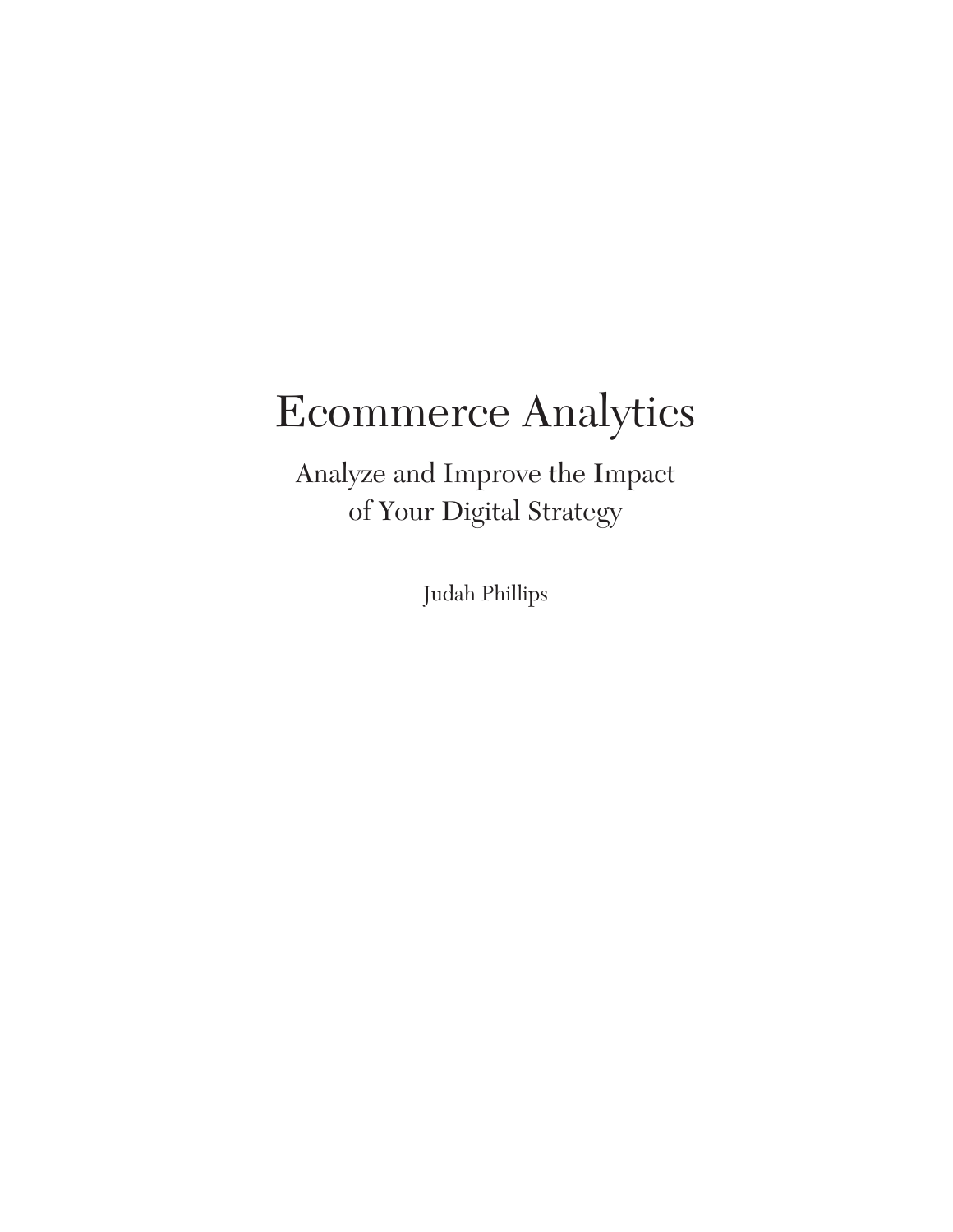# Ecommerce Analytics

## Analyze and Improve the Impact of Your Digital Strategy

Judah Phillips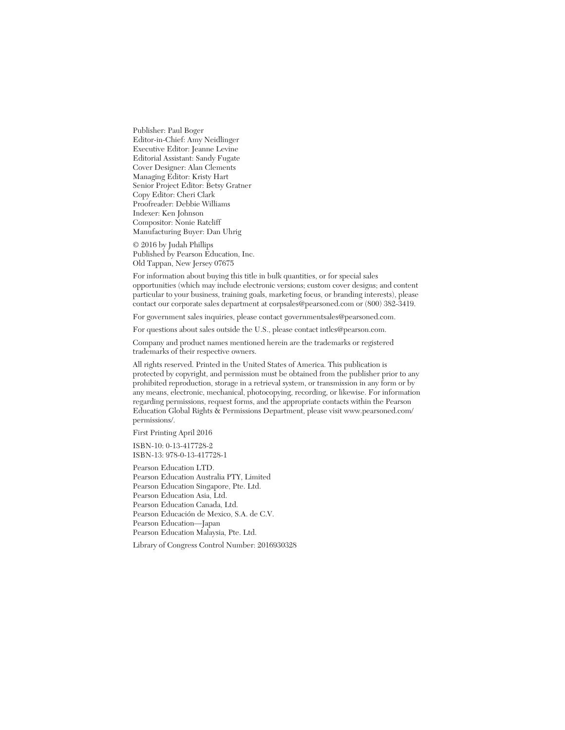Publisher: Paul Boger  
Editor-in-Chief: Amy Neidlinger  
Executive Editor: Jeanne Levine  
Editorial Assistant: Sandy Fugate  
Cover Designer: Alan Clements  
Managing Editor: Kristy Hart  
Senior Project Editor: Betsy Gratner  
Copy Editor: Cheri Clark  
Proofreader: Debbie Williams  
Indexer: Ken Johnson  
Compositor: Nonie Ratcliff  
Manufacturing Buyer: Dan Uhrig

© 2016 by Judah Phillips  
Published by Pearson Education, Inc.  
Old Tappan, New Jersey 07675

For information about buying this title in bulk quantities, or for special sales opportunities (which may include electronic versions; custom cover designs; and content particular to your business, training goals, marketing focus, or branding interests), please contact our corporate sales department at corpsales@pearsoned.com or (800) 382-3419.

For government sales inquiries, please contact governmentsales@pearsoned.com.

For questions about sales outside the U.S., please contact intlcs@pearson.com.

Company and product names mentioned herein are the trademarks or registered trademarks of their respective owners.

All rights reserved. Printed in the United States of America. This publication is protected by copyright, and permission must be obtained from the publisher prior to any prohibited reproduction, storage in a retrieval system, or transmission in any form or by any means, electronic, mechanical, photocopying, recording, or likewise. For information regarding permissions, request forms, and the appropriate contacts within the Pearson Education Global Rights & Permissions Department, please visit www.pearsoned.com/permissions/.

First Printing April 2016

ISBN-10: 0-13-417728-2  
ISBN-13: 978-0-13-417728-1

Pearson Education LTD.  
Pearson Education Australia PTY, Limited  
Pearson Education Singapore, Pte. Ltd.  
Pearson Education Asia, Ltd.  
Pearson Education Canada, Ltd.  
Pearson Educación de Mexico, S.A. de C.V.  
Pearson Education—Japan  
Pearson Education Malaysia, Pte. Ltd.

Library of Congress Control Number: 2016930328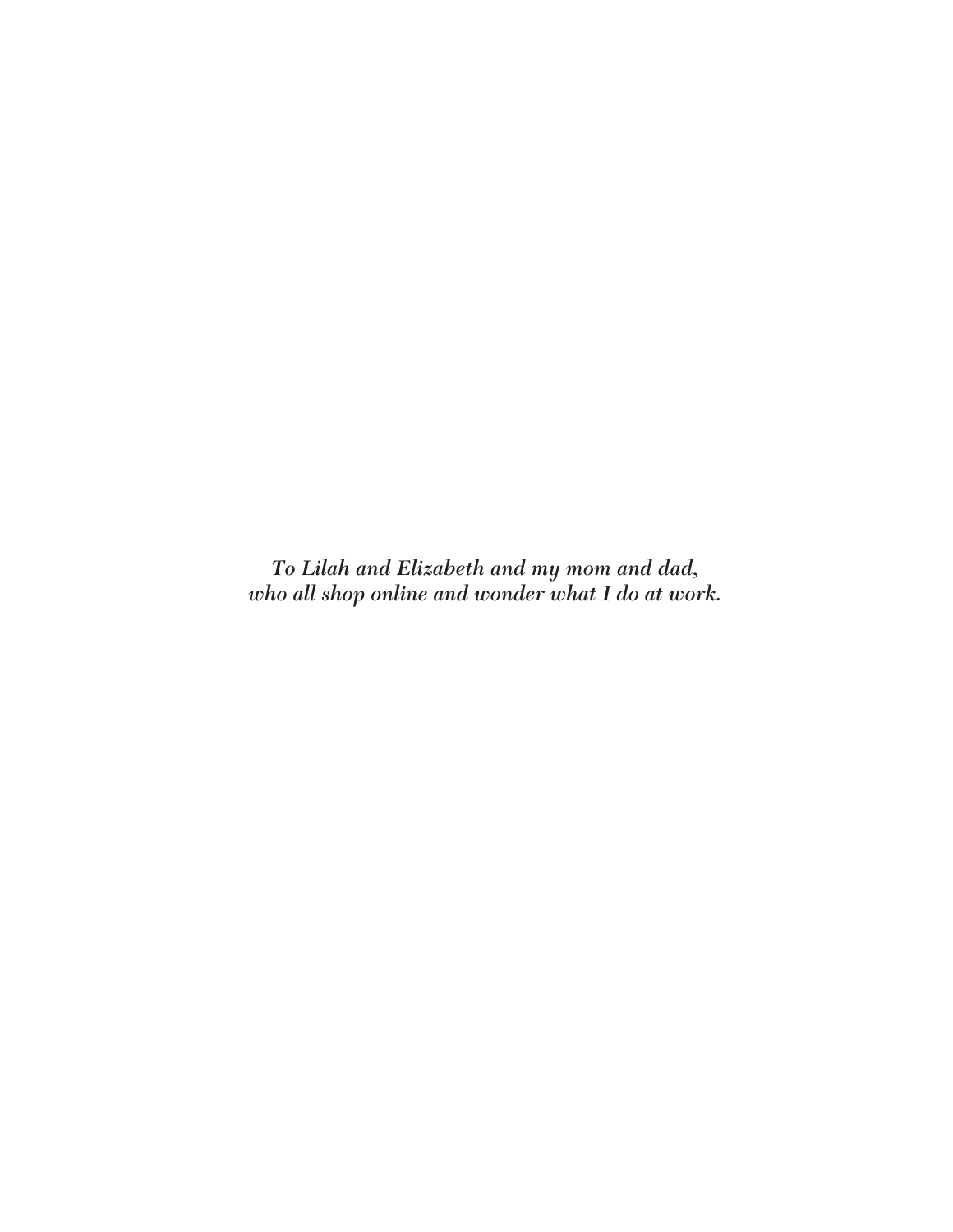*To Lilah and Elizabeth and my mom and dad,*
*who all shop online and wonder what I do at work.*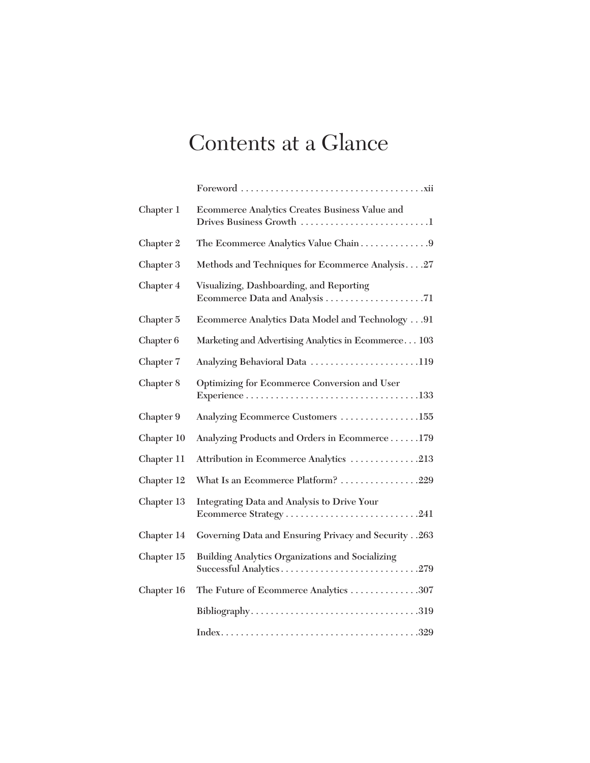# Contents at a Glance

| | | |
|---|---|---|
| | Foreword | xii |
| Chapter 1 | Ecommerce Analytics Creates Business Value and Drives Business Growth | 1 |
| Chapter 2 | The Ecommerce Analytics Value Chain | 9 |
| Chapter 3 | Methods and Techniques for Ecommerce Analysis | 27 |
| Chapter 4 | Visualizing, Dashboarding, and Reporting Ecommerce Data and Analysis | 71 |
| Chapter 5 | Ecommerce Analytics Data Model and Technology | 91 |
| Chapter 6 | Marketing and Advertising Analytics in Ecommerce | 103 |
| Chapter 7 | Analyzing Behavioral Data | 119 |
| Chapter 8 | Optimizing for Ecommerce Conversion and User Experience | 133 |
| Chapter 9 | Analyzing Ecommerce Customers | 155 |
| Chapter 10 | Analyzing Products and Orders in Ecommerce | 179 |
| Chapter 11 | Attribution in Ecommerce Analytics | 213 |
| Chapter 12 | What Is an Ecommerce Platform? | 229 |
| Chapter 13 | Integrating Data and Analysis to Drive Your Ecommerce Strategy | 241 |
| Chapter 14 | Governing Data and Ensuring Privacy and Security | 263 |
| Chapter 15 | Building Analytics Organizations and Socializing Successful Analytics | 279 |
| Chapter 16 | The Future of Ecommerce Analytics | 307 |
| | Bibliography | 319 |
| | Index | 329 |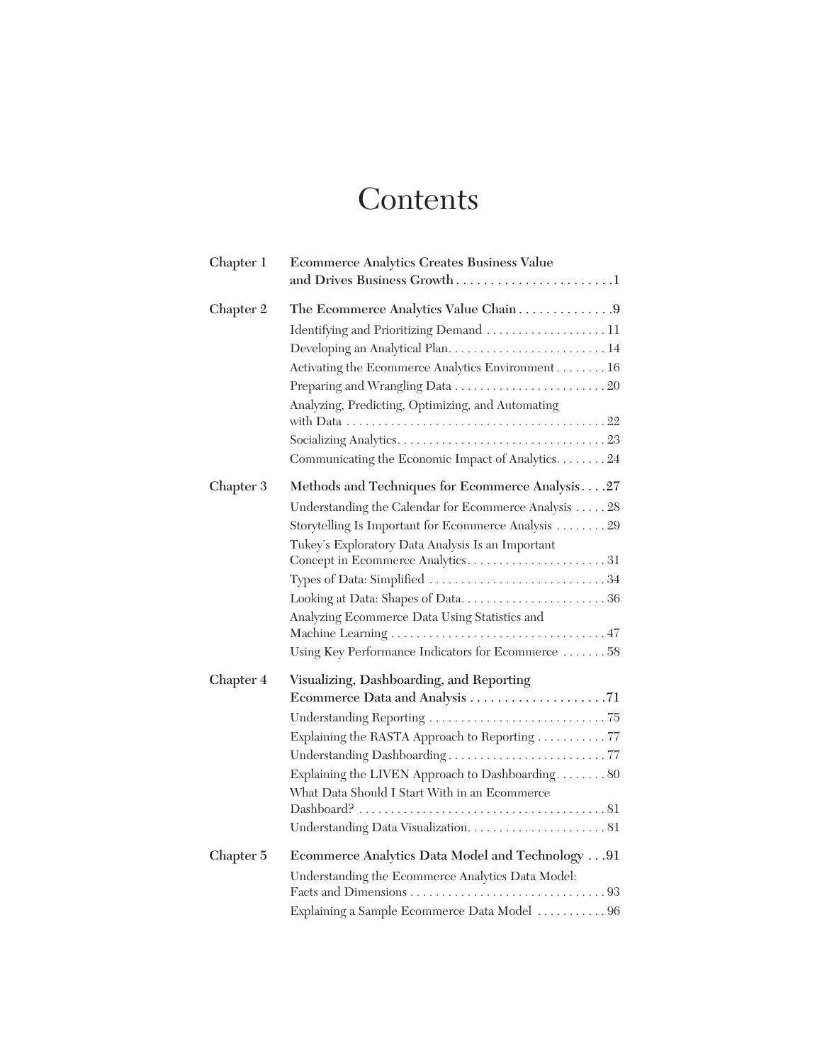# Contents

**Chapter 1** **Ecommerce Analytics Creates Business Value and Drives Business Growth . . . . . . . . . . . . . . . . . . . . . . . 1**

**Chapter 2** **The Ecommerce Analytics Value Chain . . . . . . . . . . . . . . 9**

- Identifying and Prioritizing Demand . . . . . . . . . . . . . . . . . . . 11
- Developing an Analytical Plan. . . . . . . . . . . . . . . . . . . . . . . . . 14
- Activating the Ecommerce Analytics Environment . . . . . . . . 16
- Preparing and Wrangling Data . . . . . . . . . . . . . . . . . . . . . . . . 20
- Analyzing, Predicting, Optimizing, and Automating with Data . . . . . . . . . . . . . . . . . . . . . . . . . . . . . . . . . . . . . . . . . 22
- Socializing Analytics. . . . . . . . . . . . . . . . . . . . . . . . . . . . . . . . . 23
- Communicating the Economic Impact of Analytics. . . . . . . . 24

**Chapter 3** **Methods and Techniques for Ecommerce Analysis . . . . 27**

- Understanding the Calendar for Ecommerce Analysis . . . . . 28
- Storytelling Is Important for Ecommerce Analysis . . . . . . . . 29
- Tukey's Exploratory Data Analysis Is an Important Concept in Ecommerce Analytics. . . . . . . . . . . . . . . . . . . . . . 31
- Types of Data: Simplified . . . . . . . . . . . . . . . . . . . . . . . . . . . . 34
- Looking at Data: Shapes of Data. . . . . . . . . . . . . . . . . . . . . . . 36
- Analyzing Ecommerce Data Using Statistics and Machine Learning . . . . . . . . . . . . . . . . . . . . . . . . . . . . . . . . . . 47
- Using Key Performance Indicators for Ecommerce . . . . . . . 58

**Chapter 4** **Visualizing, Dashboarding, and Reporting Ecommerce Data and Analysis . . . . . . . . . . . . . . . . . . . . 71**

- Understanding Reporting . . . . . . . . . . . . . . . . . . . . . . . . . . . . 75
- Explaining the RASTA Approach to Reporting . . . . . . . . . . . 77
- Understanding Dashboarding . . . . . . . . . . . . . . . . . . . . . . . . . 77
- Explaining the LIVEN Approach to Dashboarding. . . . . . . . 80
- What Data Should I Start With in an Ecommerce Dashboard? . . . . . . . . . . . . . . . . . . . . . . . . . . . . . . . . . . . . . . . 81
- Understanding Data Visualization. . . . . . . . . . . . . . . . . . . . . . 81

**Chapter 5** **Ecommerce Analytics Data Model and Technology . . . 91**

- Understanding the Ecommerce Analytics Data Model: Facts and Dimensions . . . . . . . . . . . . . . . . . . . . . . . . . . . . . . . 93
- Explaining a Sample Ecommerce Data Model . . . . . . . . . . . 96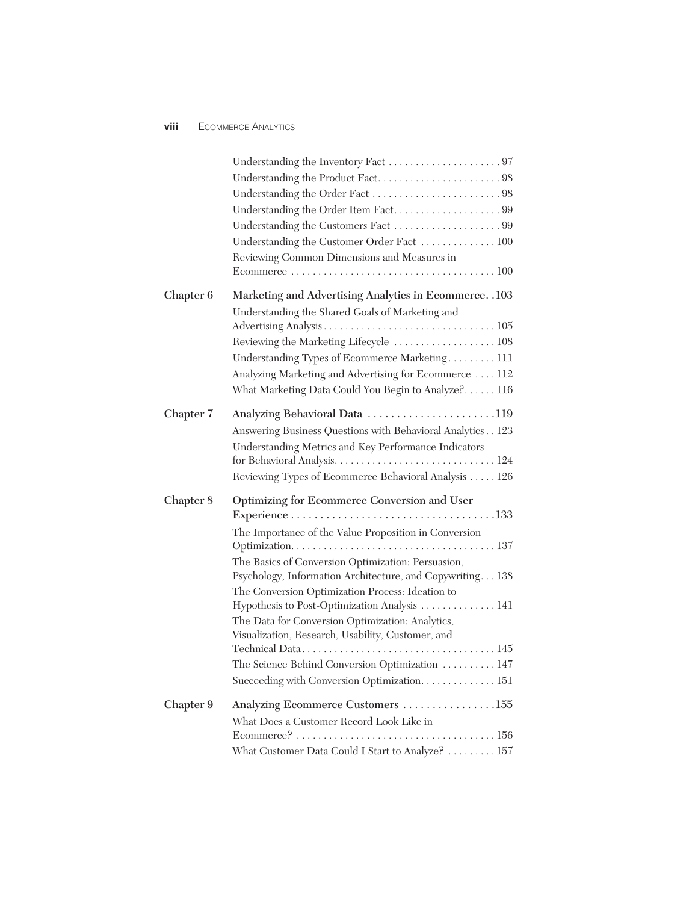Understanding the Inventory Fact . . . . . . . . . . . . . . . . . . . . . 97
Understanding the Product Fact. . . . . . . . . . . . . . . . . . . . . . . 98
Understanding the Order Fact . . . . . . . . . . . . . . . . . . . . . . . . 98
Understanding the Order Item Fact. . . . . . . . . . . . . . . . . . . . 99
Understanding the Customers Fact . . . . . . . . . . . . . . . . . . . . 99
Understanding the Customer Order Fact . . . . . . . . . . . . . . 100
Reviewing Common Dimensions and Measures in Ecommerce . . . . . . . . . . . . . . . . . . . . . . . . . . . . . . . . . . . . . 100

**Chapter 6 Marketing and Advertising Analytics in Ecommerce. . 103**

Understanding the Shared Goals of Marketing and Advertising Analysis . . . . . . . . . . . . . . . . . . . . . . . . . . . . . . . . 105
Reviewing the Marketing Lifecycle . . . . . . . . . . . . . . . . . . . 108
Understanding Types of Ecommerce Marketing. . . . . . . . . 111
Analyzing Marketing and Advertising for Ecommerce . . . . 112
What Marketing Data Could You Begin to Analyze?. . . . . . 116

**Chapter 7 Analyzing Behavioral Data . . . . . . . . . . . . . . . . . . . . . . 119**

Answering Business Questions with Behavioral Analytics . . 123
Understanding Metrics and Key Performance Indicators for Behavioral Analysis. . . . . . . . . . . . . . . . . . . . . . . . . . . . . . 124
Reviewing Types of Ecommerce Behavioral Analysis . . . . . 126

**Chapter 8 Optimizing for Ecommerce Conversion and User Experience . . . . . . . . . . . . . . . . . . . . . . . . . . . . . . . . . . . 133**

The Importance of the Value Proposition in Conversion Optimization. . . . . . . . . . . . . . . . . . . . . . . . . . . . . . . . . . . . . . 137
The Basics of Conversion Optimization: Persuasion, Psychology, Information Architecture, and Copywriting. . . 138
The Conversion Optimization Process: Ideation to Hypothesis to Post-Optimization Analysis . . . . . . . . . . . . . . 141
The Data for Conversion Optimization: Analytics, Visualization, Research, Usability, Customer, and Technical Data. . . . . . . . . . . . . . . . . . . . . . . . . . . . . . . . . . . . . 145
The Science Behind Conversion Optimization . . . . . . . . . . 147
Succeeding with Conversion Optimization. . . . . . . . . . . . . . 151

**Chapter 9 Analyzing Ecommerce Customers . . . . . . . . . . . . . . . . 155**

What Does a Customer Record Look Like in Ecommerce? . . . . . . . . . . . . . . . . . . . . . . . . . . . . . . . . . . . . . 156
What Customer Data Could I Start to Analyze? . . . . . . . . . 157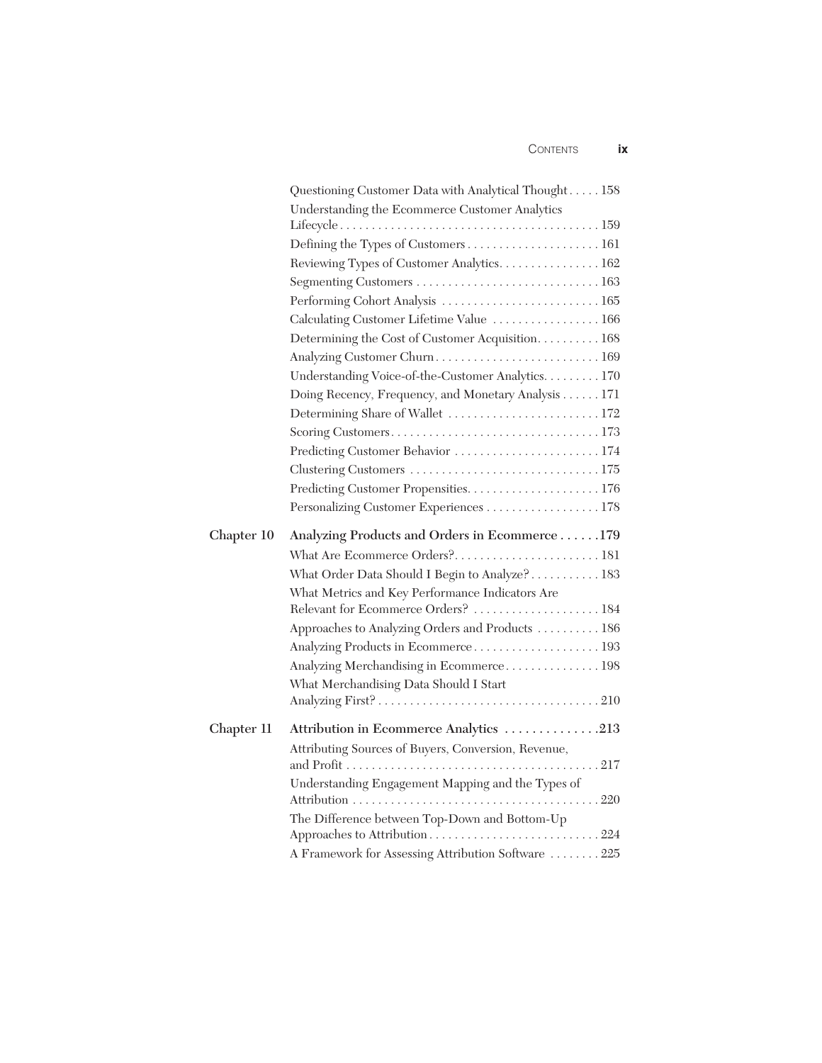Questioning Customer Data with Analytical Thought . . . . . 158

Understanding the Ecommerce Customer Analytics Lifecycle . . . . . . . . . . . . . . . . . . . . . . . . . . . . . . . . . . . . . . . . . 159

Defining the Types of Customers . . . . . . . . . . . . . . . . . . . . . 161

Reviewing Types of Customer Analytics. . . . . . . . . . . . . . . . 162

Segmenting Customers . . . . . . . . . . . . . . . . . . . . . . . . . . . . 163

Performing Cohort Analysis . . . . . . . . . . . . . . . . . . . . . . . . . 165

Calculating Customer Lifetime Value . . . . . . . . . . . . . . . . . 166

Determining the Cost of Customer Acquisition. . . . . . . . . . 168

Analyzing Customer Churn . . . . . . . . . . . . . . . . . . . . . . . . . . 169

Understanding Voice-of-the-Customer Analytics. . . . . . . . . 170

Doing Recency, Frequency, and Monetary Analysis . . . . . . 171

Determining Share of Wallet . . . . . . . . . . . . . . . . . . . . . . . . 172

Scoring Customers. . . . . . . . . . . . . . . . . . . . . . . . . . . . . . . . . 173

Predicting Customer Behavior . . . . . . . . . . . . . . . . . . . . . . . 174

Clustering Customers . . . . . . . . . . . . . . . . . . . . . . . . . . . . . . 175

Predicting Customer Propensities. . . . . . . . . . . . . . . . . . . . . 176

Personalizing Customer Experiences . . . . . . . . . . . . . . . . . . 178

**Chapter 10 Analyzing Products and Orders in Ecommerce . . . . . .179**

What Are Ecommerce Orders?. . . . . . . . . . . . . . . . . . . . . . . 181

What Order Data Should I Begin to Analyze? . . . . . . . . . . . 183

What Metrics and Key Performance Indicators Are Relevant for Ecommerce Orders? . . . . . . . . . . . . . . . . . . . . 184

Approaches to Analyzing Orders and Products . . . . . . . . . . 186

Analyzing Products in Ecommerce . . . . . . . . . . . . . . . . . . . . 193

Analyzing Merchandising in Ecommerce . . . . . . . . . . . . . . . 198

What Merchandising Data Should I Start Analyzing First? . . . . . . . . . . . . . . . . . . . . . . . . . . . . . . . . . . 210

**Chapter 11 Attribution in Ecommerce Analytics . . . . . . . . . . . . . .213**

Attributing Sources of Buyers, Conversion, Revenue, and Profit . . . . . . . . . . . . . . . . . . . . . . . . . . . . . . . . . . . . . . . . 217

Understanding Engagement Mapping and the Types of Attribution . . . . . . . . . . . . . . . . . . . . . . . . . . . . . . . . . . . . . . 220

The Difference between Top-Down and Bottom-Up Approaches to Attribution . . . . . . . . . . . . . . . . . . . . . . . . . . . 224

A Framework for Assessing Attribution Software . . . . . . . . 225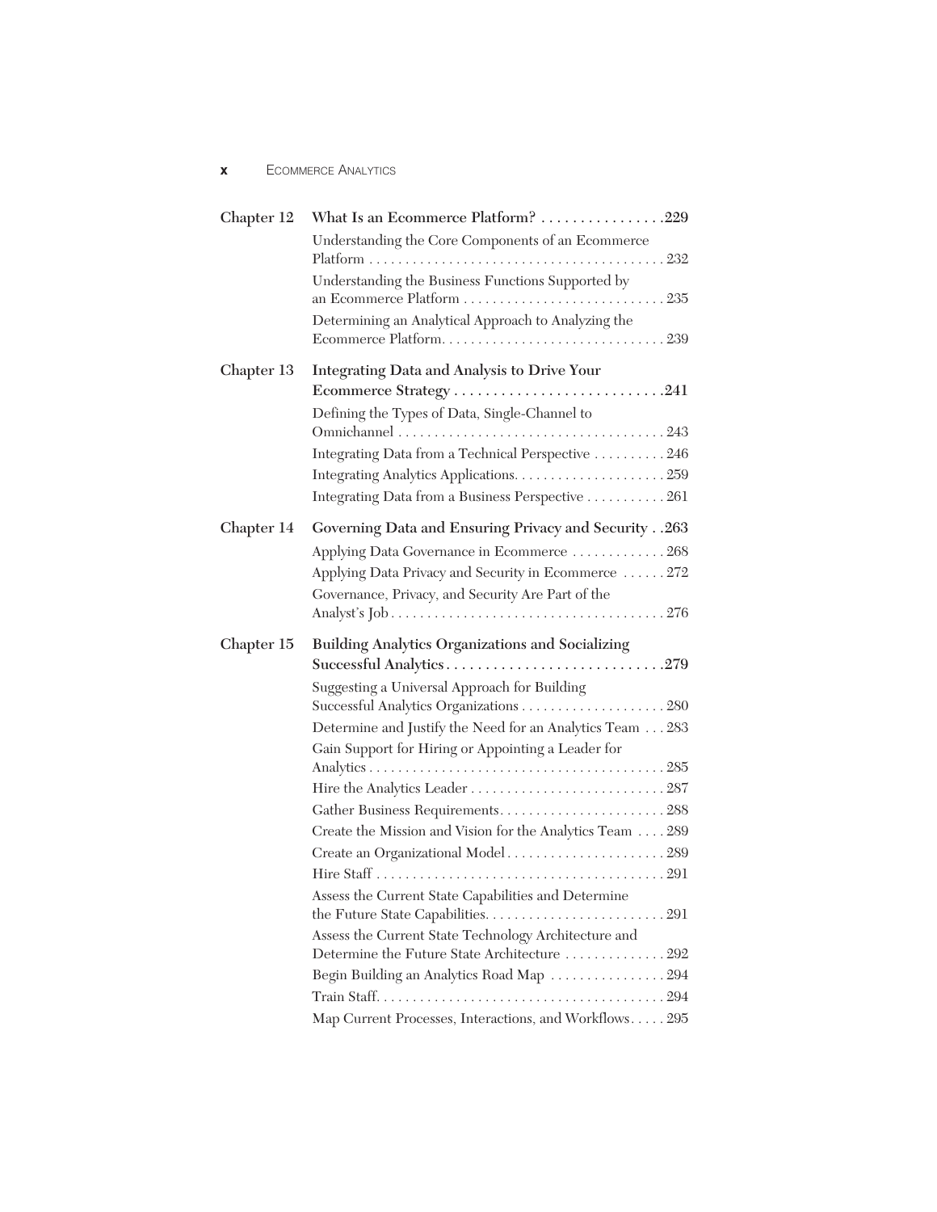| | | |
|---|---|---|
| **Chapter 12** | **What Is an Ecommerce Platform?** | **229** |
| | Understanding the Core Components of an Ecommerce Platform | 232 |
| | Understanding the Business Functions Supported by an Ecommerce Platform | 235 |
| | Determining an Analytical Approach to Analyzing the Ecommerce Platform | 239 |
| **Chapter 13** | **Integrating Data and Analysis to Drive Your Ecommerce Strategy** | **241** |
| | Defining the Types of Data, Single-Channel to Omnichannel | 243 |
| | Integrating Data from a Technical Perspective | 246 |
| | Integrating Analytics Applications | 259 |
| | Integrating Data from a Business Perspective | 261 |
| **Chapter 14** | **Governing Data and Ensuring Privacy and Security** | **263** |
| | Applying Data Governance in Ecommerce | 268 |
| | Applying Data Privacy and Security in Ecommerce | 272 |
| | Governance, Privacy, and Security Are Part of the Analyst's Job | 276 |
| **Chapter 15** | **Building Analytics Organizations and Socializing Successful Analytics** | **279** |
| | Suggesting a Universal Approach for Building Successful Analytics Organizations | 280 |
| | Determine and Justify the Need for an Analytics Team | 283 |
| | Gain Support for Hiring or Appointing a Leader for Analytics | 285 |
| | Hire the Analytics Leader | 287 |
| | Gather Business Requirements | 288 |
| | Create the Mission and Vision for the Analytics Team | 289 |
| | Create an Organizational Model | 289 |
| | Hire Staff | 291 |
| | Assess the Current State Capabilities and Determine the Future State Capabilities | 291 |
| | Assess the Current State Technology Architecture and Determine the Future State Architecture | 292 |
| | Begin Building an Analytics Road Map | 294 |
| | Train Staff | 294 |
| | Map Current Processes, Interactions, and Workflows | 295 |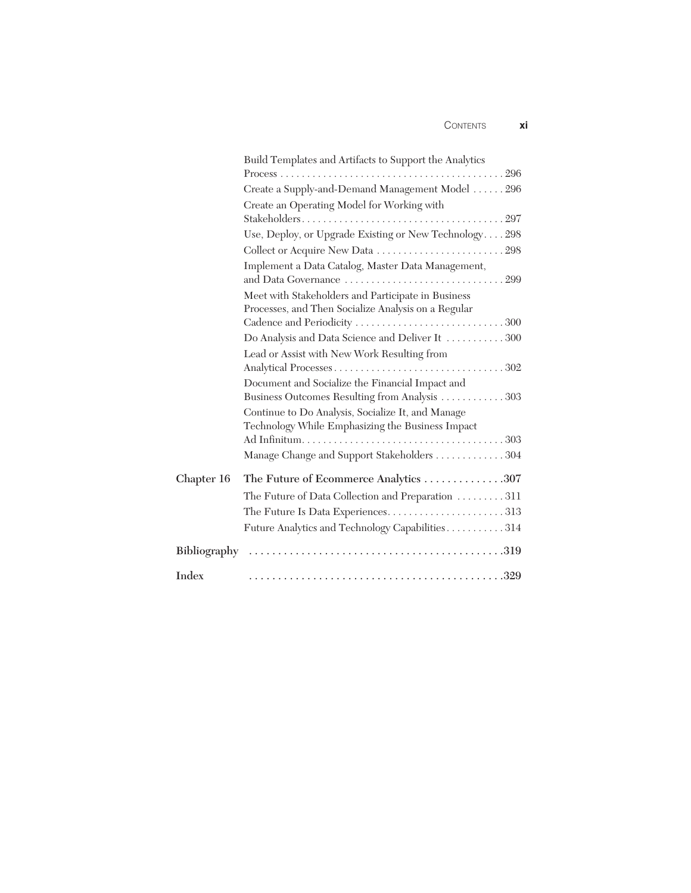Build Templates and Artifacts to Support the Analytics Process . . . . . . . . . . . . . . . . . . . . . . . . . . . . . . . . . . . . . . . . . . 296

Create a Supply-and-Demand Management Model . . . . . . 296

Create an Operating Model for Working with Stakeholders . . . . . . . . . . . . . . . . . . . . . . . . . . . . . . . . . . . . . . 297

Use, Deploy, or Upgrade Existing or New Technology . . . . 298

Collect or Acquire New Data . . . . . . . . . . . . . . . . . . . . . . . . 298

Implement a Data Catalog, Master Data Management, and Data Governance . . . . . . . . . . . . . . . . . . . . . . . . . . . . . . 299

Meet with Stakeholders and Participate in Business Processes, and Then Socialize Analysis on a Regular Cadence and Periodicity . . . . . . . . . . . . . . . . . . . . . . . . . . . . 300

Do Analysis and Data Science and Deliver It . . . . . . . . . . . 300

Lead or Assist with New Work Resulting from Analytical Processes . . . . . . . . . . . . . . . . . . . . . . . . . . . . . . . . 302

Document and Socialize the Financial Impact and Business Outcomes Resulting from Analysis . . . . . . . . . . . . 303

Continue to Do Analysis, Socialize It, and Manage Technology While Emphasizing the Business Impact Ad Infinitum . . . . . . . . . . . . . . . . . . . . . . . . . . . . . . . . . . . . . . 303

Manage Change and Support Stakeholders . . . . . . . . . . . . . 304

**Chapter 16 The Future of Ecommerce Analytics . . . . . . . . . . . . . . 307**

The Future of Data Collection and Preparation . . . . . . . . . 311

The Future Is Data Experiences . . . . . . . . . . . . . . . . . . . . . . 313

Future Analytics and Technology Capabilities . . . . . . . . . . . 314

**Bibliography . . . . . . . . . . . . . . . . . . . . . . . . . . . . . . . . . . . . . . . . . . . 319**

**Index . . . . . . . . . . . . . . . . . . . . . . . . . . . . . . . . . . . . . . . . . . . 329**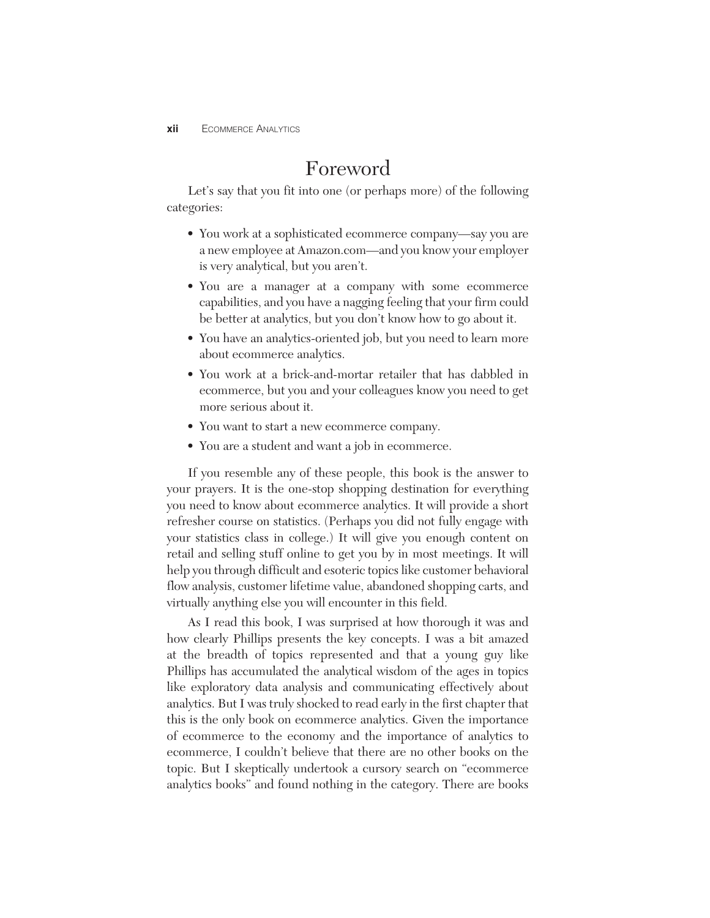# Foreword

Let's say that you fit into one (or perhaps more) of the following categories:

- You work at a sophisticated ecommerce company—say you are a new employee at Amazon.com—and you know your employer is very analytical, but you aren't.
- You are a manager at a company with some ecommerce capabilities, and you have a nagging feeling that your firm could be better at analytics, but you don't know how to go about it.
- You have an analytics-oriented job, but you need to learn more about ecommerce analytics.
- You work at a brick-and-mortar retailer that has dabbled in ecommerce, but you and your colleagues know you need to get more serious about it.
- You want to start a new ecommerce company.
- You are a student and want a job in ecommerce.

If you resemble any of these people, this book is the answer to your prayers. It is the one-stop shopping destination for everything you need to know about ecommerce analytics. It will provide a short refresher course on statistics. (Perhaps you did not fully engage with your statistics class in college.) It will give you enough content on retail and selling stuff online to get you by in most meetings. It will help you through difficult and esoteric topics like customer behavioral flow analysis, customer lifetime value, abandoned shopping carts, and virtually anything else you will encounter in this field.

As I read this book, I was surprised at how thorough it was and how clearly Phillips presents the key concepts. I was a bit amazed at the breadth of topics represented and that a young guy like Phillips has accumulated the analytical wisdom of the ages in topics like exploratory data analysis and communicating effectively about analytics. But I was truly shocked to read early in the first chapter that this is the only book on ecommerce analytics. Given the importance of ecommerce to the economy and the importance of analytics to ecommerce, I couldn't believe that there are no other books on the topic. But I skeptically undertook a cursory search on "ecommerce analytics books" and found nothing in the category. There are books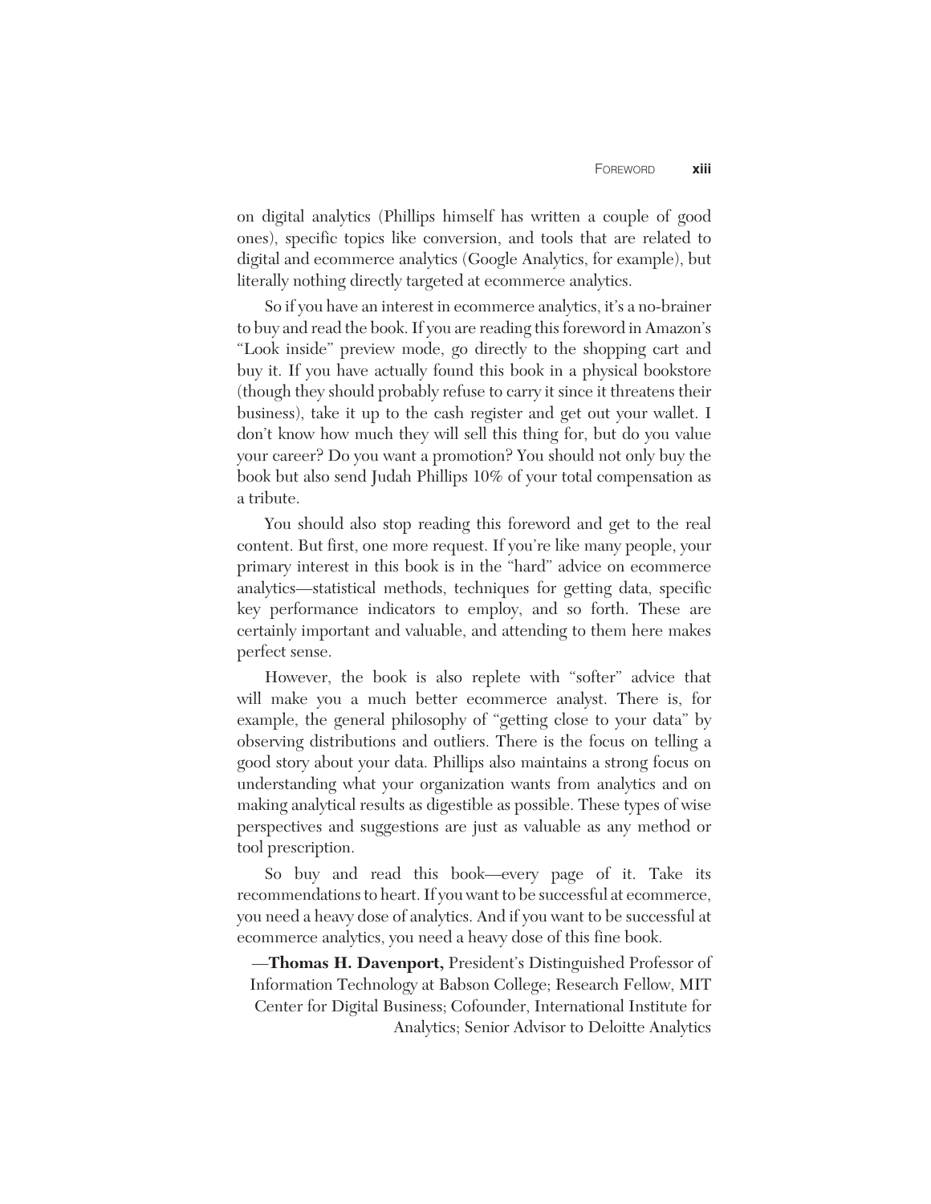on digital analytics (Phillips himself has written a couple of good ones), specific topics like conversion, and tools that are related to digital and ecommerce analytics (Google Analytics, for example), but literally nothing directly targeted at ecommerce analytics.

So if you have an interest in ecommerce analytics, it's a no-brainer to buy and read the book. If you are reading this foreword in Amazon's "Look inside" preview mode, go directly to the shopping cart and buy it. If you have actually found this book in a physical bookstore (though they should probably refuse to carry it since it threatens their business), take it up to the cash register and get out your wallet. I don't know how much they will sell this thing for, but do you value your career? Do you want a promotion? You should not only buy the book but also send Judah Phillips 10% of your total compensation as a tribute.

You should also stop reading this foreword and get to the real content. But first, one more request. If you're like many people, your primary interest in this book is in the "hard" advice on ecommerce analytics—statistical methods, techniques for getting data, specific key performance indicators to employ, and so forth. These are certainly important and valuable, and attending to them here makes perfect sense.

However, the book is also replete with "softer" advice that will make you a much better ecommerce analyst. There is, for example, the general philosophy of "getting close to your data" by observing distributions and outliers. There is the focus on telling a good story about your data. Phillips also maintains a strong focus on understanding what your organization wants from analytics and on making analytical results as digestible as possible. These types of wise perspectives and suggestions are just as valuable as any method or tool prescription.

So buy and read this book—every page of it. Take its recommendations to heart. If you want to be successful at ecommerce, you need a heavy dose of analytics. And if you want to be successful at ecommerce analytics, you need a heavy dose of this fine book.

—**Thomas H. Davenport,** President's Distinguished Professor of Information Technology at Babson College; Research Fellow, MIT Center for Digital Business; Cofounder, International Institute for Analytics; Senior Advisor to Deloitte Analytics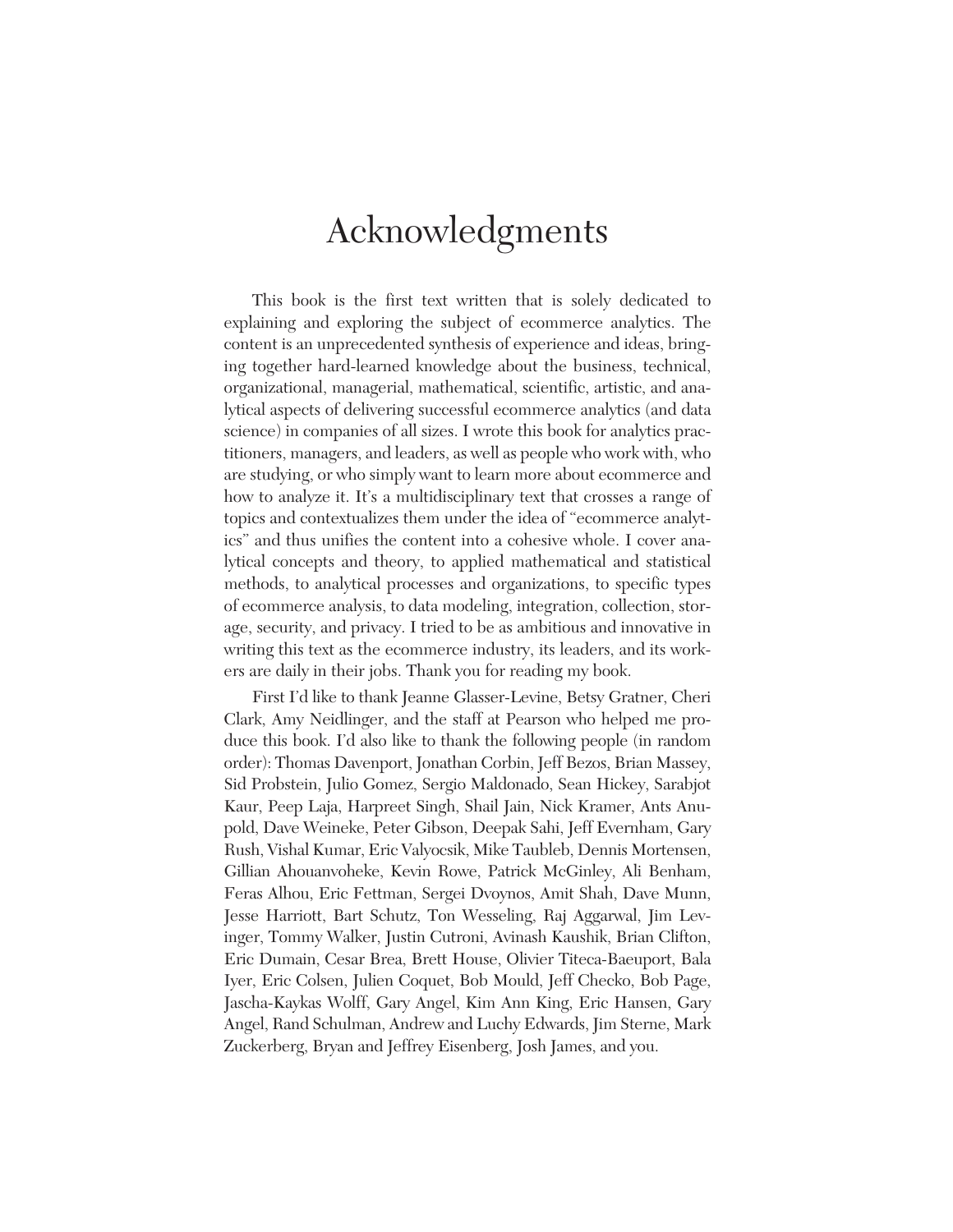# Acknowledgments

This book is the first text written that is solely dedicated to explaining and exploring the subject of ecommerce analytics. The content is an unprecedented synthesis of experience and ideas, bringing together hard-learned knowledge about the business, technical, organizational, managerial, mathematical, scientific, artistic, and analytical aspects of delivering successful ecommerce analytics (and data science) in companies of all sizes. I wrote this book for analytics practitioners, managers, and leaders, as well as people who work with, who are studying, or who simply want to learn more about ecommerce and how to analyze it. It's a multidisciplinary text that crosses a range of topics and contextualizes them under the idea of "ecommerce analytics" and thus unifies the content into a cohesive whole. I cover analytical concepts and theory, to applied mathematical and statistical methods, to analytical processes and organizations, to specific types of ecommerce analysis, to data modeling, integration, collection, storage, security, and privacy. I tried to be as ambitious and innovative in writing this text as the ecommerce industry, its leaders, and its workers are daily in their jobs. Thank you for reading my book.

First I'd like to thank Jeanne Glasser-Levine, Betsy Gratner, Cheri Clark, Amy Neidlinger, and the staff at Pearson who helped me produce this book. I'd also like to thank the following people (in random order): Thomas Davenport, Jonathan Corbin, Jeff Bezos, Brian Massey, Sid Probstein, Julio Gomez, Sergio Maldonado, Sean Hickey, Sarabjot Kaur, Peep Laja, Harpreet Singh, Shail Jain, Nick Kramer, Ants Anupold, Dave Weineke, Peter Gibson, Deepak Sahi, Jeff Evernham, Gary Rush, Vishal Kumar, Eric Valyocsik, Mike Taubleb, Dennis Mortensen, Gillian Ahouanvoheke, Kevin Rowe, Patrick McGinley, Ali Benham, Feras Alhou, Eric Fettman, Sergei Dvoynos, Amit Shah, Dave Munn, Jesse Harriott, Bart Schutz, Ton Wesseling, Raj Aggarwal, Jim Levinger, Tommy Walker, Justin Cutroni, Avinash Kaushik, Brian Clifton, Eric Dumain, Cesar Brea, Brett House, Olivier Titeca-Baeuport, Bala Iyer, Eric Colsen, Julien Coquet, Bob Mould, Jeff Checko, Bob Page, Jascha-Kaykas Wolff, Gary Angel, Kim Ann King, Eric Hansen, Gary Angel, Rand Schulman, Andrew and Luchy Edwards, Jim Sterne, Mark Zuckerberg, Bryan and Jeffrey Eisenberg, Josh James, and you.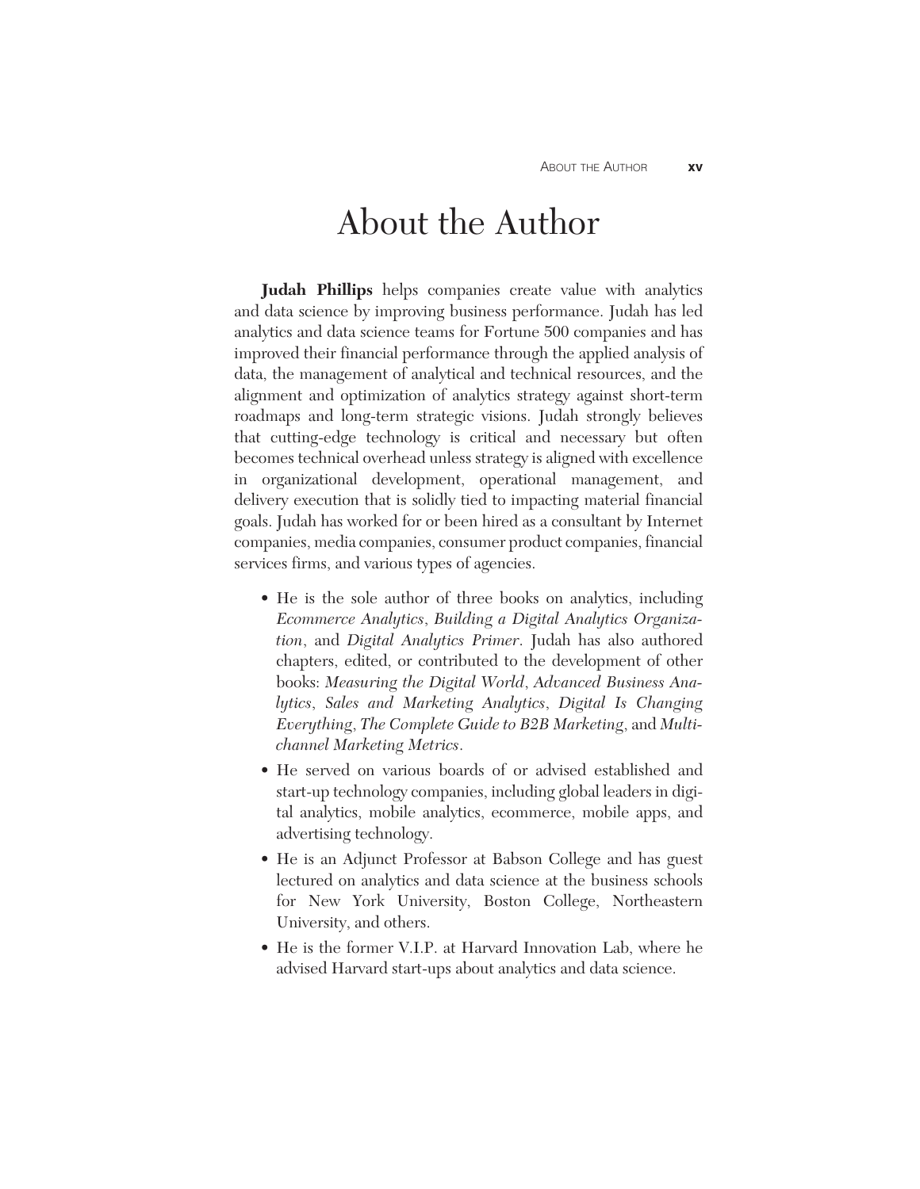# About the Author

**Judah Phillips** helps companies create value with analytics and data science by improving business performance. Judah has led analytics and data science teams for Fortune 500 companies and has improved their financial performance through the applied analysis of data, the management of analytical and technical resources, and the alignment and optimization of analytics strategy against short-term roadmaps and long-term strategic visions. Judah strongly believes that cutting-edge technology is critical and necessary but often becomes technical overhead unless strategy is aligned with excellence in organizational development, operational management, and delivery execution that is solidly tied to impacting material financial goals. Judah has worked for or been hired as a consultant by Internet companies, media companies, consumer product companies, financial services firms, and various types of agencies.

- He is the sole author of three books on analytics, including *Ecommerce Analytics*, *Building a Digital Analytics Organization*, and *Digital Analytics Primer*. Judah has also authored chapters, edited, or contributed to the development of other books: *Measuring the Digital World*, *Advanced Business Analytics*, *Sales and Marketing Analytics*, *Digital Is Changing Everything*, *The Complete Guide to B2B Marketing*, and *Multichannel Marketing Metrics*.
- He served on various boards of or advised established and start-up technology companies, including global leaders in digital analytics, mobile analytics, ecommerce, mobile apps, and advertising technology.
- He is an Adjunct Professor at Babson College and has guest lectured on analytics and data science at the business schools for New York University, Boston College, Northeastern University, and others.
- He is the former V.I.P. at Harvard Innovation Lab, where he advised Harvard start-ups about analytics and data science.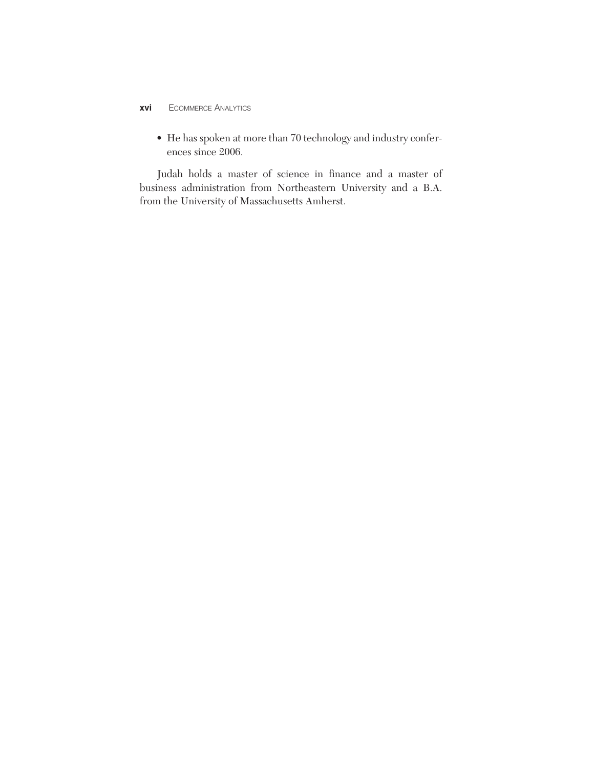- He has spoken at more than 70 technology and industry conferences since 2006.

Judah holds a master of science in finance and a master of business administration from Northeastern University and a B.A. from the University of Massachusetts Amherst.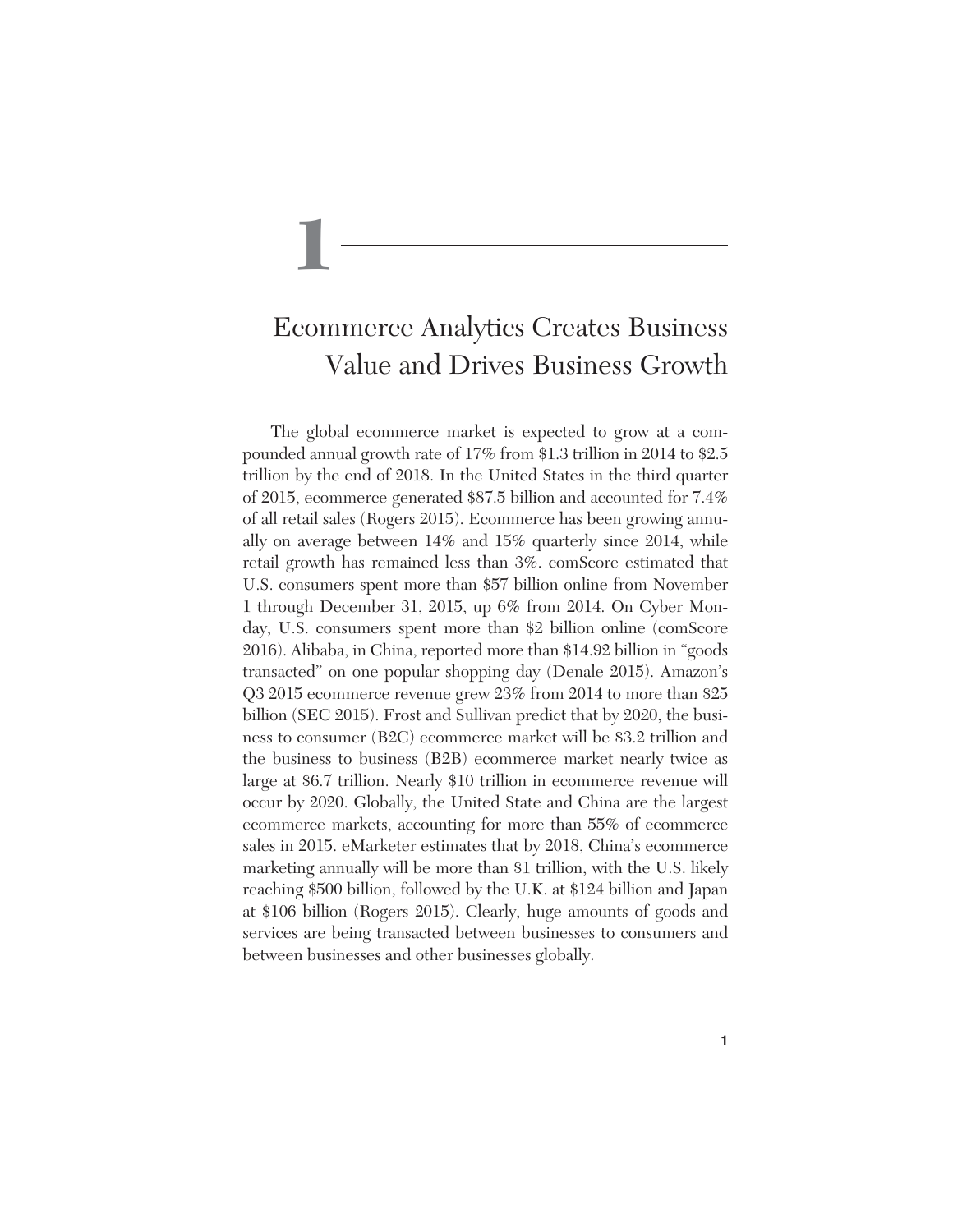# 1

# Ecommerce Analytics Creates Business Value and Drives Business Growth

The global ecommerce market is expected to grow at a compounded annual growth rate of 17% from $1.3 trillion in 2014 to $2.5 trillion by the end of 2018. In the United States in the third quarter of 2015, ecommerce generated $87.5 billion and accounted for 7.4% of all retail sales (Rogers 2015). Ecommerce has been growing annually on average between 14% and 15% quarterly since 2014, while retail growth has remained less than 3%. comScore estimated that U.S. consumers spent more than $57 billion online from November 1 through December 31, 2015, up 6% from 2014. On Cyber Monday, U.S. consumers spent more than $2 billion online (comScore 2016). Alibaba, in China, reported more than $14.92 billion in "goods transacted" on one popular shopping day (Denale 2015). Amazon's Q3 2015 ecommerce revenue grew 23% from 2014 to more than $25 billion (SEC 2015). Frost and Sullivan predict that by 2020, the business to consumer (B2C) ecommerce market will be $3.2 trillion and the business to business (B2B) ecommerce market nearly twice as large at $6.7 trillion. Nearly $10 trillion in ecommerce revenue will occur by 2020. Globally, the United State and China are the largest ecommerce markets, accounting for more than 55% of ecommerce sales in 2015. eMarketer estimates that by 2018, China's ecommerce marketing annually will be more than $1 trillion, with the U.S. likely reaching $500 billion, followed by the U.K. at $124 billion and Japan at $106 billion (Rogers 2015). Clearly, huge amounts of goods and services are being transacted between businesses to consumers and between businesses and other businesses globally.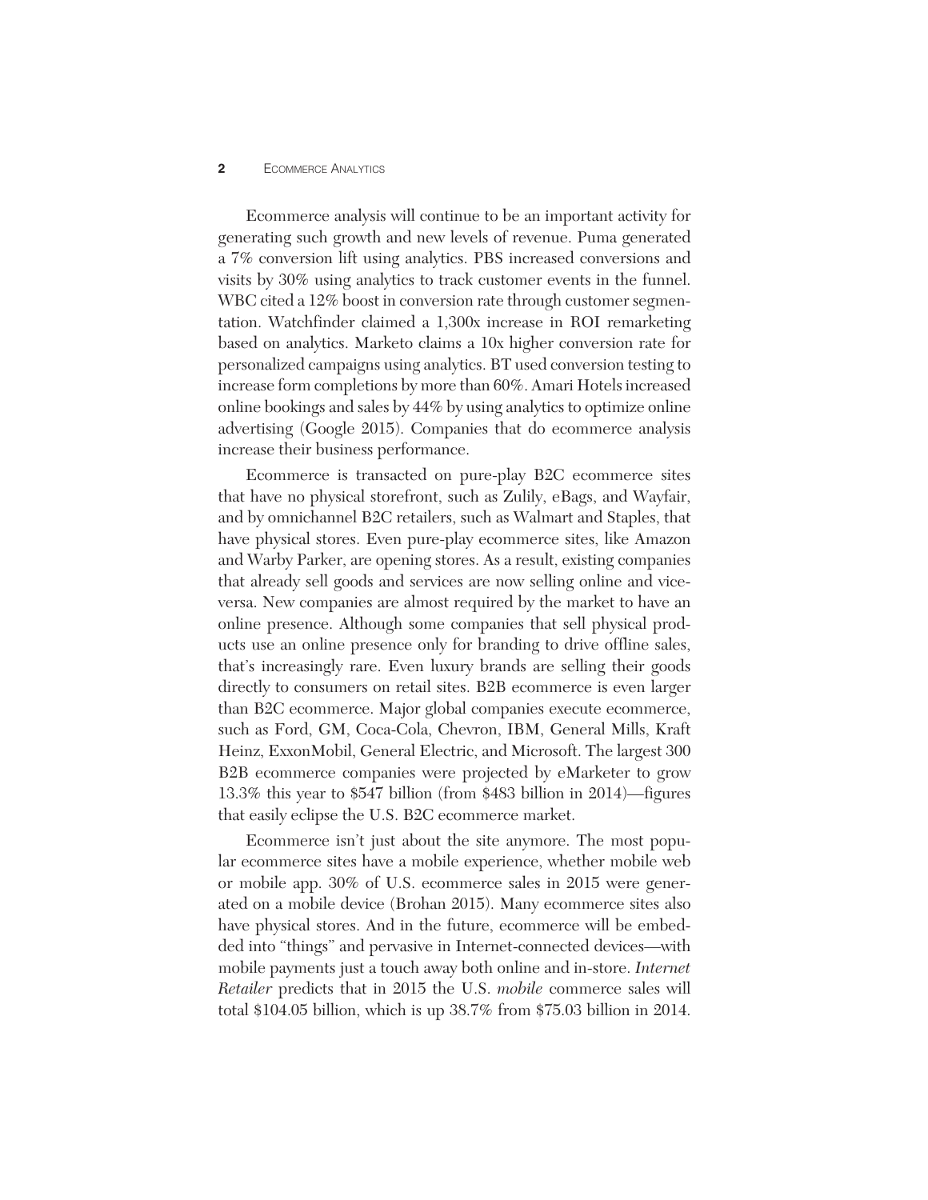Ecommerce analysis will continue to be an important activity for generating such growth and new levels of revenue. Puma generated a 7% conversion lift using analytics. PBS increased conversions and visits by 30% using analytics to track customer events in the funnel. WBC cited a 12% boost in conversion rate through customer segmentation. Watchfinder claimed a 1,300x increase in ROI remarketing based on analytics. Marketo claims a 10x higher conversion rate for personalized campaigns using analytics. BT used conversion testing to increase form completions by more than 60%. Amari Hotels increased online bookings and sales by 44% by using analytics to optimize online advertising (Google 2015). Companies that do ecommerce analysis increase their business performance.

Ecommerce is transacted on pure-play B2C ecommerce sites that have no physical storefront, such as Zulily, eBags, and Wayfair, and by omnichannel B2C retailers, such as Walmart and Staples, that have physical stores. Even pure-play ecommerce sites, like Amazon and Warby Parker, are opening stores. As a result, existing companies that already sell goods and services are now selling online and vice-versa. New companies are almost required by the market to have an online presence. Although some companies that sell physical products use an online presence only for branding to drive offline sales, that's increasingly rare. Even luxury brands are selling their goods directly to consumers on retail sites. B2B ecommerce is even larger than B2C ecommerce. Major global companies execute ecommerce, such as Ford, GM, Coca-Cola, Chevron, IBM, General Mills, Kraft Heinz, ExxonMobil, General Electric, and Microsoft. The largest 300 B2B ecommerce companies were projected by eMarketer to grow 13.3% this year to $547 billion (from $483 billion in 2014)—figures that easily eclipse the U.S. B2C ecommerce market.

Ecommerce isn't just about the site anymore. The most popular ecommerce sites have a mobile experience, whether mobile web or mobile app. 30% of U.S. ecommerce sales in 2015 were generated on a mobile device (Brohan 2015). Many ecommerce sites also have physical stores. And in the future, ecommerce will be embedded into "things" and pervasive in Internet-connected devices—with mobile payments just a touch away both online and in-store. *Internet Retailer* predicts that in 2015 the U.S. *mobile* commerce sales will total $104.05 billion, which is up 38.7% from $75.03 billion in 2014.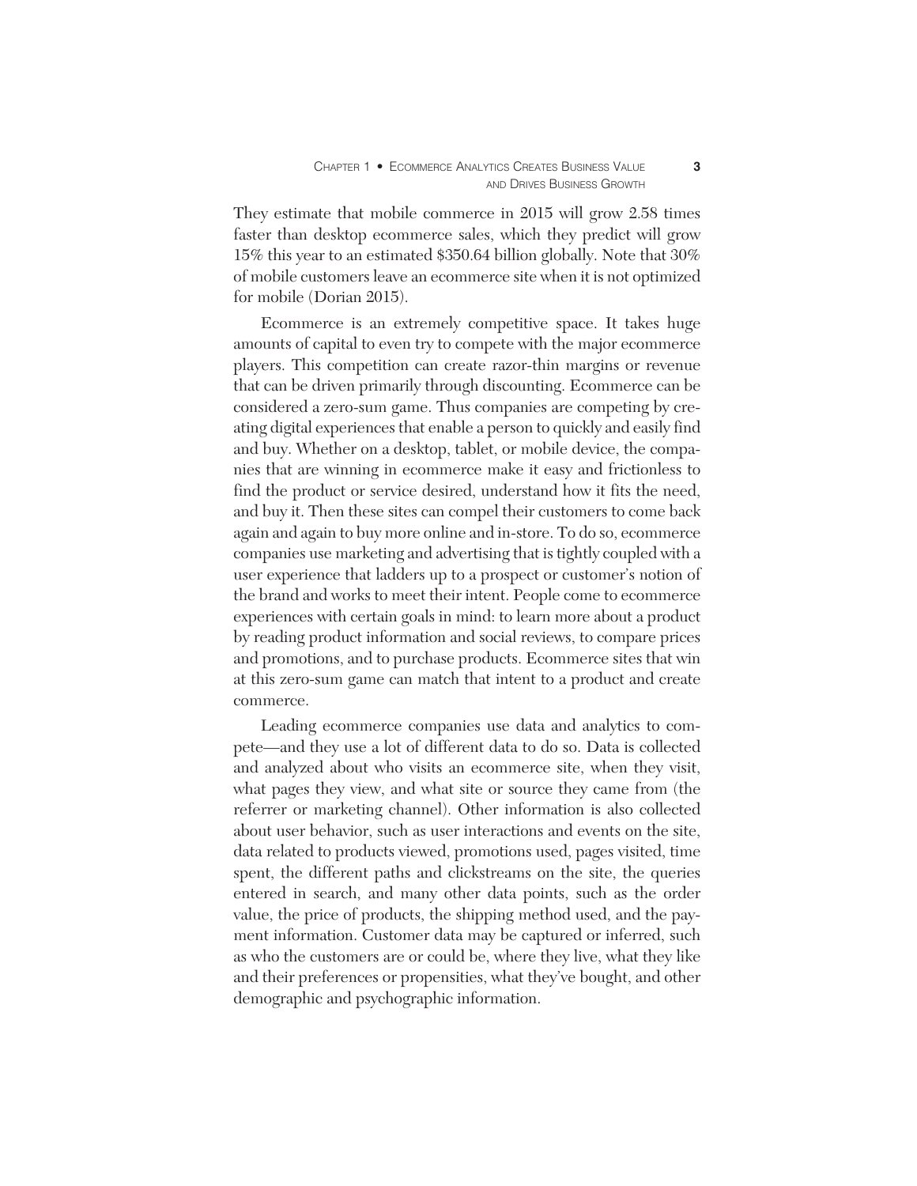They estimate that mobile commerce in 2015 will grow 2.58 times faster than desktop ecommerce sales, which they predict will grow 15% this year to an estimated $350.64 billion globally. Note that 30% of mobile customers leave an ecommerce site when it is not optimized for mobile (Dorian 2015).

Ecommerce is an extremely competitive space. It takes huge amounts of capital to even try to compete with the major ecommerce players. This competition can create razor-thin margins or revenue that can be driven primarily through discounting. Ecommerce can be considered a zero-sum game. Thus companies are competing by creating digital experiences that enable a person to quickly and easily find and buy. Whether on a desktop, tablet, or mobile device, the companies that are winning in ecommerce make it easy and frictionless to find the product or service desired, understand how it fits the need, and buy it. Then these sites can compel their customers to come back again and again to buy more online and in-store. To do so, ecommerce companies use marketing and advertising that is tightly coupled with a user experience that ladders up to a prospect or customer's notion of the brand and works to meet their intent. People come to ecommerce experiences with certain goals in mind: to learn more about a product by reading product information and social reviews, to compare prices and promotions, and to purchase products. Ecommerce sites that win at this zero-sum game can match that intent to a product and create commerce.

Leading ecommerce companies use data and analytics to compete—and they use a lot of different data to do so. Data is collected and analyzed about who visits an ecommerce site, when they visit, what pages they view, and what site or source they came from (the referrer or marketing channel). Other information is also collected about user behavior, such as user interactions and events on the site, data related to products viewed, promotions used, pages visited, time spent, the different paths and clickstreams on the site, the queries entered in search, and many other data points, such as the order value, the price of products, the shipping method used, and the payment information. Customer data may be captured or inferred, such as who the customers are or could be, where they live, what they like and their preferences or propensities, what they've bought, and other demographic and psychographic information.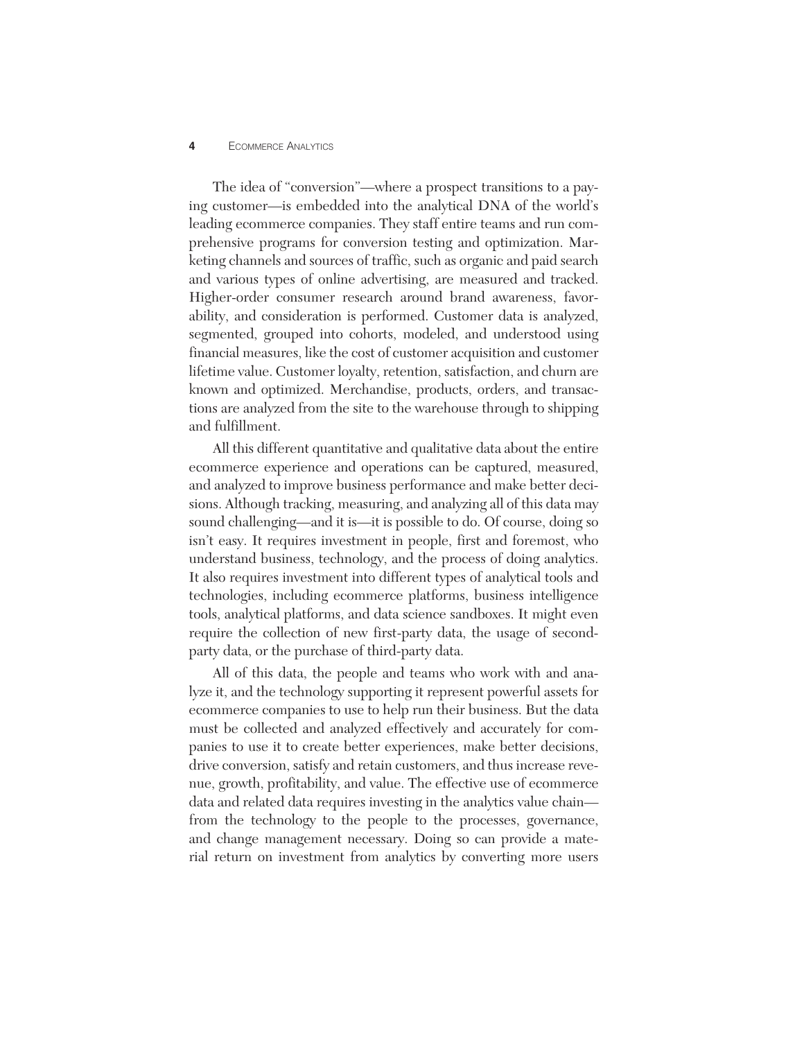The idea of "conversion"—where a prospect transitions to a paying customer—is embedded into the analytical DNA of the world's leading ecommerce companies. They staff entire teams and run comprehensive programs for conversion testing and optimization. Marketing channels and sources of traffic, such as organic and paid search and various types of online advertising, are measured and tracked. Higher-order consumer research around brand awareness, favorability, and consideration is performed. Customer data is analyzed, segmented, grouped into cohorts, modeled, and understood using financial measures, like the cost of customer acquisition and customer lifetime value. Customer loyalty, retention, satisfaction, and churn are known and optimized. Merchandise, products, orders, and transactions are analyzed from the site to the warehouse through to shipping and fulfillment.

All this different quantitative and qualitative data about the entire ecommerce experience and operations can be captured, measured, and analyzed to improve business performance and make better decisions. Although tracking, measuring, and analyzing all of this data may sound challenging—and it is—it is possible to do. Of course, doing so isn't easy. It requires investment in people, first and foremost, who understand business, technology, and the process of doing analytics. It also requires investment into different types of analytical tools and technologies, including ecommerce platforms, business intelligence tools, analytical platforms, and data science sandboxes. It might even require the collection of new first-party data, the usage of second-party data, or the purchase of third-party data.

All of this data, the people and teams who work with and analyze it, and the technology supporting it represent powerful assets for ecommerce companies to use to help run their business. But the data must be collected and analyzed effectively and accurately for companies to use it to create better experiences, make better decisions, drive conversion, satisfy and retain customers, and thus increase revenue, growth, profitability, and value. The effective use of ecommerce data and related data requires investing in the analytics value chain—from the technology to the people to the processes, governance, and change management necessary. Doing so can provide a material return on investment from analytics by converting more users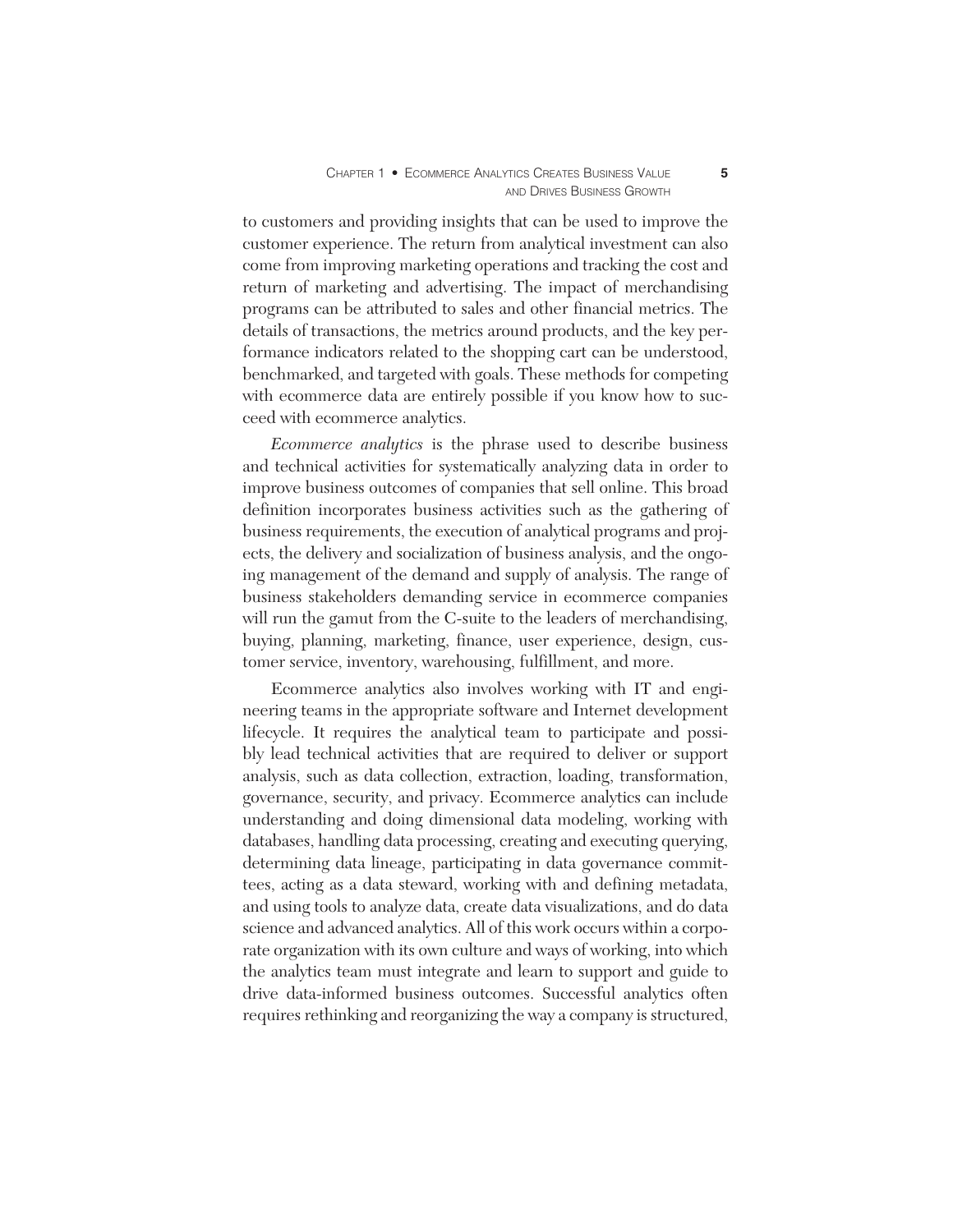to customers and providing insights that can be used to improve the customer experience. The return from analytical investment can also come from improving marketing operations and tracking the cost and return of marketing and advertising. The impact of merchandising programs can be attributed to sales and other financial metrics. The details of transactions, the metrics around products, and the key performance indicators related to the shopping cart can be understood, benchmarked, and targeted with goals. These methods for competing with ecommerce data are entirely possible if you know how to succeed with ecommerce analytics.

*Ecommerce analytics* is the phrase used to describe business and technical activities for systematically analyzing data in order to improve business outcomes of companies that sell online. This broad definition incorporates business activities such as the gathering of business requirements, the execution of analytical programs and projects, the delivery and socialization of business analysis, and the ongoing management of the demand and supply of analysis. The range of business stakeholders demanding service in ecommerce companies will run the gamut from the C-suite to the leaders of merchandising, buying, planning, marketing, finance, user experience, design, customer service, inventory, warehousing, fulfillment, and more.

Ecommerce analytics also involves working with IT and engineering teams in the appropriate software and Internet development lifecycle. It requires the analytical team to participate and possibly lead technical activities that are required to deliver or support analysis, such as data collection, extraction, loading, transformation, governance, security, and privacy. Ecommerce analytics can include understanding and doing dimensional data modeling, working with databases, handling data processing, creating and executing querying, determining data lineage, participating in data governance committees, acting as a data steward, working with and defining metadata, and using tools to analyze data, create data visualizations, and do data science and advanced analytics. All of this work occurs within a corporate organization with its own culture and ways of working, into which the analytics team must integrate and learn to support and guide to drive data-informed business outcomes. Successful analytics often requires rethinking and reorganizing the way a company is structured,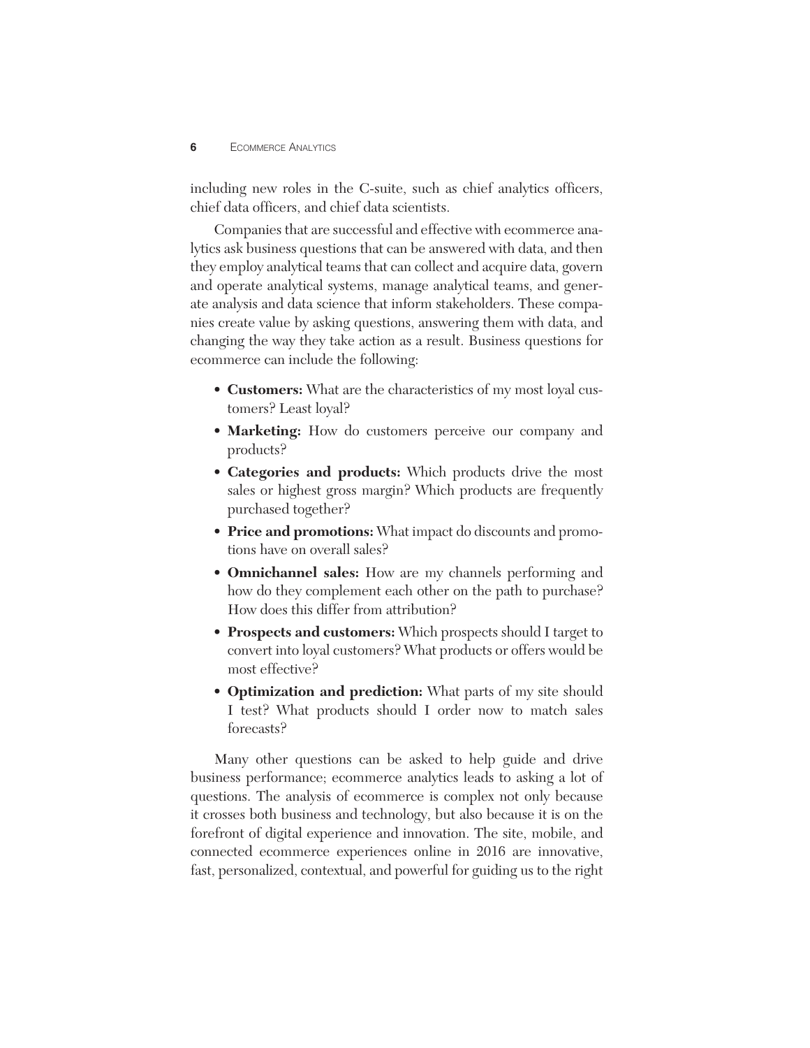including new roles in the C-suite, such as chief analytics officers, chief data officers, and chief data scientists.

Companies that are successful and effective with ecommerce analytics ask business questions that can be answered with data, and then they employ analytical teams that can collect and acquire data, govern and operate analytical systems, manage analytical teams, and generate analysis and data science that inform stakeholders. These companies create value by asking questions, answering them with data, and changing the way they take action as a result. Business questions for ecommerce can include the following:

- **Customers:** What are the characteristics of my most loyal customers? Least loyal?
- **Marketing:** How do customers perceive our company and products?
- **Categories and products:** Which products drive the most sales or highest gross margin? Which products are frequently purchased together?
- **Price and promotions:** What impact do discounts and promotions have on overall sales?
- **Omnichannel sales:** How are my channels performing and how do they complement each other on the path to purchase? How does this differ from attribution?
- **Prospects and customers:** Which prospects should I target to convert into loyal customers? What products or offers would be most effective?
- **Optimization and prediction:** What parts of my site should I test? What products should I order now to match sales forecasts?

Many other questions can be asked to help guide and drive business performance; ecommerce analytics leads to asking a lot of questions. The analysis of ecommerce is complex not only because it crosses both business and technology, but also because it is on the forefront of digital experience and innovation. The site, mobile, and connected ecommerce experiences online in 2016 are innovative, fast, personalized, contextual, and powerful for guiding us to the right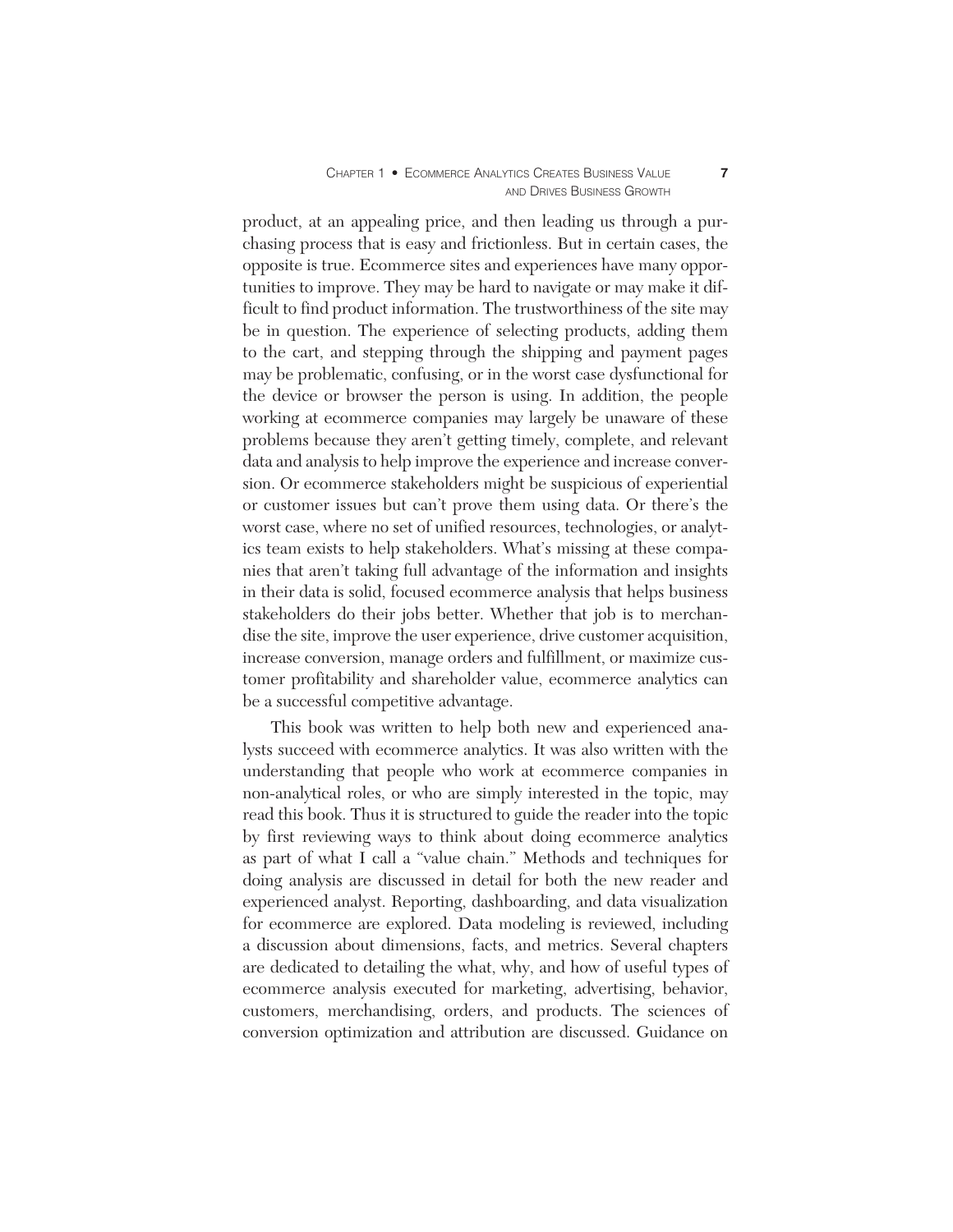product, at an appealing price, and then leading us through a purchasing process that is easy and frictionless. But in certain cases, the opposite is true. Ecommerce sites and experiences have many opportunities to improve. They may be hard to navigate or may make it difficult to find product information. The trustworthiness of the site may be in question. The experience of selecting products, adding them to the cart, and stepping through the shipping and payment pages may be problematic, confusing, or in the worst case dysfunctional for the device or browser the person is using. In addition, the people working at ecommerce companies may largely be unaware of these problems because they aren't getting timely, complete, and relevant data and analysis to help improve the experience and increase conversion. Or ecommerce stakeholders might be suspicious of experiential or customer issues but can't prove them using data. Or there's the worst case, where no set of unified resources, technologies, or analytics team exists to help stakeholders. What's missing at these companies that aren't taking full advantage of the information and insights in their data is solid, focused ecommerce analysis that helps business stakeholders do their jobs better. Whether that job is to merchandise the site, improve the user experience, drive customer acquisition, increase conversion, manage orders and fulfillment, or maximize customer profitability and shareholder value, ecommerce analytics can be a successful competitive advantage.

This book was written to help both new and experienced analysts succeed with ecommerce analytics. It was also written with the understanding that people who work at ecommerce companies in non-analytical roles, or who are simply interested in the topic, may read this book. Thus it is structured to guide the reader into the topic by first reviewing ways to think about doing ecommerce analytics as part of what I call a "value chain." Methods and techniques for doing analysis are discussed in detail for both the new reader and experienced analyst. Reporting, dashboarding, and data visualization for ecommerce are explored. Data modeling is reviewed, including a discussion about dimensions, facts, and metrics. Several chapters are dedicated to detailing the what, why, and how of useful types of ecommerce analysis executed for marketing, advertising, behavior, customers, merchandising, orders, and products. The sciences of conversion optimization and attribution are discussed. Guidance on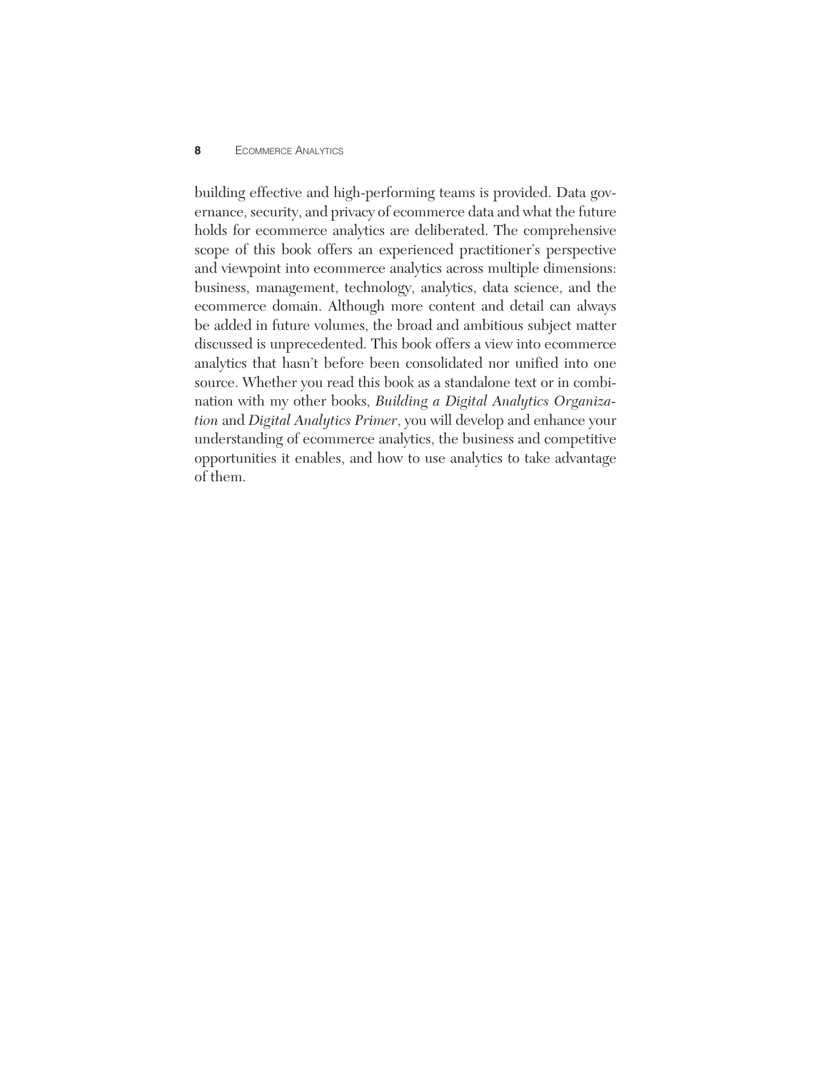building effective and high-performing teams is provided. Data governance, security, and privacy of ecommerce data and what the future holds for ecommerce analytics are deliberated. The comprehensive scope of this book offers an experienced practitioner's perspective and viewpoint into ecommerce analytics across multiple dimensions: business, management, technology, analytics, data science, and the ecommerce domain. Although more content and detail can always be added in future volumes, the broad and ambitious subject matter discussed is unprecedented. This book offers a view into ecommerce analytics that hasn't before been consolidated nor unified into one source. Whether you read this book as a standalone text or in combination with my other books, *Building a Digital Analytics Organization* and *Digital Analytics Primer*, you will develop and enhance your understanding of ecommerce analytics, the business and competitive opportunities it enables, and how to use analytics to take advantage of them.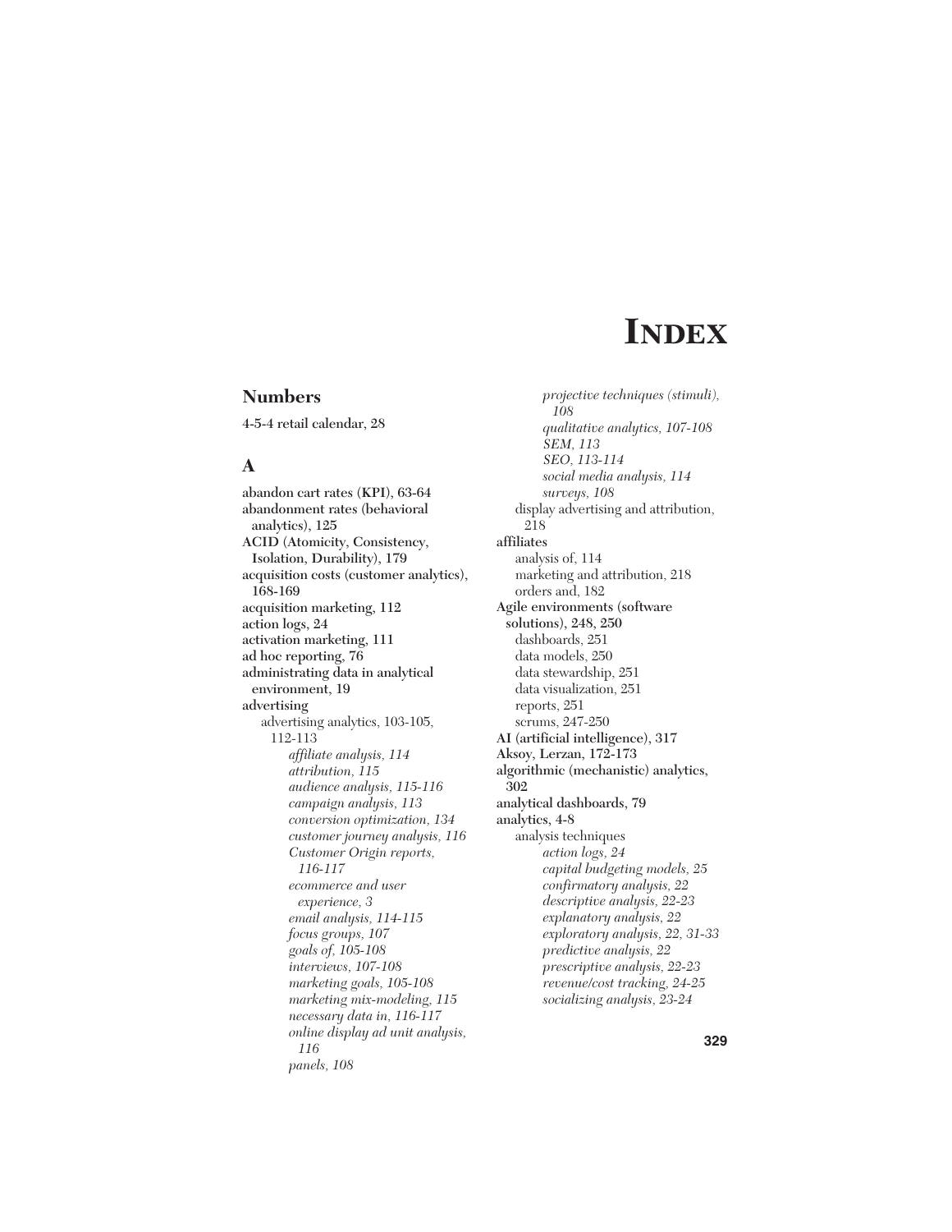# Index

## Numbers

**4-5-4 retail calendar, 28**

## A

**abandon cart rates (KPI), 63-64**
**abandonment rates (behavioral analytics), 125**
**ACID (Atomicity, Consistency, Isolation, Durability), 179**
**acquisition costs (customer analytics), 168-169**
**acquisition marketing, 112**
**action logs, 24**
**activation marketing, 111**
**ad hoc reporting, 76**
**administrating data in analytical environment, 19**
**advertising**
- advertising analytics, 103-105, 112-113
  - *affiliate analysis, 114*
  - *attribution, 115*
  - *audience analysis, 115-116*
  - *campaign analysis, 113*
  - *conversion optimization, 134*
  - *customer journey analysis, 116*
  - *Customer Origin reports, 116-117*
  - *ecommerce and user experience, 3*
  - *email analysis, 114-115*
  - *focus groups, 107*
  - *goals of, 105-108*
  - *interviews, 107-108*
  - *marketing goals, 105-108*
  - *marketing mix-modeling, 115*
  - *necessary data in, 116-117*
  - *online display ad unit analysis, 116*
  - *panels, 108*
  - *projective techniques (stimuli), 108*
  - *qualitative analytics, 107-108*
  - *SEM, 113*
  - *SEO, 113-114*
  - *social media analysis, 114*
  - *surveys, 108*
- display advertising and attribution, 218

**affiliates**
- analysis of, 114
- marketing and attribution, 218
- orders and, 182

**Agile environments (software solutions), 248, 250**
- dashboards, 251
- data models, 250
- data stewardship, 251
- data visualization, 251
- reports, 251
- scrums, 247-250

**AI (artificial intelligence), 317**
**Aksoy, Lerzan, 172-173**
**algorithmic (mechanistic) analytics, 302**
**analytical dashboards, 79**
**analytics, 4-8**
- analysis techniques
  - *action logs, 24*
  - *capital budgeting models, 25*
  - *confirmatory analysis, 22*
  - *descriptive analysis, 22-23*
  - *explanatory analysis, 22*
  - *exploratory analysis, 22, 31-33*
  - *predictive analysis, 22*
  - *prescriptive analysis, 22-23*
  - *revenue/cost tracking, 24-25*
  - *socializing analysis, 23-24*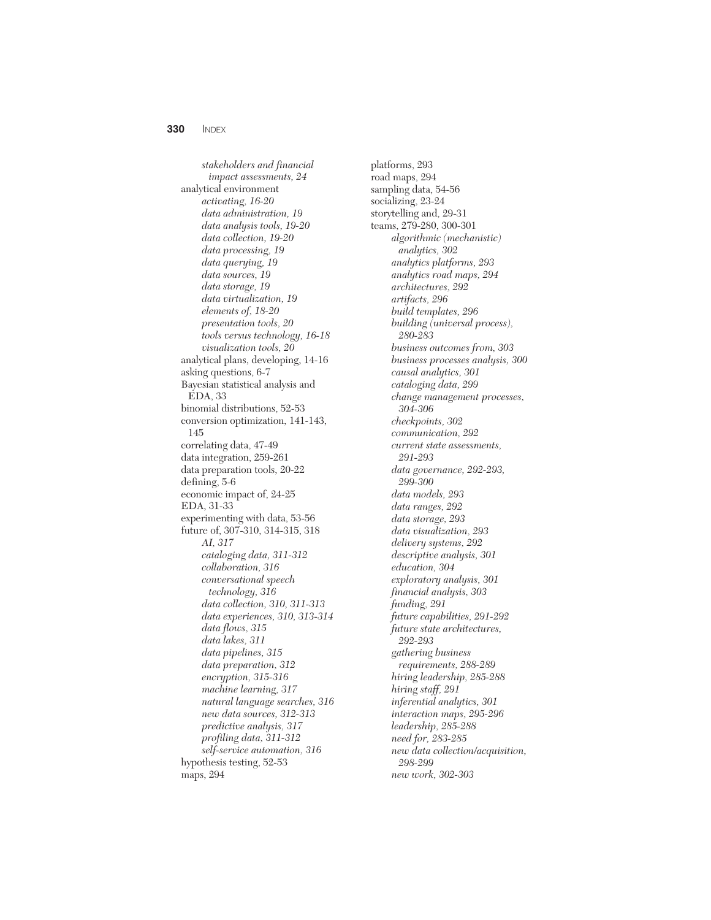*stakeholders and financial impact assessments, 24*

analytical environment

- *activating, 16-20*
- *data administration, 19*
- *data analysis tools, 19-20*
- *data collection, 19-20*
- *data processing, 19*
- *data querying, 19*
- *data sources, 19*
- *data storage, 19*
- *data virtualization, 19*
- *elements of, 18-20*
- *presentation tools, 20*
- *tools versus technology, 16-18*
- *visualization tools, 20*

analytical plans, developing, 14-16

asking questions, 6-7

Bayesian statistical analysis and EDA, 33

binomial distributions, 52-53

conversion optimization, 141-143, 145

correlating data, 47-49

data integration, 259-261

data preparation tools, 20-22

defining, 5-6

economic impact of, 24-25

EDA, 31-33

experimenting with data, 53-56

future of, 307-310, 314-315, 318

- *AI, 317*
- *cataloging data, 311-312*
- *collaboration, 316*
- *conversational speech technology, 316*
- *data collection, 310, 311-313*
- *data experiences, 310, 313-314*
- *data flows, 315*
- *data lakes, 311*
- *data pipelines, 315*
- *data preparation, 312*
- *encryption, 315-316*
- *machine learning, 317*
- *natural language searches, 316*
- *new data sources, 312-313*
- *predictive analysis, 317*
- *profiling data, 311-312*
- *self-service automation, 316*

hypothesis testing, 52-53

maps, 294

platforms, 293

road maps, 294

sampling data, 54-56

socializing, 23-24

storytelling and, 29-31

teams, 279-280, 300-301

- *algorithmic (mechanistic) analytics, 302*
- *analytics platforms, 293*
- *analytics road maps, 294*
- *architectures, 292*
- *artifacts, 296*
- *build templates, 296*
- *building (universal process), 280-283*
- *business outcomes from, 303*
- *business processes analysis, 300*
- *causal analytics, 301*
- *cataloging data, 299*
- *change management processes, 304-306*
- *checkpoints, 302*
- *communication, 292*
- *current state assessments, 291-293*
- *data governance, 292-293, 299-300*
- *data models, 293*
- *data ranges, 292*
- *data storage, 293*
- *data visualization, 293*
- *delivery systems, 292*
- *descriptive analysis, 301*
- *education, 304*
- *exploratory analysis, 301*
- *financial analysis, 303*
- *funding, 291*
- *future capabilities, 291-292*
- *future state architectures, 292-293*
- *gathering business requirements, 288-289*
- *hiring leadership, 285-288*
- *hiring staff, 291*
- *inferential analytics, 301*
- *interaction maps, 295-296*
- *leadership, 285-288*
- *need for, 283-285*
- *new data collection/acquisition, 298-299*
- *new work, 302-303*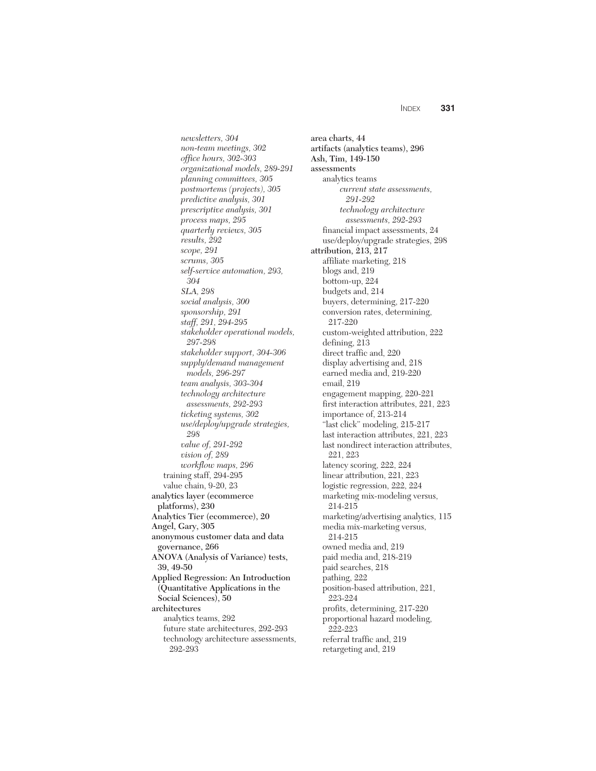*newsletters, 304*
*non-team meetings, 302*
*office hours, 302-303*
*organizational models, 289-291*
*planning committees, 305*
*postmortems (projects), 305*
*predictive analysis, 301*
*prescriptive analysis, 301*
*process maps, 295*
*quarterly reviews, 305*
*results, 292*
*scope, 291*
*scrums, 305*
*self-service automation, 293, 304*
*SLA, 298*
*social analysis, 300*
*sponsorship, 291*
*staff, 291, 294-295*
*stakeholder operational models, 297-298*
*stakeholder support, 304-306*
*supply/demand management models, 296-297*
*team analysis, 303-304*
*technology architecture assessments, 292-293*
*ticketing systems, 302*
*use/deploy/upgrade strategies, 298*
*value of, 291-292*
*vision of, 289*
*workflow maps, 296*

training staff, 294-295
value chain, 9-20, 23

**analytics layer (ecommerce platforms), 230**
**Analytics Tier (ecommerce), 20**
**Angel, Gary, 305**
**anonymous customer data and data governance, 266**
**ANOVA (Analysis of Variance) tests, 39, 49-50**
**Applied Regression: An Introduction (Quantitative Applications in the Social Sciences), 50**
**architectures**

analytics teams, 292
future state architectures, 292-293
technology architecture assessments, 292-293

**area charts, 44**
**artifacts (analytics teams), 296**
**Ash, Tim, 149-150**
**assessments**

analytics teams

*current state assessments, 291-292*
*technology architecture assessments, 292-293*

financial impact assessments, 24
use/deploy/upgrade strategies, 298

**attribution, 213, 217**

affiliate marketing, 218
blogs and, 219
bottom-up, 224
budgets and, 214
buyers, determining, 217-220
conversion rates, determining, 217-220
custom-weighted attribution, 222
defining, 213
direct traffic and, 220
display advertising and, 218
earned media and, 219-220
email, 219
engagement mapping, 220-221
first interaction attributes, 221, 223
importance of, 213-214
"last click" modeling, 215-217
last interaction attributes, 221, 223
last nondirect interaction attributes, 221, 223
latency scoring, 222, 224
linear attribution, 221, 223
logistic regression, 222, 224
marketing mix-modeling versus, 214-215
marketing/advertising analytics, 115
media mix-marketing versus, 214-215
owned media and, 219
paid media and, 218-219
paid searches, 218
pathing, 222
position-based attribution, 221, 223-224
profits, determining, 217-220
proportional hazard modeling, 222-223
referral traffic and, 219
retargeting and, 219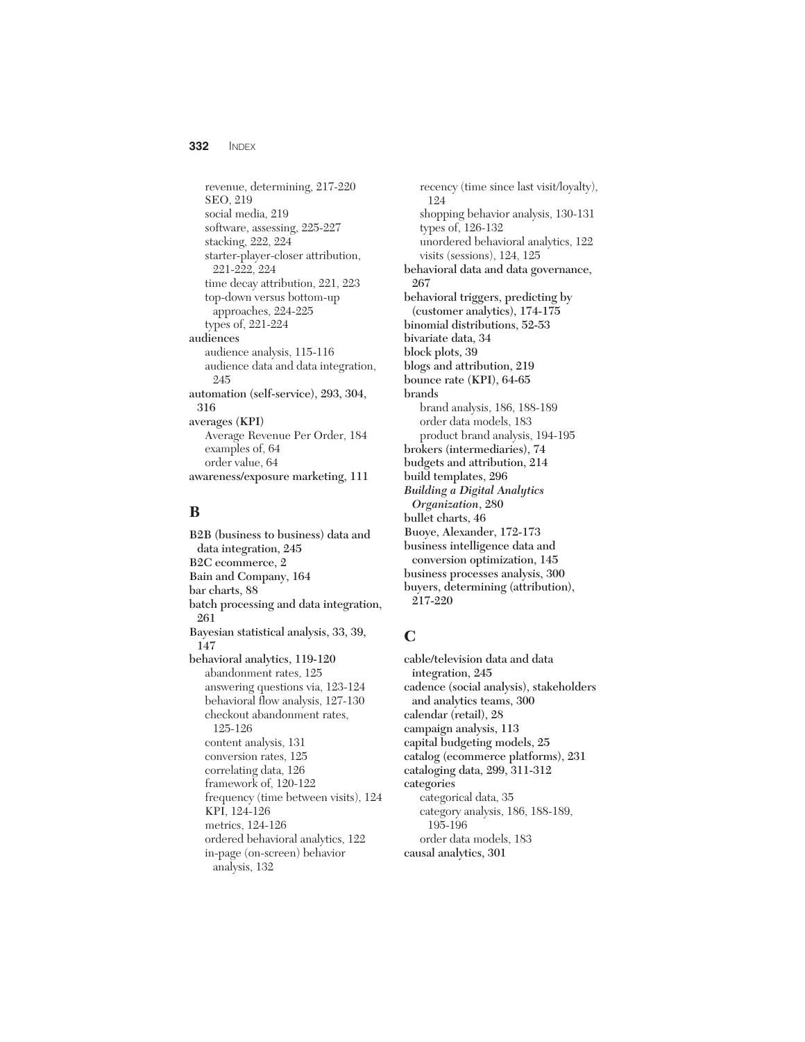revenue, determining, 217-220
SEO, 219
social media, 219
software, assessing, 225-227
stacking, 222, 224
starter-player-closer attribution, 221-222, 224
time decay attribution, 221, 223
top-down versus bottom-up approaches, 224-225
types of, 221-224

**audiences**
audience analysis, 115-116
audience data and data integration, 245

**automation (self-service), 293, 304, 316**

**averages (KPI)**
Average Revenue Per Order, 184
examples of, 64
order value, 64

**awareness/exposure marketing, 111**

## B

**B2B (business to business) data and data integration, 245**
**B2C ecommerce, 2**
**Bain and Company, 164**
**bar charts, 88**
**batch processing and data integration, 261**
**Bayesian statistical analysis, 33, 39, 147**
**behavioral analytics, 119-120**
abandonment rates, 125
answering questions via, 123-124
behavioral flow analysis, 127-130
checkout abandonment rates, 125-126
content analysis, 131
conversion rates, 125
correlating data, 126
framework of, 120-122
frequency (time between visits), 124
KPI, 124-126
metrics, 124-126
ordered behavioral analytics, 122
in-page (on-screen) behavior analysis, 132
recency (time since last visit/loyalty), 124
shopping behavior analysis, 130-131
types of, 126-132
unordered behavioral analytics, 122
visits (sessions), 124, 125

**behavioral data and data governance, 267**
**behavioral triggers, predicting by (customer analytics), 174-175**
**binomial distributions, 52-53**
**bivariate data, 34**
**block plots, 39**
**blogs and attribution, 219**
**bounce rate (KPI), 64-65**
**brands**
brand analysis, 186, 188-189
order data models, 183
product brand analysis, 194-195

**brokers (intermediaries), 74**
**budgets and attribution, 214**
**build templates, 296**
***Building a Digital Analytics Organization*, 280**
**bullet charts, 46**
**Buoye, Alexander, 172-173**
**business intelligence data and conversion optimization, 145**
**business processes analysis, 300**
**buyers, determining (attribution), 217-220**

## C

**cable/television data and data integration, 245**
**cadence (social analysis), stakeholders and analytics teams, 300**
**calendar (retail), 28**
**campaign analysis, 113**
**capital budgeting models, 25**
**catalog (ecommerce platforms), 231**
**cataloging data, 299, 311-312**
**categories**
categorical data, 35
category analysis, 186, 188-189, 195-196
order data models, 183

**causal analytics, 301**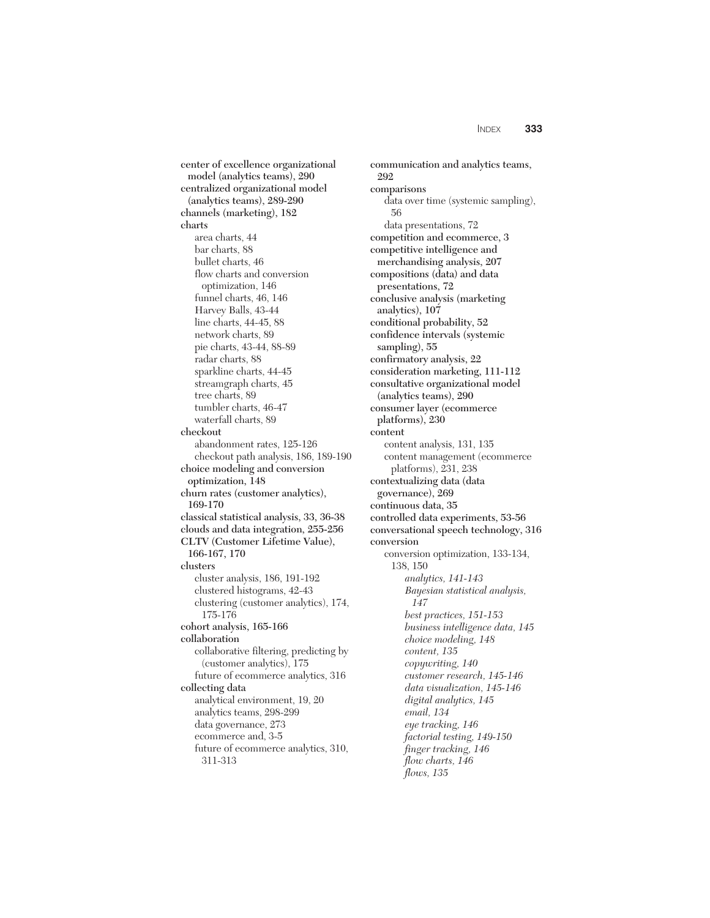**center of excellence organizational model (analytics teams), 290**
**centralized organizational model (analytics teams), 289-290**
**channels (marketing), 182**
**charts**
- area charts, 44
- bar charts, 88
- bullet charts, 46
- flow charts and conversion optimization, 146
- funnel charts, 46, 146
- Harvey Balls, 43-44
- line charts, 44-45, 88
- network charts, 89
- pie charts, 43-44, 88-89
- radar charts, 88
- sparkline charts, 44-45
- streamgraph charts, 45
- tree charts, 89
- tumbler charts, 46-47
- waterfall charts, 89

**checkout**
- abandonment rates, 125-126
- checkout path analysis, 186, 189-190

**choice modeling and conversion optimization, 148**
**churn rates (customer analytics), 169-170**
**classical statistical analysis, 33, 36-38**
**clouds and data integration, 255-256**
**CLTV (Customer Lifetime Value), 166-167, 170**
**clusters**
- cluster analysis, 186, 191-192
- clustered histograms, 42-43
- clustering (customer analytics), 174, 175-176

**cohort analysis, 165-166**
**collaboration**
- collaborative filtering, predicting by (customer analytics), 175
- future of ecommerce analytics, 316

**collecting data**
- analytical environment, 19, 20
- analytics teams, 298-299
- data governance, 273
- ecommerce and, 3-5
- future of ecommerce analytics, 310, 311-313

**communication and analytics teams, 292**
**comparisons**
- data over time (systemic sampling), 56
- data presentations, 72

**competition and ecommerce, 3**
**competitive intelligence and merchandising analysis, 207**
**compositions (data) and data presentations, 72**
**conclusive analysis (marketing analytics), 107**
**conditional probability, 52**
**confidence intervals (systemic sampling), 55**
**confirmatory analysis, 22**
**consideration marketing, 111-112**
**consultative organizational model (analytics teams), 290**
**consumer layer (ecommerce platforms), 230**
**content**
- content analysis, 131, 135
- content management (ecommerce platforms), 231, 238

**contextualizing data (data governance), 269**
**continuous data, 35**
**controlled data experiments, 53-56**
**conversational speech technology, 316**
**conversion**
- conversion optimization, 133-134, 138, 150
  - *analytics, 141-143*
  - *Bayesian statistical analysis, 147*
  - *best practices, 151-153*
  - *business intelligence data, 145*
  - *choice modeling, 148*
  - *content, 135*
  - *copywriting, 140*
  - *customer research, 145-146*
  - *data visualization, 145-146*
  - *digital analytics, 145*
  - *email, 134*
  - *eye tracking, 146*
  - *factorial testing, 149-150*
  - *finger tracking, 146*
  - *flow charts, 146*
  - *flows, 135*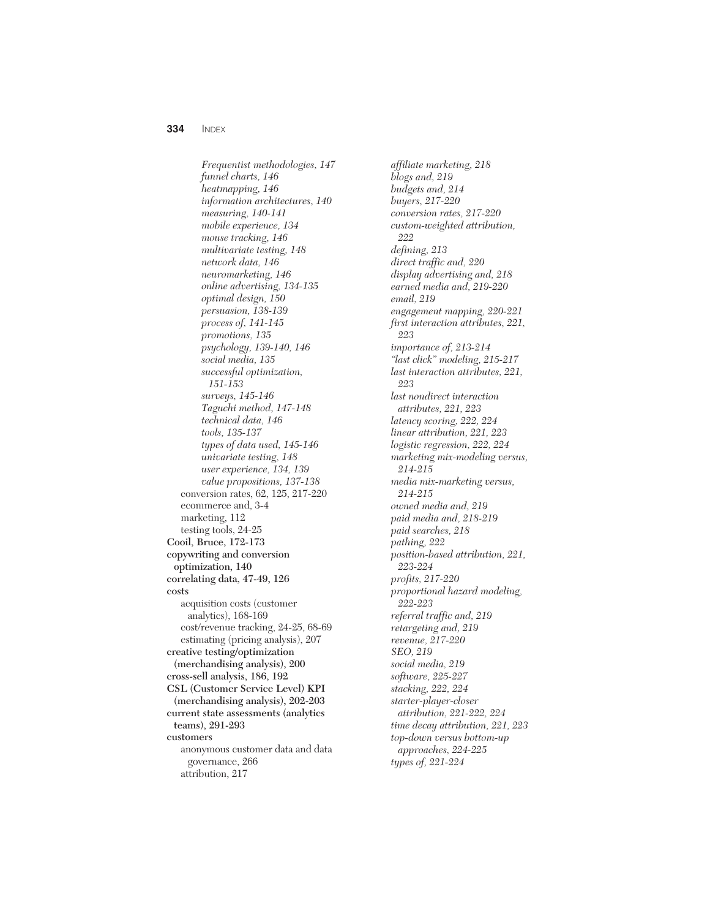*Frequentist methodologies, 147*
*funnel charts, 146*
*heatmapping, 146*
*information architectures, 140*
*measuring, 140-141*
*mobile experience, 134*
*mouse tracking, 146*
*multivariate testing, 148*
*network data, 146*
*neuromarketing, 146*
*online advertising, 134-135*
*optimal design, 150*
*persuasion, 138-139*
*process of, 141-145*
*promotions, 135*
*psychology, 139-140, 146*
*social media, 135*
*successful optimization, 151-153*
*surveys, 145-146*
*Taguchi method, 147-148*
*technical data, 146*
*tools, 135-137*
*types of data used, 145-146*
*univariate testing, 148*
*user experience, 134, 139*
*value propositions, 137-138*

conversion rates, 62, 125, 217-220
ecommerce and, 3-4
marketing, 112
testing tools, 24-25

**Cooil, Bruce, 172-173**
**copywriting and conversion optimization, 140**
**correlating data, 47-49, 126**
**costs**
acquisition costs (customer analytics), 168-169
cost/revenue tracking, 24-25, 68-69
estimating (pricing analysis), 207
**creative testing/optimization (merchandising analysis), 200**
**cross-sell analysis, 186, 192**
**CSL (Customer Service Level) KPI (merchandising analysis), 202-203**
**current state assessments (analytics teams), 291-293**
**customers**
anonymous customer data and data governance, 266
attribution, 217

*affiliate marketing, 218*
*blogs and, 219*
*budgets and, 214*
*buyers, 217-220*
*conversion rates, 217-220*
*custom-weighted attribution, 222*
*defining, 213*
*direct traffic and, 220*
*display advertising and, 218*
*earned media and, 219-220*
*email, 219*
*engagement mapping, 220-221*
*first interaction attributes, 221, 223*
*importance of, 213-214*
*"last click" modeling, 215-217*
*last interaction attributes, 221, 223*
*last nondirect interaction attributes, 221, 223*
*latency scoring, 222, 224*
*linear attribution, 221, 223*
*logistic regression, 222, 224*
*marketing mix-modeling versus, 214-215*
*media mix-marketing versus, 214-215*
*owned media and, 219*
*paid media and, 218-219*
*paid searches, 218*
*pathing, 222*
*position-based attribution, 221, 223-224*
*profits, 217-220*
*proportional hazard modeling, 222-223*
*referral traffic and, 219*
*retargeting and, 219*
*revenue, 217-220*
*SEO, 219*
*social media, 219*
*software, 225-227*
*stacking, 222, 224*
*starter-player-closer attribution, 221-222, 224*
*time decay attribution, 221, 223*
*top-down versus bottom-up approaches, 224-225*
*types of, 221-224*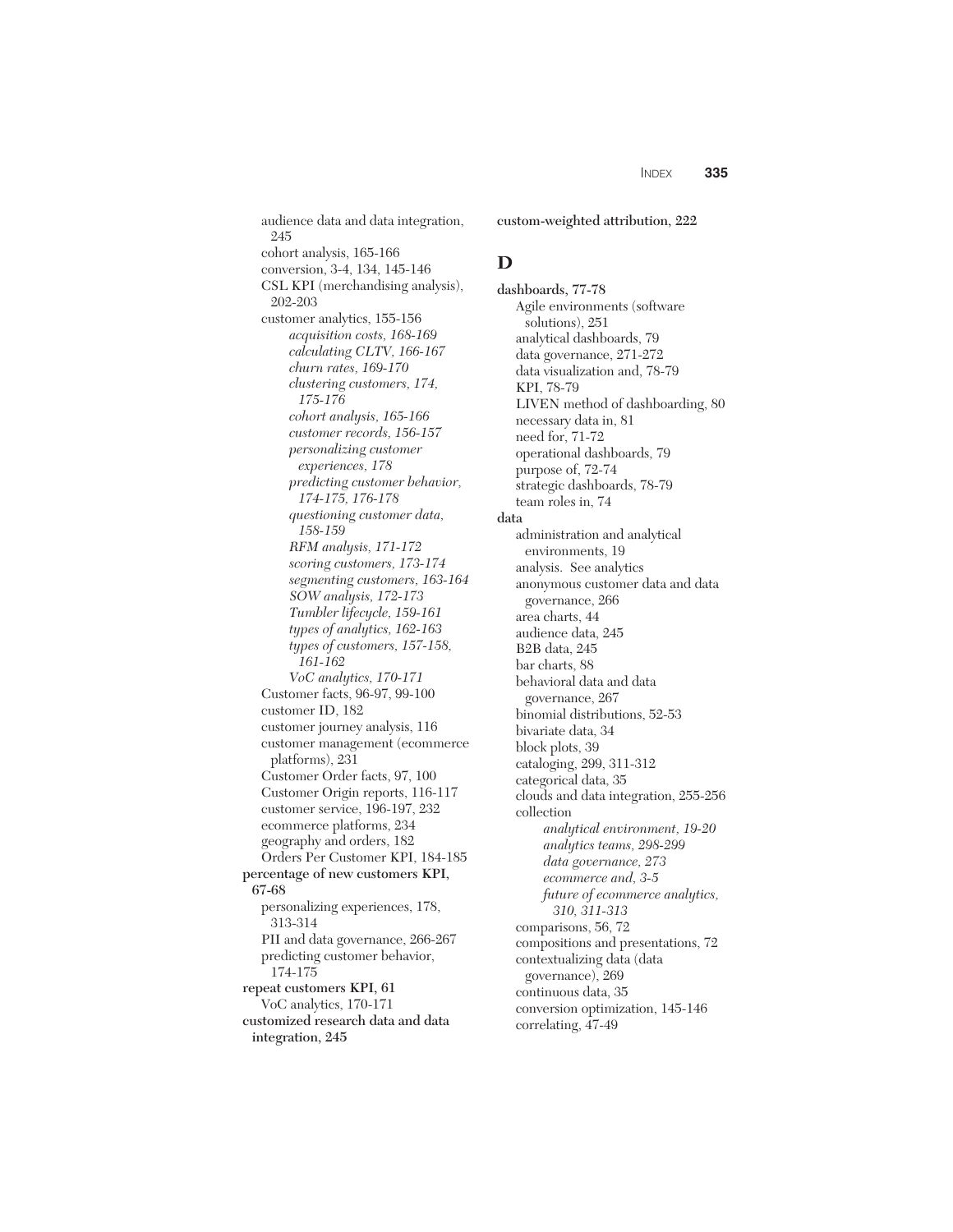audience data and data integration, 245
cohort analysis, 165-166
conversion, 3-4, 134, 145-146
CSL KPI (merchandising analysis), 202-203
customer analytics, 155-156
- *acquisition costs, 168-169*
- *calculating CLTV, 166-167*
- *churn rates, 169-170*
- *clustering customers, 174, 175-176*
- *cohort analysis, 165-166*
- *customer records, 156-157*
- *personalizing customer experiences, 178*
- *predicting customer behavior, 174-175, 176-178*
- *questioning customer data, 158-159*
- *RFM analysis, 171-172*
- *scoring customers, 173-174*
- *segmenting customers, 163-164*
- *SOW analysis, 172-173*
- *Tumbler lifecycle, 159-161*
- *types of analytics, 162-163*
- *types of customers, 157-158, 161-162*
- *VoC analytics, 170-171*

Customer facts, 96-97, 99-100
customer ID, 182
customer journey analysis, 116
customer management (ecommerce platforms), 231
Customer Order facts, 97, 100
Customer Origin reports, 116-117
customer service, 196-197, 232
ecommerce platforms, 234
geography and orders, 182
Orders Per Customer KPI, 184-185

**percentage of new customers KPI, 67-68**

personalizing experiences, 178, 313-314
PII and data governance, 266-267
predicting customer behavior, 174-175

**repeat customers KPI, 61**

VoC analytics, 170-171

**customized research data and data integration, 245**

**custom-weighted attribution, 222**

## D

**dashboards, 77-78**

Agile environments (software solutions), 251
analytical dashboards, 79
data governance, 271-272
data visualization and, 78-79
KPI, 78-79
LIVEN method of dashboarding, 80
necessary data in, 81
need for, 71-72
operational dashboards, 79
purpose of, 72-74
strategic dashboards, 78-79
team roles in, 74

**data**

administration and analytical environments, 19
analysis. See analytics
anonymous customer data and data governance, 266
area charts, 44
audience data, 245
B2B data, 245
bar charts, 88
behavioral data and data governance, 267
binomial distributions, 52-53
bivariate data, 34
block plots, 39
cataloging, 299, 311-312
categorical data, 35
clouds and data integration, 255-256
collection
- *analytical environment, 19-20*
- *analytics teams, 298-299*
- *data governance, 273*
- *ecommerce and, 3-5*
- *future of ecommerce analytics, 310, 311-313*

comparisons, 56, 72
compositions and presentations, 72
contextualizing data (data governance), 269
continuous data, 35
conversion optimization, 145-146
correlating, 47-49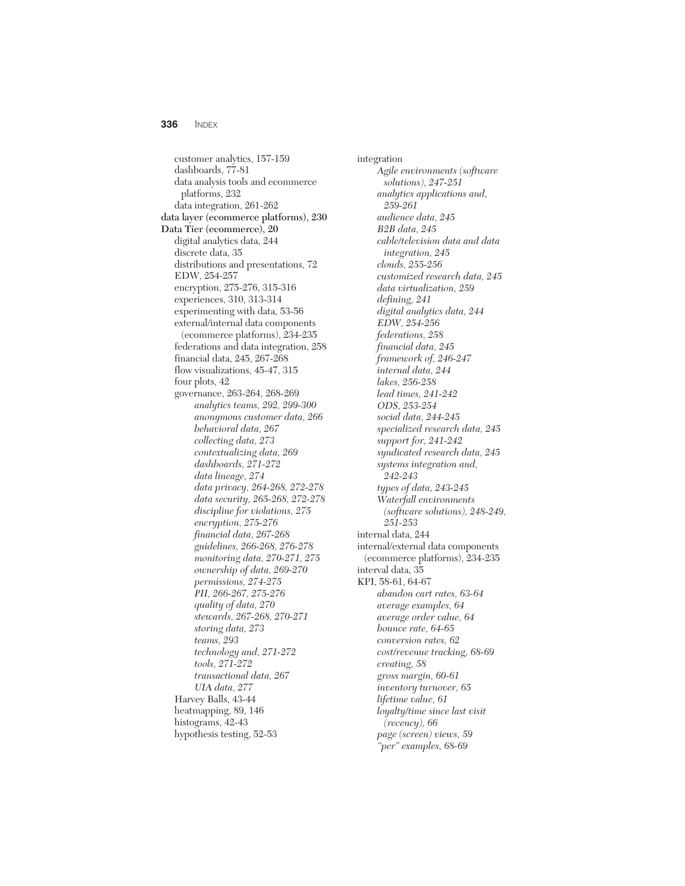customer analytics, 157-159
dashboards, 77-81
data analysis tools and ecommerce platforms, 232
data integration, 261-262

**data layer (ecommerce platforms), 230**

**Data Tier (ecommerce), 20**

digital analytics data, 244
discrete data, 35
distributions and presentations, 72
EDW, 254-257
encryption, 275-276, 315-316
experiences, 310, 313-314
experimenting with data, 53-56
external/internal data components (ecommerce platforms), 234-235
federations and data integration, 258
financial data, 245, 267-268
flow visualizations, 45-47, 315
four plots, 42
governance, 263-264, 268-269

- *analytics teams, 292, 299-300*
- *anonymous customer data, 266*
- *behavioral data, 267*
- *collecting data, 273*
- *contextualizing data, 269*
- *dashboards, 271-272*
- *data lineage, 274*
- *data privacy, 264-268, 272-278*
- *data security, 265-268, 272-278*
- *discipline for violations, 275*
- *encryption, 275-276*
- *financial data, 267-268*
- *guidelines, 266-268, 276-278*
- *monitoring data, 270-271, 275*
- *ownership of data, 269-270*
- *permissions, 274-275*
- *PII, 266-267, 275-276*
- *quality of data, 270*
- *stewards, 267-268, 270-271*
- *storing data, 273*
- *teams, 293*
- *technology and, 271-272*
- *tools, 271-272*
- *transactional data, 267*
- *UIA data, 277*

Harvey Balls, 43-44
heatmapping, 89, 146
histograms, 42-43
hypothesis testing, 52-53

integration

- *Agile environments (software solutions), 247-251*
- *analytics applications and, 259-261*
- *audience data, 245*
- *B2B data, 245*
- *cable/television data and data integration, 245*
- *clouds, 255-256*
- *customized research data, 245*
- *data virtualization, 259*
- *defining, 241*
- *digital analytics data, 244*
- *EDW, 254-256*
- *federations, 258*
- *financial data, 245*
- *framework of, 246-247*
- *internal data, 244*
- *lakes, 256-258*
- *lead times, 241-242*
- *ODS, 253-254*
- *social data, 244-245*
- *specialized research data, 245*
- *support for, 241-242*
- *syndicated research data, 245*
- *systems integration and, 242-243*
- *types of data, 243-245*
- *Waterfall environments (software solutions), 248-249, 251-253*

internal data, 244
internal/external data components (ecommerce platforms), 234-235
interval data, 35
KPI, 58-61, 64-67

- *abandon cart rates, 63-64*
- *average examples, 64*
- *average order value, 64*
- *bounce rate, 64-65*
- *conversion rates, 62*
- *cost/revenue tracking, 68-69*
- *creating, 58*
- *gross margin, 60-61*
- *inventory turnover, 65*
- *lifetime value, 61*
- *loyalty/time since last visit (recency), 66*
- *page (screen) views, 59*
- *"per" examples, 68-69*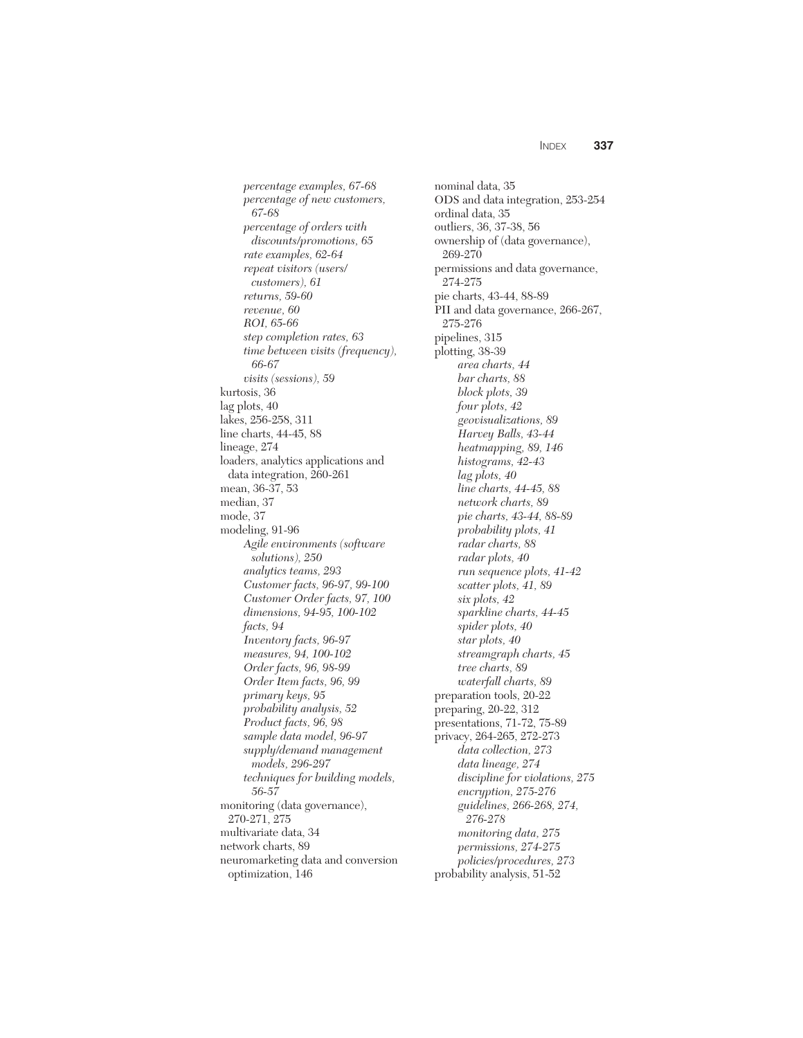*percentage examples, 67-68*
*percentage of new customers, 67-68*
*percentage of orders with discounts/promotions, 65*
*rate examples, 62-64*
*repeat visitors (users/ customers), 61*
*returns, 59-60*
*revenue, 60*
*ROI, 65-66*
*step completion rates, 63*
*time between visits (frequency), 66-67*
*visits (sessions), 59*

kurtosis, 36
lag plots, 40
lakes, 256-258, 311
line charts, 44-45, 88
lineage, 274
loaders, analytics applications and data integration, 260-261
mean, 36-37, 53
median, 37
mode, 37
modeling, 91-96
*Agile environments (software solutions), 250*
*analytics teams, 293*
*Customer facts, 96-97, 99-100*
*Customer Order facts, 97, 100*
*dimensions, 94-95, 100-102*
*facts, 94*
*Inventory facts, 96-97*
*measures, 94, 100-102*
*Order facts, 96, 98-99*
*Order Item facts, 96, 99*
*primary keys, 95*
*probability analysis, 52*
*Product facts, 96, 98*
*sample data model, 96-97*
*supply/demand management models, 296-297*
*techniques for building models, 56-57*

monitoring (data governance), 270-271, 275
multivariate data, 34
network charts, 89
neuromarketing data and conversion optimization, 146
nominal data, 35
ODS and data integration, 253-254
ordinal data, 35
outliers, 36, 37-38, 56
ownership of (data governance), 269-270
permissions and data governance, 274-275
pie charts, 43-44, 88-89
PII and data governance, 266-267, 275-276
pipelines, 315
plotting, 38-39
*area charts, 44*
*bar charts, 88*
*block plots, 39*
*four plots, 42*
*geovisualizations, 89*
*Harvey Balls, 43-44*
*heatmapping, 89, 146*
*histograms, 42-43*
*lag plots, 40*
*line charts, 44-45, 88*
*network charts, 89*
*pie charts, 43-44, 88-89*
*probability plots, 41*
*radar charts, 88*
*radar plots, 40*
*run sequence plots, 41-42*
*scatter plots, 41, 89*
*six plots, 42*
*sparkline charts, 44-45*
*spider plots, 40*
*star plots, 40*
*streamgraph charts, 45*
*tree charts, 89*
*waterfall charts, 89*

preparation tools, 20-22
preparing, 20-22, 312
presentations, 71-72, 75-89
privacy, 264-265, 272-273
*data collection, 273*
*data lineage, 274*
*discipline for violations, 275*
*encryption, 275-276*
*guidelines, 266-268, 274, 276-278*
*monitoring data, 275*
*permissions, 274-275*
*policies/procedures, 273*

probability analysis, 51-52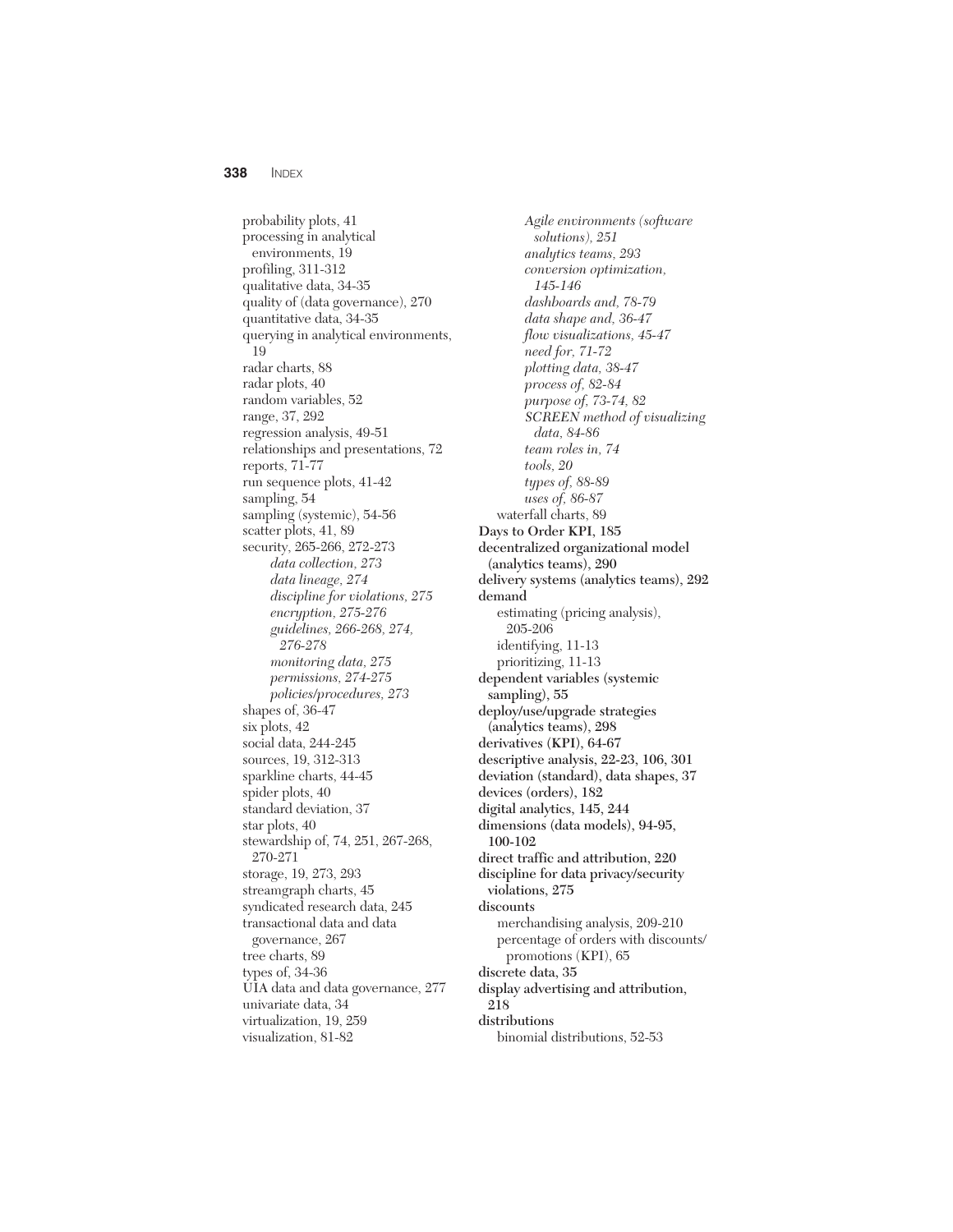probability plots, 41
processing in analytical environments, 19
profiling, 311-312
qualitative data, 34-35
quality of (data governance), 270
quantitative data, 34-35
querying in analytical environments, 19
radar charts, 88
radar plots, 40
random variables, 52
range, 37, 292
regression analysis, 49-51
relationships and presentations, 72
reports, 71-77
run sequence plots, 41-42
sampling, 54
sampling (systemic), 54-56
scatter plots, 41, 89
security, 265-266, 272-273
    *data collection, 273*
    *data lineage, 274*
    *discipline for violations, 275*
    *encryption, 275-276*
    *guidelines, 266-268, 274, 276-278*
    *monitoring data, 275*
    *permissions, 274-275*
    *policies/procedures, 273*
shapes of, 36-47
six plots, 42
social data, 244-245
sources, 19, 312-313
sparkline charts, 44-45
spider plots, 40
standard deviation, 37
star plots, 40
stewardship of, 74, 251, 267-268, 270-271
storage, 19, 273, 293
streamgraph charts, 45
syndicated research data, 245
transactional data and data governance, 267
tree charts, 89
types of, 34-36
UIA data and data governance, 277
univariate data, 34
virtualization, 19, 259
visualization, 81-82
    *Agile environments (software solutions), 251*
    *analytics teams, 293*
    *conversion optimization, 145-146*
    *dashboards and, 78-79*
    *data shape and, 36-47*
    *flow visualizations, 45-47*
    *need for, 71-72*
    *plotting data, 38-47*
    *process of, 82-84*
    *purpose of, 73-74, 82*
    *SCREEN method of visualizing data, 84-86*
    *team roles in, 74*
    *tools, 20*
    *types of, 88-89*
    *uses of, 86-87*
waterfall charts, 89

**Days to Order KPI, 185**
**decentralized organizational model (analytics teams), 290**
**delivery systems (analytics teams), 292**
**demand**
    estimating (pricing analysis), 205-206
    identifying, 11-13
    prioritizing, 11-13
**dependent variables (systemic sampling), 55**
**deploy/use/upgrade strategies (analytics teams), 298**
**derivatives (KPI), 64-67**
**descriptive analysis, 22-23, 106, 301**
**deviation (standard), data shapes, 37**
**devices (orders), 182**
**digital analytics, 145, 244**
**dimensions (data models), 94-95, 100-102**
**direct traffic and attribution, 220**
**discipline for data privacy/security violations, 275**
**discounts**
    merchandising analysis, 209-210
    percentage of orders with discounts/promotions (KPI), 65
**discrete data, 35**
**display advertising and attribution, 218**
**distributions**
    binomial distributions, 52-53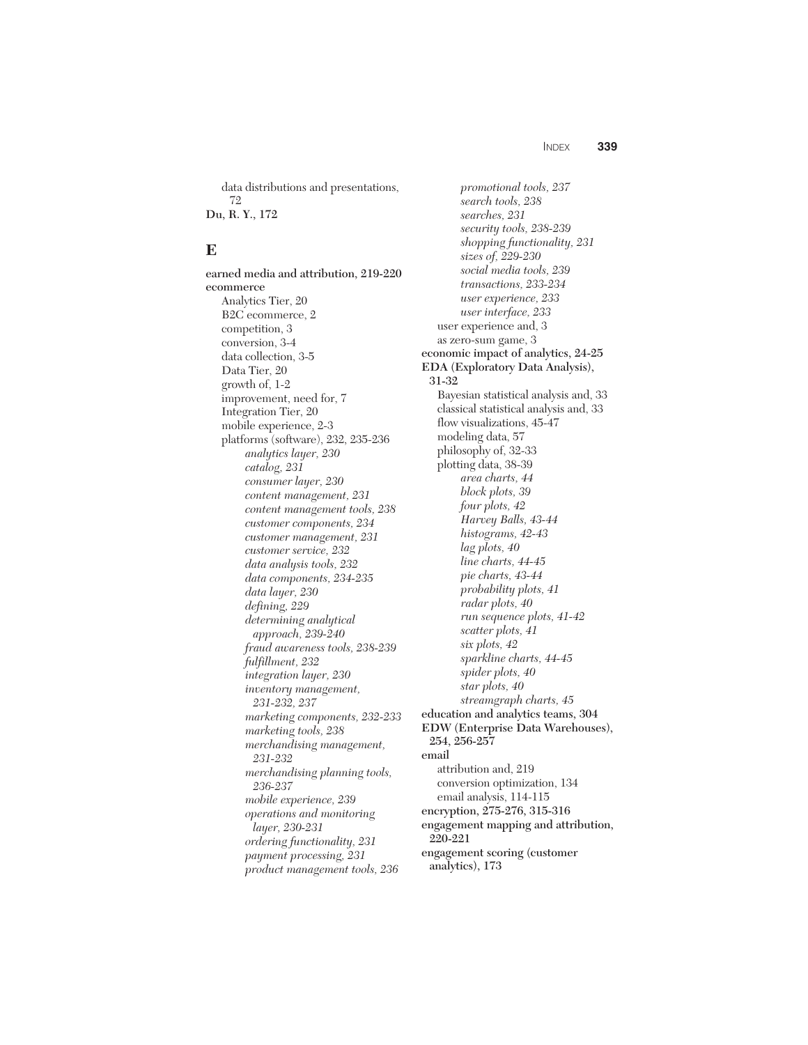data distributions and presentations, 72

**Du, R. Y., 172**

## E

**earned media and attribution, 219-220**

**ecommerce**

- Analytics Tier, 20
- B2C ecommerce, 2
- competition, 3
- conversion, 3-4
- data collection, 3-5
- Data Tier, 20
- growth of, 1-2
- improvement, need for, 7
- Integration Tier, 20
- mobile experience, 2-3
- platforms (software), 232, 235-236
  - *analytics layer, 230*
  - *catalog, 231*
  - *consumer layer, 230*
  - *content management, 231*
  - *content management tools, 238*
  - *customer components, 234*
  - *customer management, 231*
  - *customer service, 232*
  - *data analysis tools, 232*
  - *data components, 234-235*
  - *data layer, 230*
  - *defining, 229*
  - *determining analytical approach, 239-240*
  - *fraud awareness tools, 238-239*
  - *fulfillment, 232*
  - *integration layer, 230*
  - *inventory management, 231-232, 237*
  - *marketing components, 232-233*
  - *marketing tools, 238*
  - *merchandising management, 231-232*
  - *merchandising planning tools, 236-237*
  - *mobile experience, 239*
  - *operations and monitoring layer, 230-231*
  - *ordering functionality, 231*
  - *payment processing, 231*
  - *product management tools, 236*
  - *promotional tools, 237*
  - *search tools, 238*
  - *searches, 231*
  - *security tools, 238-239*
  - *shopping functionality, 231*
  - *sizes of, 229-230*
  - *social media tools, 239*
  - *transactions, 233-234*
  - *user experience, 233*
  - *user interface, 233*
- user experience and, 3
- as zero-sum game, 3

**economic impact of analytics, 24-25**

**EDA (Exploratory Data Analysis), 31-32**

- Bayesian statistical analysis and, 33
- classical statistical analysis and, 33
- flow visualizations, 45-47
- modeling data, 57
- philosophy of, 32-33
- plotting data, 38-39
  - *area charts, 44*
  - *block plots, 39*
  - *four plots, 42*
  - *Harvey Balls, 43-44*
  - *histograms, 42-43*
  - *lag plots, 40*
  - *line charts, 44-45*
  - *pie charts, 43-44*
  - *probability plots, 41*
  - *radar plots, 40*
  - *run sequence plots, 41-42*
  - *scatter plots, 41*
  - *six plots, 42*
  - *sparkline charts, 44-45*
  - *spider plots, 40*
  - *star plots, 40*
  - *streamgraph charts, 45*

**education and analytics teams, 304**

**EDW (Enterprise Data Warehouses), 254, 256-257**

**email**

- attribution and, 219
- conversion optimization, 134
- email analysis, 114-115

**encryption, 275-276, 315-316**

**engagement mapping and attribution, 220-221**

**engagement scoring (customer analytics), 173**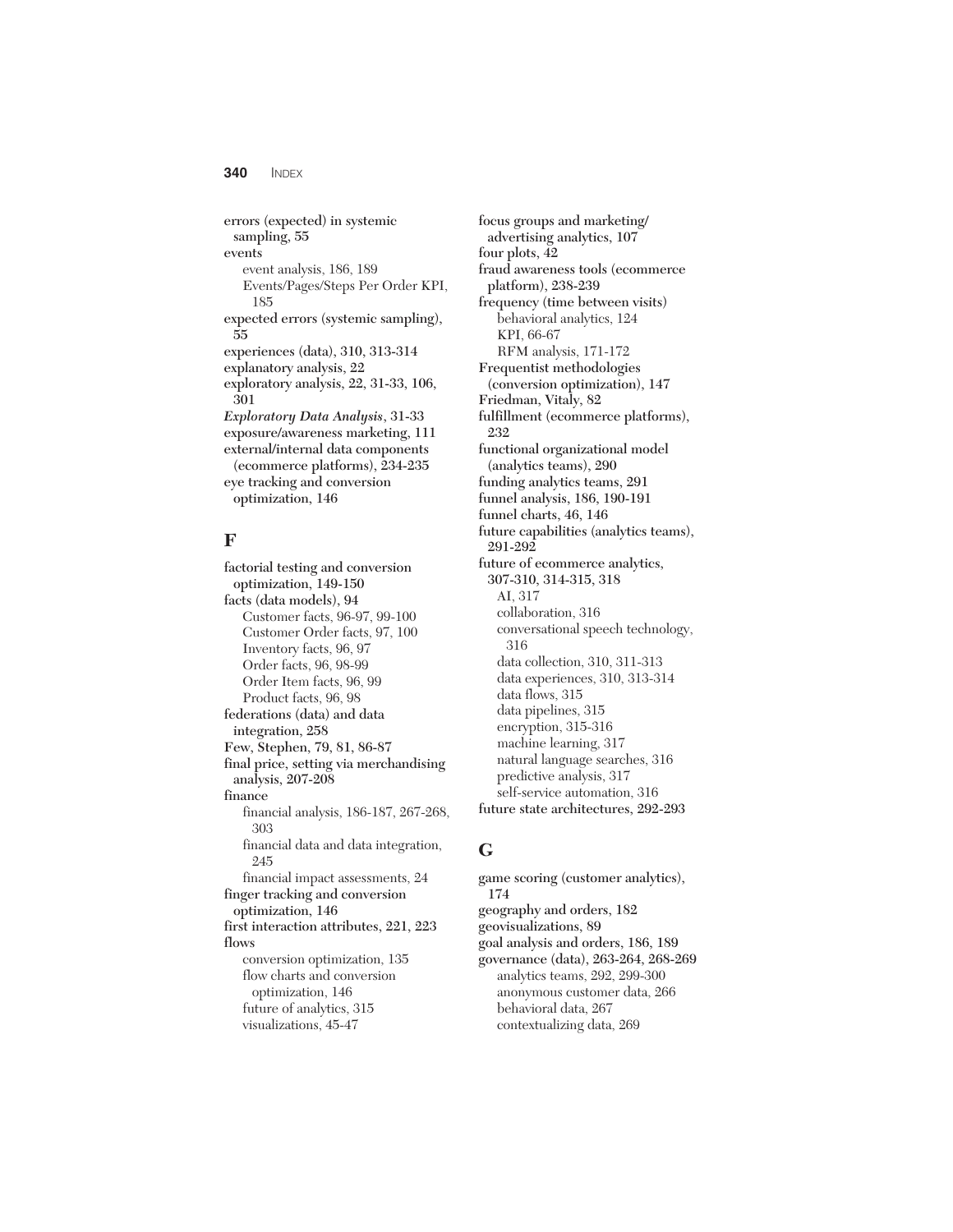errors (expected) in systemic sampling, 55
events
  event analysis, 186, 189
  Events/Pages/Steps Per Order KPI, 185
expected errors (systemic sampling), 55
experiences (data), 310, 313-314
explanatory analysis, 22
exploratory analysis, 22, 31-33, 106, 301
*Exploratory Data Analysis*, 31-33
exposure/awareness marketing, 111
external/internal data components (ecommerce platforms), 234-235
eye tracking and conversion optimization, 146

## F

factorial testing and conversion optimization, 149-150
facts (data models), 94
  Customer facts, 96-97, 99-100
  Customer Order facts, 97, 100
  Inventory facts, 96, 97
  Order facts, 96, 98-99
  Order Item facts, 96, 99
  Product facts, 96, 98
federations (data) and data integration, 258
Few, Stephen, 79, 81, 86-87
final price, setting via merchandising analysis, 207-208
finance
  financial analysis, 186-187, 267-268, 303
  financial data and data integration, 245
  financial impact assessments, 24
finger tracking and conversion optimization, 146
first interaction attributes, 221, 223
flows
  conversion optimization, 135
  flow charts and conversion optimization, 146
  future of analytics, 315
  visualizations, 45-47
focus groups and marketing/advertising analytics, 107
four plots, 42
fraud awareness tools (ecommerce platform), 238-239
frequency (time between visits)
  behavioral analytics, 124
  KPI, 66-67
  RFM analysis, 171-172
Frequentist methodologies (conversion optimization), 147
Friedman, Vitaly, 82
fulfillment (ecommerce platforms), 232
functional organizational model (analytics teams), 290
funding analytics teams, 291
funnel analysis, 186, 190-191
funnel charts, 46, 146
future capabilities (analytics teams), 291-292
future of ecommerce analytics, 307-310, 314-315, 318
  AI, 317
  collaboration, 316
  conversational speech technology, 316
  data collection, 310, 311-313
  data experiences, 310, 313-314
  data flows, 315
  data pipelines, 315
  encryption, 315-316
  machine learning, 317
  natural language searches, 316
  predictive analysis, 317
  self-service automation, 316
future state architectures, 292-293

## G

game scoring (customer analytics), 174
geography and orders, 182
geovisualizations, 89
goal analysis and orders, 186, 189
governance (data), 263-264, 268-269
  analytics teams, 292, 299-300
  anonymous customer data, 266
  behavioral data, 267
  contextualizing data, 269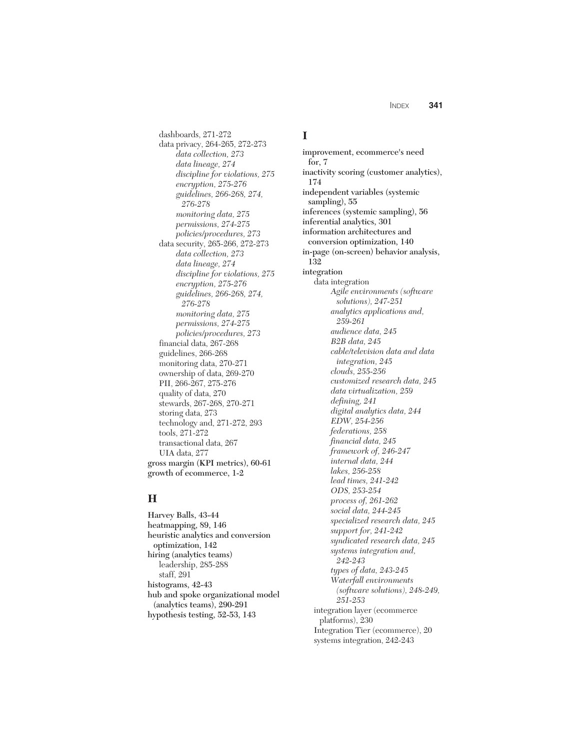dashboards, 271-272
data privacy, 264-265, 272-273
*data collection, 273*
*data lineage, 274*
*discipline for violations, 275*
*encryption, 275-276*
*guidelines, 266-268, 274, 276-278*
*monitoring data, 275*
*permissions, 274-275*
*policies/procedures, 273*
data security, 265-266, 272-273
*data collection, 273*
*data lineage, 274*
*discipline for violations, 275*
*encryption, 275-276*
*guidelines, 266-268, 274, 276-278*
*monitoring data, 275*
*permissions, 274-275*
*policies/procedures, 273*
financial data, 267-268
guidelines, 266-268
monitoring data, 270-271
ownership of data, 269-270
PII, 266-267, 275-276
quality of data, 270
stewards, 267-268, 270-271
storing data, 273
technology and, 271-272, 293
tools, 271-272
transactional data, 267
UIA data, 277

**gross margin (KPI metrics), 60-61**
**growth of ecommerce, 1-2**

## H

**Harvey Balls, 43-44**
**heatmapping, 89, 146**
**heuristic analytics and conversion optimization, 142**
**hiring (analytics teams)**
leadership, 285-288
staff, 291
**histograms, 42-43**
**hub and spoke organizational model (analytics teams), 290-291**
**hypothesis testing, 52-53, 143**

## I

**improvement, ecommerce's need for, 7**
**inactivity scoring (customer analytics), 174**
**independent variables (systemic sampling), 55**
**inferences (systemic sampling), 56**
**inferential analytics, 301**
**information architectures and conversion optimization, 140**
**in-page (on-screen) behavior analysis, 132**
**integration**
data integration
*Agile environments (software solutions), 247-251*
*analytics applications and, 259-261*
*audience data, 245*
*B2B data, 245*
*cable/television data and data integration, 245*
*clouds, 255-256*
*customized research data, 245*
*data virtualization, 259*
*defining, 241*
*digital analytics data, 244*
*EDW, 254-256*
*federations, 258*
*financial data, 245*
*framework of, 246-247*
*internal data, 244*
*lakes, 256-258*
*lead times, 241-242*
*ODS, 253-254*
*process of, 261-262*
*social data, 244-245*
*specialized research data, 245*
*support for, 241-242*
*syndicated research data, 245*
*systems integration and, 242-243*
*types of data, 243-245*
*Waterfall environments (software solutions), 248-249, 251-253*
integration layer (ecommerce platforms), 230
Integration Tier (ecommerce), 20
systems integration, 242-243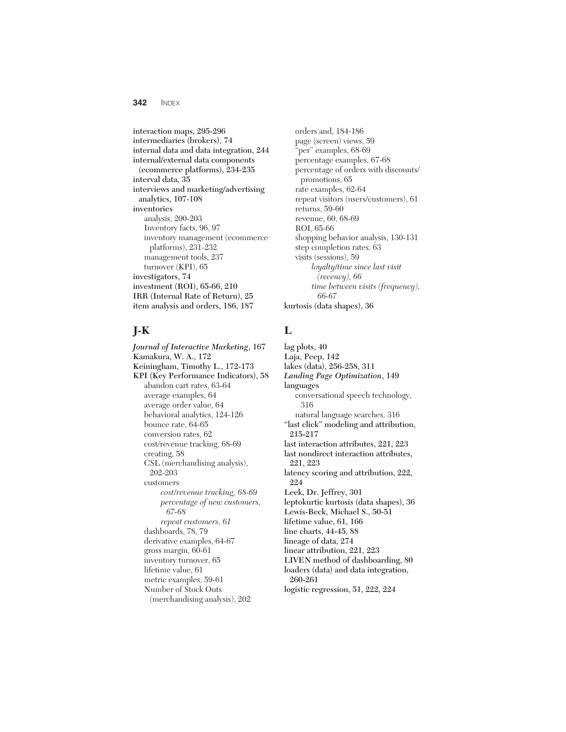interaction maps, 295-296
intermediaries (brokers), 74
internal data and data integration, 244
internal/external data components (ecommerce platforms), 234-235
interval data, 35
interviews and marketing/advertising analytics, 107-108
inventories
- analysis, 200-203
- Inventory facts, 96, 97
- inventory management (ecommerce platforms), 231-232
- management tools, 237
- turnover (KPI), 65

investigators, 74
investment (ROI), 65-66, 210
IRR (Internal Rate of Return), 25
item analysis and orders, 186, 187

## J-K

*Journal of Interactive Marketing*, 167
Kamakura, W. A., 172
Keiningham, Timothy L., 172-173
KPI (Key Performance Indicators), 58
- abandon cart rates, 63-64
- average examples, 64
- average order value, 64
- behavioral analytics, 124-126
- bounce rate, 64-65
- conversion rates, 62
- cost/revenue tracking, 68-69
- creating, 58
- CSL (merchandising analysis), 202-203
- customers
  - *cost/revenue tracking, 68-69*
  - *percentage of new customers, 67-68*
  - *repeat customers, 61*
- dashboards, 78, 79
- derivative examples, 64-67
- gross margin, 60-61
- inventory turnover, 65
- lifetime value, 61
- metric examples, 59-61
- Number of Stock Outs (merchandising analysis), 202
- orders and, 184-186
- page (screen) views, 59
- "per" examples, 68-69
- percentage examples, 67-68
- percentage of orders with discounts/promotions, 65
- rate examples, 62-64
- repeat visitors (users/customers), 61
- returns, 59-60
- revenue, 60, 68-69
- ROI, 65-66
- shopping behavior analysis, 130-131
- step completion rates, 63
- visits (sessions), 59
  - *loyalty/time since last visit (recency), 66*
  - *time between visits (frequency), 66-67*

kurtosis (data shapes), 36

## L

lag plots, 40
Laja, Peep, 142
lakes (data), 256-258, 311
*Landing Page Optimization*, 149
languages
- conversational speech technology, 316
- natural language searches, 316

"last click" modeling and attribution, 215-217
last interaction attributes, 221, 223
last nondirect interaction attributes, 221, 223
latency scoring and attribution, 222, 224
Leek, Dr. Jeffrey, 301
leptokurtic kurtosis (data shapes), 36
Lewis-Beck, Michael S., 50-51
lifetime value, 61, 166
line charts, 44-45, 88
lineage of data, 274
linear attribution, 221, 223
LIVEN method of dashboarding, 80
loaders (data) and data integration, 260-261
logistic regression, 51, 222, 224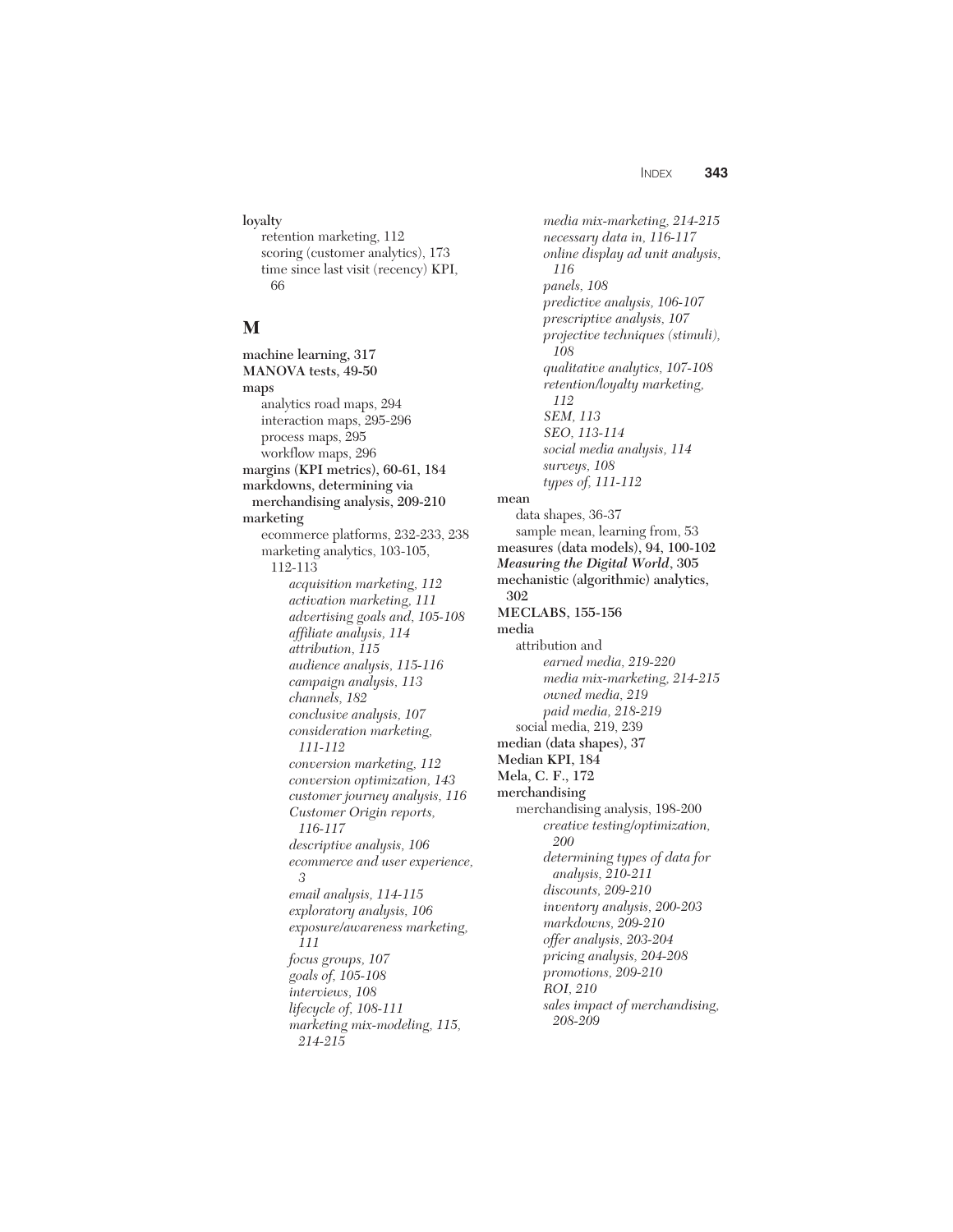**loyalty**
- retention marketing, 112
- scoring (customer analytics), 173
- time since last visit (recency) KPI, 66

## M

**machine learning, 317**
**MANOVA tests, 49-50**
**maps**
- analytics road maps, 294
- interaction maps, 295-296
- process maps, 295
- workflow maps, 296

**margins (KPI metrics), 60-61, 184**
**markdowns, determining via merchandising analysis, 209-210**
**marketing**
- ecommerce platforms, 232-233, 238
- marketing analytics, 103-105, 112-113
  - *acquisition marketing, 112*
  - *activation marketing, 111*
  - *advertising goals and, 105-108*
  - *affiliate analysis, 114*
  - *attribution, 115*
  - *audience analysis, 115-116*
  - *campaign analysis, 113*
  - *channels, 182*
  - *conclusive analysis, 107*
  - *consideration marketing, 111-112*
  - *conversion marketing, 112*
  - *conversion optimization, 143*
  - *customer journey analysis, 116*
  - *Customer Origin reports, 116-117*
  - *descriptive analysis, 106*
  - *ecommerce and user experience, 3*
  - *email analysis, 114-115*
  - *exploratory analysis, 106*
  - *exposure/awareness marketing, 111*
  - *focus groups, 107*
  - *goals of, 105-108*
  - *interviews, 108*
  - *lifecycle of, 108-111*
  - *marketing mix-modeling, 115, 214-215*
  - *media mix-marketing, 214-215*
  - *necessary data in, 116-117*
  - *online display ad unit analysis, 116*
  - *panels, 108*
  - *predictive analysis, 106-107*
  - *prescriptive analysis, 107*
  - *projective techniques (stimuli), 108*
  - *qualitative analytics, 107-108*
  - *retention/loyalty marketing, 112*
  - *SEM, 113*
  - *SEO, 113-114*
  - *social media analysis, 114*
  - *surveys, 108*
  - *types of, 111-112*

**mean**
- data shapes, 36-37
- sample mean, learning from, 53

**measures (data models), 94, 100-102**
***Measuring the Digital World*, 305**
**mechanistic (algorithmic) analytics, 302**
**MECLABS, 155-156**
**media**
- attribution and
  - *earned media, 219-220*
  - *media mix-marketing, 214-215*
  - *owned media, 219*
  - *paid media, 218-219*
- social media, 219, 239

**median (data shapes), 37**
**Median KPI, 184**
**Mela, C. F., 172**
**merchandising**
- merchandising analysis, 198-200
  - *creative testing/optimization, 200*
  - *determining types of data for analysis, 210-211*
  - *discounts, 209-210*
  - *inventory analysis, 200-203*
  - *markdowns, 209-210*
  - *offer analysis, 203-204*
  - *pricing analysis, 204-208*
  - *promotions, 209-210*
  - *ROI, 210*
  - *sales impact of merchandising, 208-209*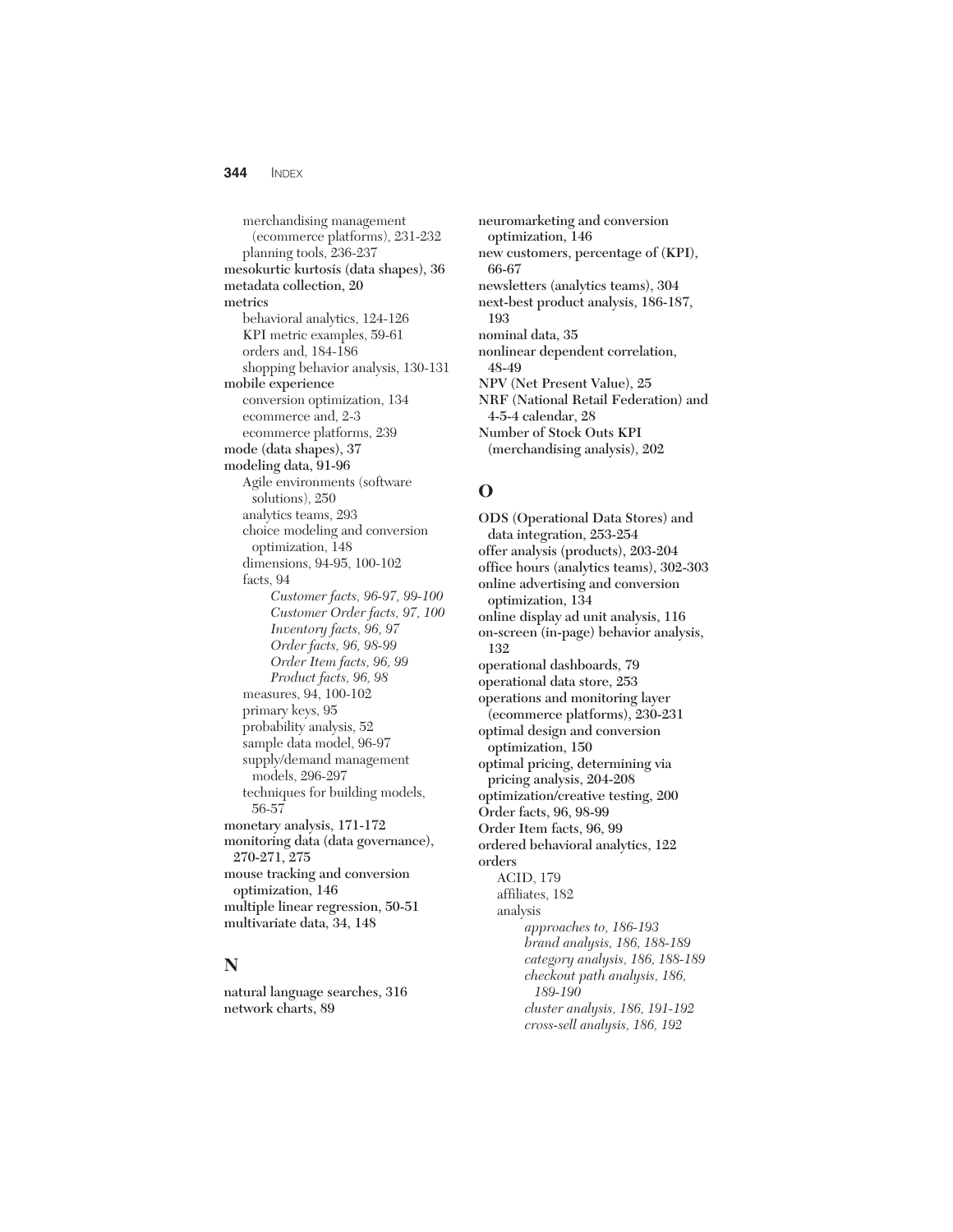merchandising management (ecommerce platforms), 231-232
planning tools, 236-237

**mesokurtic kurtosis (data shapes), 36**
**metadata collection, 20**
**metrics**
behavioral analytics, 124-126
KPI metric examples, 59-61
orders and, 184-186
shopping behavior analysis, 130-131

**mobile experience**
conversion optimization, 134
ecommerce and, 2-3
ecommerce platforms, 239

**mode (data shapes), 37**
**modeling data, 91-96**
Agile environments (software solutions), 250
analytics teams, 293
choice modeling and conversion optimization, 148
dimensions, 94-95, 100-102
facts, 94
*Customer facts, 96-97, 99-100*
*Customer Order facts, 97, 100*
*Inventory facts, 96, 97*
*Order facts, 96, 98-99*
*Order Item facts, 96, 99*
*Product facts, 96, 98*
measures, 94, 100-102
primary keys, 95
probability analysis, 52
sample data model, 96-97
supply/demand management models, 296-297
techniques for building models, 56-57

**monetary analysis, 171-172**
**monitoring data (data governance), 270-271, 275**
**mouse tracking and conversion optimization, 146**
**multiple linear regression, 50-51**
**multivariate data, 34, 148**

## N

**natural language searches, 316**
**network charts, 89**
**neuromarketing and conversion optimization, 146**
**new customers, percentage of (KPI), 66-67**
**newsletters (analytics teams), 304**
**next-best product analysis, 186-187, 193**
**nominal data, 35**
**nonlinear dependent correlation, 48-49**
**NPV (Net Present Value), 25**
**NRF (National Retail Federation) and 4-5-4 calendar, 28**
**Number of Stock Outs KPI (merchandising analysis), 202**

## O

**ODS (Operational Data Stores) and data integration, 253-254**
**offer analysis (products), 203-204**
**office hours (analytics teams), 302-303**
**online advertising and conversion optimization, 134**
**online display ad unit analysis, 116**
**on-screen (in-page) behavior analysis, 132**
**operational dashboards, 79**
**operational data store, 253**
**operations and monitoring layer (ecommerce platforms), 230-231**
**optimal design and conversion optimization, 150**
**optimal pricing, determining via pricing analysis, 204-208**
**optimization/creative testing, 200**
**Order facts, 96, 98-99**
**Order Item facts, 96, 99**
**ordered behavioral analytics, 122**
**orders**
ACID, 179
affiliates, 182
analysis
*approaches to, 186-193*
*brand analysis, 186, 188-189*
*category analysis, 186, 188-189*
*checkout path analysis, 186, 189-190*
*cluster analysis, 186, 191-192*
*cross-sell analysis, 186, 192*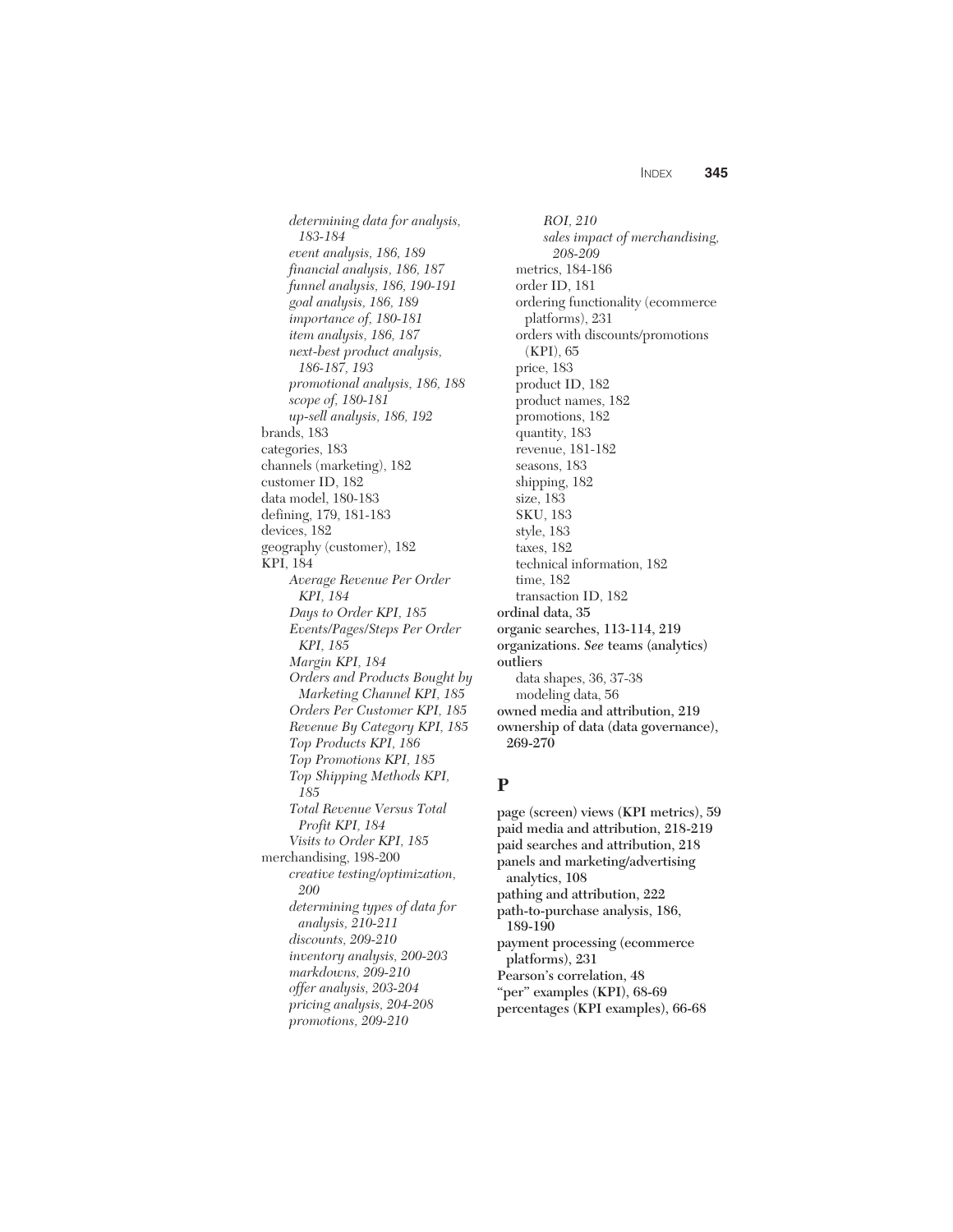*determining data for analysis, 183-184*
*event analysis, 186, 189*
*financial analysis, 186, 187*
*funnel analysis, 186, 190-191*
*goal analysis, 186, 189*
*importance of, 180-181*
*item analysis, 186, 187*
*next-best product analysis, 186-187, 193*
*promotional analysis, 186, 188*
*scope of, 180-181*
*up-sell analysis, 186, 192*

brands, 183
categories, 183
channels (marketing), 182
customer ID, 182
data model, 180-183
defining, 179, 181-183
devices, 182
geography (customer), 182
KPI, 184

*Average Revenue Per Order KPI, 184*
*Days to Order KPI, 185*
*Events/Pages/Steps Per Order KPI, 185*
*Margin KPI, 184*
*Orders and Products Bought by Marketing Channel KPI, 185*
*Orders Per Customer KPI, 185*
*Revenue By Category KPI, 185*
*Top Products KPI, 186*
*Top Promotions KPI, 185*
*Top Shipping Methods KPI, 185*
*Total Revenue Versus Total Profit KPI, 184*
*Visits to Order KPI, 185*

merchandising, 198-200

*creative testing/optimization, 200*
*determining types of data for analysis, 210-211*
*discounts, 209-210*
*inventory analysis, 200-203*
*markdowns, 209-210*
*offer analysis, 203-204*
*pricing analysis, 204-208*
*promotions, 209-210*
*ROI, 210*
*sales impact of merchandising, 208-209*

metrics, 184-186
order ID, 181
ordering functionality (ecommerce platforms), 231
orders with discounts/promotions (KPI), 65
price, 183
product ID, 182
product names, 182
promotions, 182
quantity, 183
revenue, 181-182
seasons, 183
shipping, 182
size, 183
SKU, 183
style, 183
taxes, 182
technical information, 182
time, 182
transaction ID, 182

**ordinal data, 35**
**organic searches, 113-114, 219**
**organizations.** ***See*** **teams (analytics)**
**outliers**

data shapes, 36, 37-38
modeling data, 56

**owned media and attribution, 219**
**ownership of data (data governance), 269-270**

## P

**page (screen) views (KPI metrics), 59**
**paid media and attribution, 218-219**
**paid searches and attribution, 218**
**panels and marketing/advertising analytics, 108**
**pathing and attribution, 222**
**path-to-purchase analysis, 186, 189-190**
**payment processing (ecommerce platforms), 231**
**Pearson's correlation, 48**
**"per" examples (KPI), 68-69**
**percentages (KPI examples), 66-68**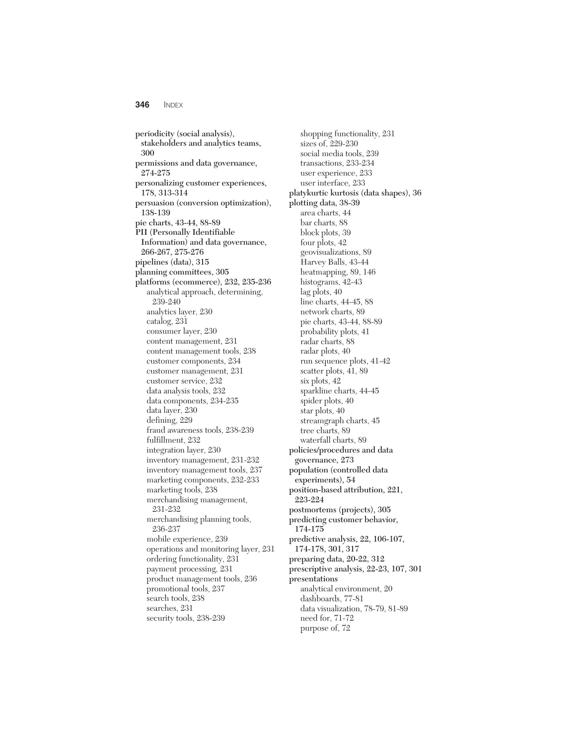periodicity (social analysis), stakeholders and analytics teams, 300
permissions and data governance, 274-275
personalizing customer experiences, 178, 313-314
persuasion (conversion optimization), 138-139
pie charts, 43-44, 88-89
PII (Personally Identifiable Information) and data governance, 266-267, 275-276
pipelines (data), 315
planning committees, 305
platforms (ecommerce), 232, 235-236
- analytical approach, determining, 239-240
- analytics layer, 230
- catalog, 231
- consumer layer, 230
- content management, 231
- content management tools, 238
- customer components, 234
- customer management, 231
- customer service, 232
- data analysis tools, 232
- data components, 234-235
- data layer, 230
- defining, 229
- fraud awareness tools, 238-239
- fulfillment, 232
- integration layer, 230
- inventory management, 231-232
- inventory management tools, 237
- marketing components, 232-233
- marketing tools, 238
- merchandising management, 231-232
- merchandising planning tools, 236-237
- mobile experience, 239
- operations and monitoring layer, 231
- ordering functionality, 231
- payment processing, 231
- product management tools, 236
- promotional tools, 237
- search tools, 238
- searches, 231
- security tools, 238-239
- shopping functionality, 231
- sizes of, 229-230
- social media tools, 239
- transactions, 233-234
- user experience, 233
- user interface, 233

platykurtic kurtosis (data shapes), 36
plotting data, 38-39
- area charts, 44
- bar charts, 88
- block plots, 39
- four plots, 42
- geovisualizations, 89
- Harvey Balls, 43-44
- heatmapping, 89, 146
- histograms, 42-43
- lag plots, 40
- line charts, 44-45, 88
- network charts, 89
- pie charts, 43-44, 88-89
- probability plots, 41
- radar charts, 88
- radar plots, 40
- run sequence plots, 41-42
- scatter plots, 41, 89
- six plots, 42
- sparkline charts, 44-45
- spider plots, 40
- star plots, 40
- streamgraph charts, 45
- tree charts, 89
- waterfall charts, 89

policies/procedures and data governance, 273
population (controlled data experiments), 54
position-based attribution, 221, 223-224
postmortems (projects), 305
predicting customer behavior, 174-175
predictive analysis, 22, 106-107, 174-178, 301, 317
preparing data, 20-22, 312
prescriptive analysis, 22-23, 107, 301
presentations
- analytical environment, 20
- dashboards, 77-81
- data visualization, 78-79, 81-89
- need for, 71-72
- purpose of, 72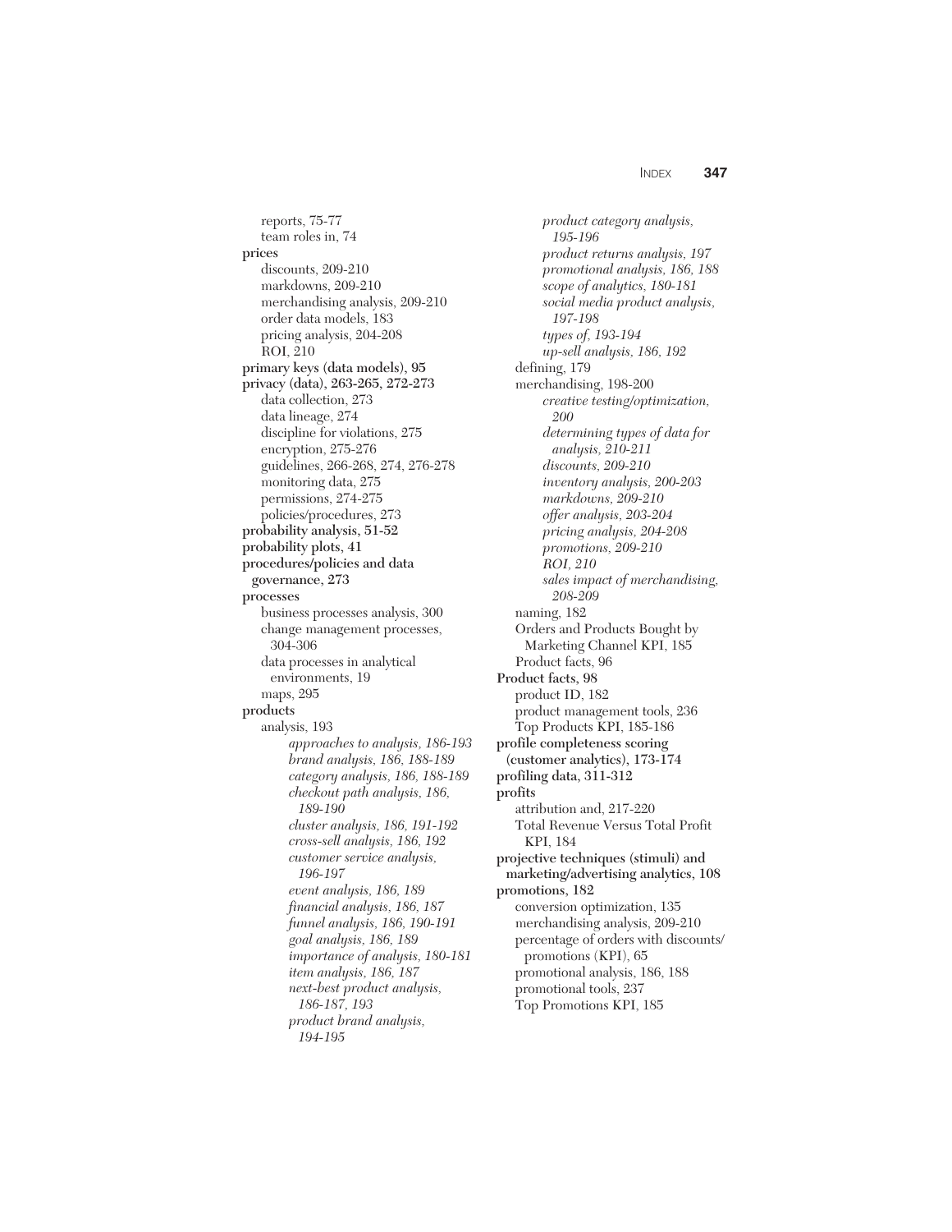reports, 75-77
team roles in, 74

**prices**
- discounts, 209-210
- markdowns, 209-210
- merchandising analysis, 209-210
- order data models, 183
- pricing analysis, 204-208
- ROI, 210

**primary keys (data models), 95**

**privacy (data), 263-265, 272-273**
- data collection, 273
- data lineage, 274
- discipline for violations, 275
- encryption, 275-276
- guidelines, 266-268, 274, 276-278
- monitoring data, 275
- permissions, 274-275
- policies/procedures, 273

**probability analysis, 51-52**

**probability plots, 41**

**procedures/policies and data governance, 273**

**processes**
- business processes analysis, 300
- change management processes, 304-306
- data processes in analytical environments, 19
- maps, 295

**products**
- analysis, 193
  - *approaches to analysis, 186-193*
  - *brand analysis, 186, 188-189*
  - *category analysis, 186, 188-189*
  - *checkout path analysis, 186, 189-190*
  - *cluster analysis, 186, 191-192*
  - *cross-sell analysis, 186, 192*
  - *customer service analysis, 196-197*
  - *event analysis, 186, 189*
  - *financial analysis, 186, 187*
  - *funnel analysis, 186, 190-191*
  - *goal analysis, 186, 189*
  - *importance of analysis, 180-181*
  - *item analysis, 186, 187*
  - *next-best product analysis, 186-187, 193*
  - *product brand analysis, 194-195*
  - *product category analysis, 195-196*
  - *product returns analysis, 197*
  - *promotional analysis, 186, 188*
  - *scope of analytics, 180-181*
  - *social media product analysis, 197-198*
  - *types of, 193-194*
  - *up-sell analysis, 186, 192*
- defining, 179
- merchandising, 198-200
  - *creative testing/optimization, 200*
  - *determining types of data for analysis, 210-211*
  - *discounts, 209-210*
  - *inventory analysis, 200-203*
  - *markdowns, 209-210*
  - *offer analysis, 203-204*
  - *pricing analysis, 204-208*
  - *promotions, 209-210*
  - *ROI, 210*
  - *sales impact of merchandising, 208-209*
- naming, 182
- Orders and Products Bought by Marketing Channel KPI, 185
- Product facts, 96

**Product facts, 98**
- product ID, 182
- product management tools, 236
- Top Products KPI, 185-186

**profile completeness scoring (customer analytics), 173-174**

**profiling data, 311-312**

**profits**
- attribution and, 217-220
- Total Revenue Versus Total Profit KPI, 184

**projective techniques (stimuli) and marketing/advertising analytics, 108**

**promotions, 182**
- conversion optimization, 135
- merchandising analysis, 209-210
- percentage of orders with discounts/promotions (KPI), 65
- promotional analysis, 186, 188
- promotional tools, 237
- Top Promotions KPI, 185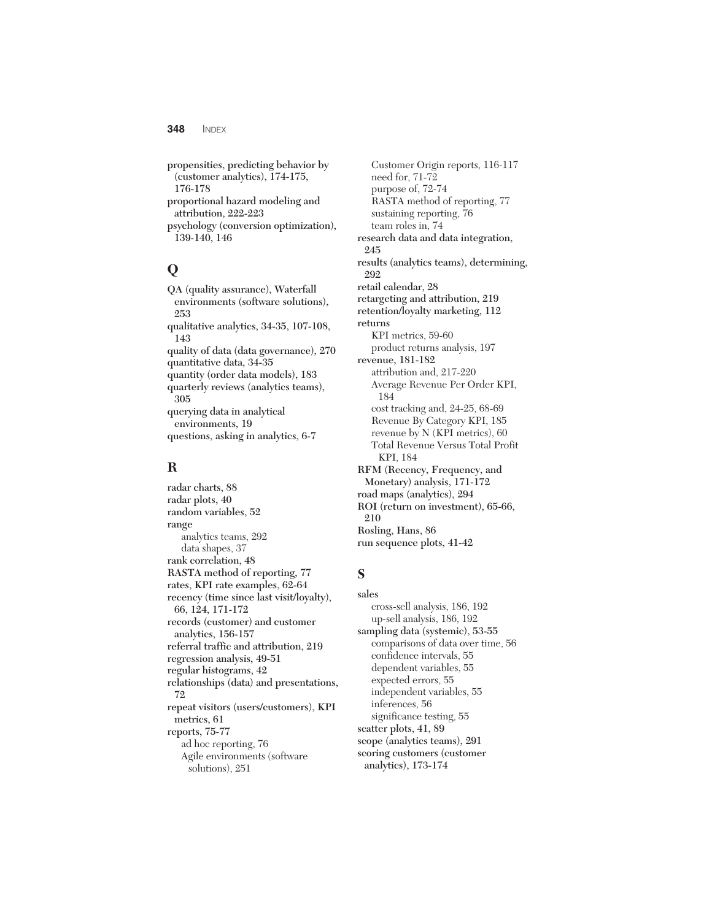propensities, predicting behavior by (customer analytics), 174-175, 176-178
proportional hazard modeling and attribution, 222-223
psychology (conversion optimization), 139-140, 146

## Q

QA (quality assurance), Waterfall environments (software solutions), 253
qualitative analytics, 34-35, 107-108, 143
quality of data (data governance), 270
quantitative data, 34-35
quantity (order data models), 183
quarterly reviews (analytics teams), 305
querying data in analytical environments, 19
questions, asking in analytics, 6-7

## R

radar charts, 88
radar plots, 40
random variables, 52
range
- analytics teams, 292
- data shapes, 37

rank correlation, 48
RASTA method of reporting, 77
rates, KPI rate examples, 62-64
recency (time since last visit/loyalty), 66, 124, 171-172
records (customer) and customer analytics, 156-157
referral traffic and attribution, 219
regression analysis, 49-51
regular histograms, 42
relationships (data) and presentations, 72
repeat visitors (users/customers), KPI metrics, 61
reports, 75-77
- ad hoc reporting, 76
- Agile environments (software solutions), 251
- Customer Origin reports, 116-117
- need for, 71-72
- purpose of, 72-74
- RASTA method of reporting, 77
- sustaining reporting, 76
- team roles in, 74

research data and data integration, 245
results (analytics teams), determining, 292
retail calendar, 28
retargeting and attribution, 219
retention/loyalty marketing, 112
returns
- KPI metrics, 59-60
- product returns analysis, 197

revenue, 181-182
- attribution and, 217-220
- Average Revenue Per Order KPI, 184
- cost tracking and, 24-25, 68-69
- Revenue By Category KPI, 185
- revenue by N (KPI metrics), 60
- Total Revenue Versus Total Profit KPI, 184

RFM (Recency, Frequency, and Monetary) analysis, 171-172
road maps (analytics), 294
ROI (return on investment), 65-66, 210
Rosling, Hans, 86
run sequence plots, 41-42

## S

sales
- cross-sell analysis, 186, 192
- up-sell analysis, 186, 192

sampling data (systemic), 53-55
- comparisons of data over time, 56
- confidence intervals, 55
- dependent variables, 55
- expected errors, 55
- independent variables, 55
- inferences, 56
- significance testing, 55

scatter plots, 41, 89
scope (analytics teams), 291
scoring customers (customer analytics), 173-174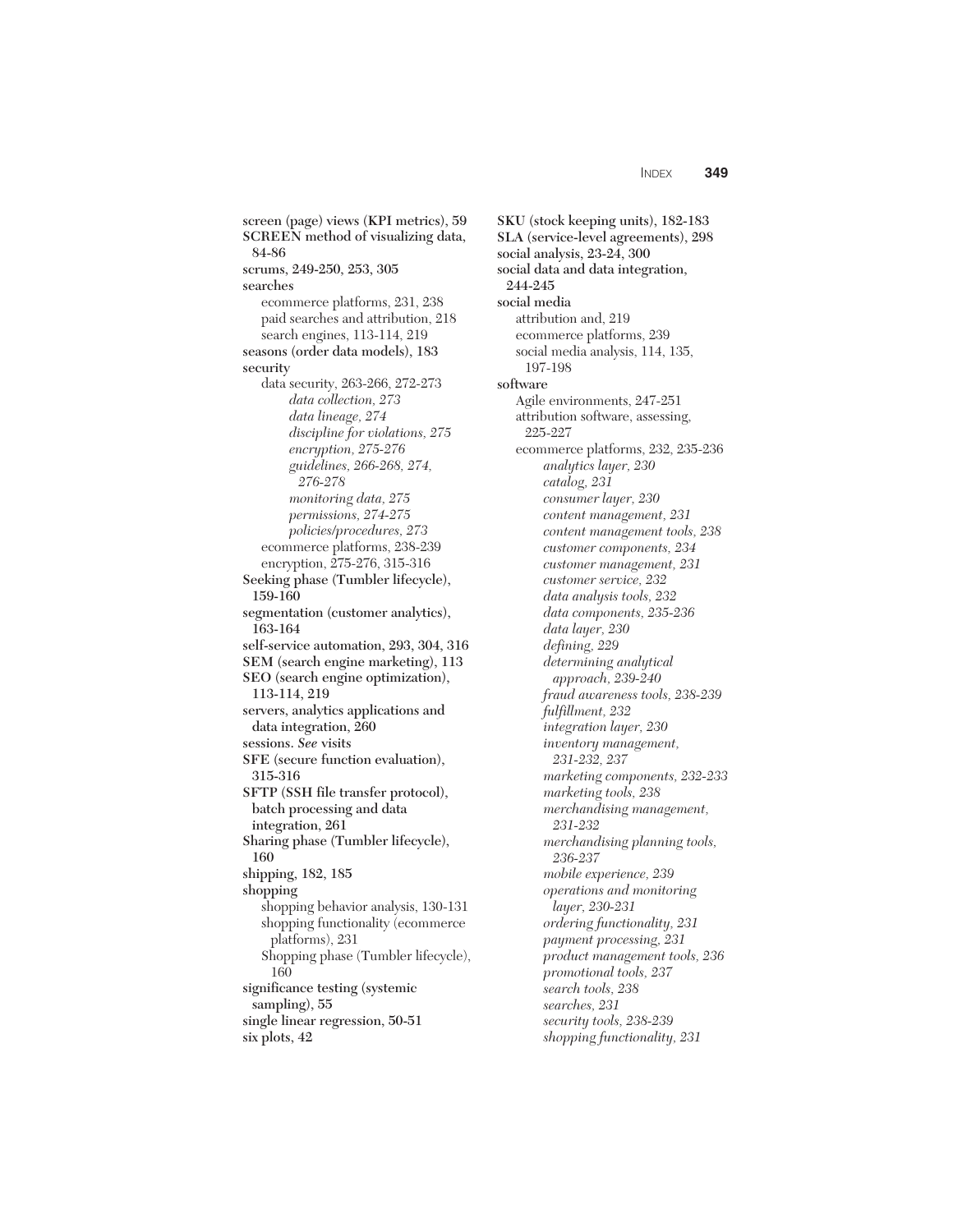**screen (page) views (KPI metrics), 59**
**SCREEN method of visualizing data, 84-86**
**scrums, 249-250, 253, 305**
**searches**
- ecommerce platforms, 231, 238
- paid searches and attribution, 218
- search engines, 113-114, 219

**seasons (order data models), 183**
**security**
- data security, 263-266, 272-273
  - *data collection, 273*
  - *data lineage, 274*
  - *discipline for violations, 275*
  - *encryption, 275-276*
  - *guidelines, 266-268, 274, 276-278*
  - *monitoring data, 275*
  - *permissions, 274-275*
  - *policies/procedures, 273*
- ecommerce platforms, 238-239
- encryption, 275-276, 315-316

**Seeking phase (Tumbler lifecycle), 159-160**
**segmentation (customer analytics), 163-164**
**self-service automation, 293, 304, 316**
**SEM (search engine marketing), 113**
**SEO (search engine optimization), 113-114, 219**
**servers, analytics applications and data integration, 260**
**sessions.** ***See*** **visits**
**SFE (secure function evaluation), 315-316**
**SFTP (SSH file transfer protocol), batch processing and data integration, 261**
**Sharing phase (Tumbler lifecycle), 160**
**shipping, 182, 185**
**shopping**
- shopping behavior analysis, 130-131
- shopping functionality (ecommerce platforms), 231
- Shopping phase (Tumbler lifecycle), 160

**significance testing (systemic sampling), 55**
**single linear regression, 50-51**
**six plots, 42**
**SKU (stock keeping units), 182-183**
**SLA (service-level agreements), 298**
**social analysis, 23-24, 300**
**social data and data integration, 244-245**
**social media**
- attribution and, 219
- ecommerce platforms, 239
- social media analysis, 114, 135, 197-198

**software**
- Agile environments, 247-251
- attribution software, assessing, 225-227
- ecommerce platforms, 232, 235-236
  - *analytics layer, 230*
  - *catalog, 231*
  - *consumer layer, 230*
  - *content management, 231*
  - *content management tools, 238*
  - *customer components, 234*
  - *customer management, 231*
  - *customer service, 232*
  - *data analysis tools, 232*
  - *data components, 235-236*
  - *data layer, 230*
  - *defining, 229*
  - *determining analytical approach, 239-240*
  - *fraud awareness tools, 238-239*
  - *fulfillment, 232*
  - *integration layer, 230*
  - *inventory management, 231-232, 237*
  - *marketing components, 232-233*
  - *marketing tools, 238*
  - *merchandising management, 231-232*
  - *merchandising planning tools, 236-237*
  - *mobile experience, 239*
  - *operations and monitoring layer, 230-231*
  - *ordering functionality, 231*
  - *payment processing, 231*
  - *product management tools, 236*
  - *promotional tools, 237*
  - *search tools, 238*
  - *searches, 231*
  - *security tools, 238-239*
  - *shopping functionality, 231*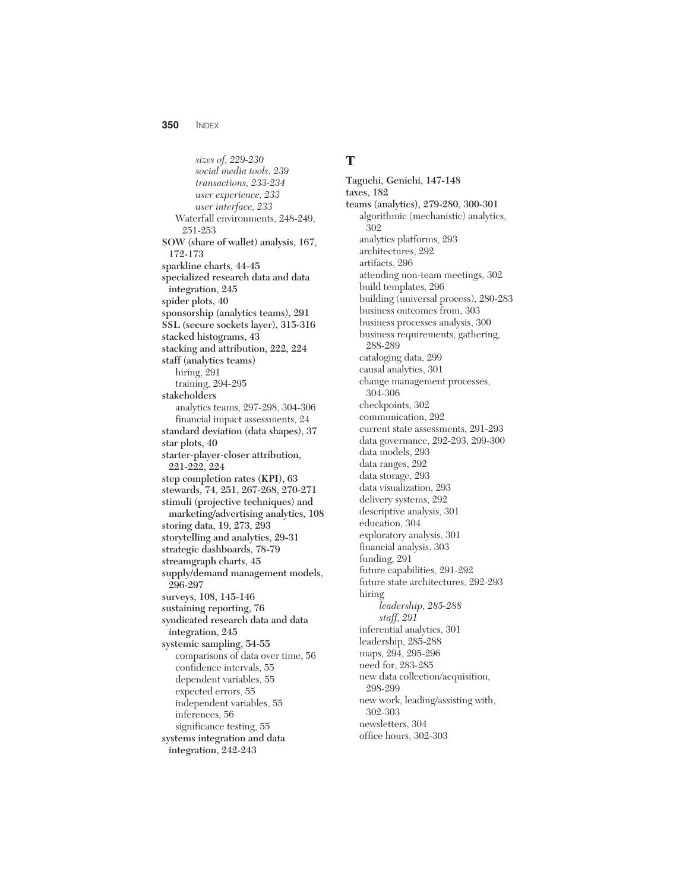*sizes of, 229-230*
*social media tools, 239*
*transactions, 233-234*
*user experience, 233*
*user interface, 233*
Waterfall environments, 248-249, 251-253

**SOW (share of wallet) analysis, 167, 172-173**

**sparkline charts, 44-45**

**specialized research data and data integration, 245**

**spider plots, 40**

**sponsorship (analytics teams), 291**

**SSL (secure sockets layer), 315-316**

**stacked histograms, 43**

**stacking and attribution, 222, 224**

**staff (analytics teams)**
hiring, 291
training, 294-295

**stakeholders**
analytics teams, 297-298, 304-306
financial impact assessments, 24

**standard deviation (data shapes), 37**

**star plots, 40**

**starter-player-closer attribution, 221-222, 224**

**step completion rates (KPI), 63**

**stewards, 74, 251, 267-268, 270-271**

**stimuli (projective techniques) and marketing/advertising analytics, 108**

**storing data, 19, 273, 293**

**storytelling and analytics, 29-31**

**strategic dashboards, 78-79**

**streamgraph charts, 45**

**supply/demand management models, 296-297**

**surveys, 108, 145-146**

**sustaining reporting, 76**

**syndicated research data and data integration, 245**

**systemic sampling, 54-55**
comparisons of data over time, 56
confidence intervals, 55
dependent variables, 55
expected errors, 55
independent variables, 55
inferences, 56
significance testing, 55

**systems integration and data integration, 242-243**

## T

**Taguchi, Genichi, 147-148**

**taxes, 182**

**teams (analytics), 279-280, 300-301**
algorithmic (mechanistic) analytics, 302
analytics platforms, 293
architectures, 292
artifacts, 296
attending non-team meetings, 302
build templates, 296
building (universal process), 280-283
business outcomes from, 303
business processes analysis, 300
business requirements, gathering, 288-289
cataloging data, 299
causal analytics, 301
change management processes, 304-306
checkpoints, 302
communication, 292
current state assessments, 291-293
data governance, 292-293, 299-300
data models, 293
data ranges, 292
data storage, 293
data visualization, 293
delivery systems, 292
descriptive analysis, 301
education, 304
exploratory analysis, 301
financial analysis, 303
funding, 291
future capabilities, 291-292
future state architectures, 292-293
hiring
*leadership, 285-288*
*staff, 291*
inferential analytics, 301
leadership, 285-288
maps, 294, 295-296
need for, 283-285
new data collection/acquisition, 298-299
new work, leading/assisting with, 302-303
newsletters, 304
office hours, 302-303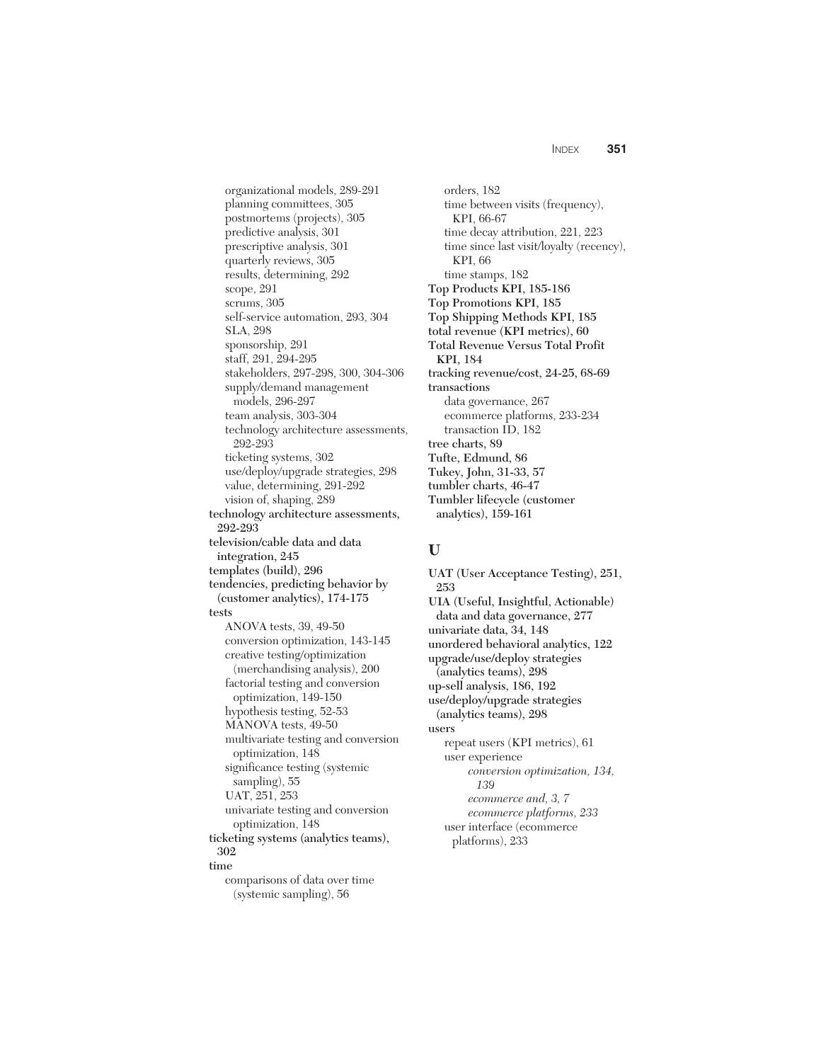- organizational models, 289-291
- planning committees, 305
- postmortems (projects), 305
- predictive analysis, 301
- prescriptive analysis, 301
- quarterly reviews, 305
- results, determining, 292
- scope, 291
- scrums, 305
- self-service automation, 293, 304
- SLA, 298
- sponsorship, 291
- staff, 291, 294-295
- stakeholders, 297-298, 300, 304-306
- supply/demand management models, 296-297
- team analysis, 303-304
- technology architecture assessments, 292-293
- ticketing systems, 302
- use/deploy/upgrade strategies, 298
- value, determining, 291-292
- vision of, shaping, 289

**technology architecture assessments, 292-293**
**television/cable data and data integration, 245**
**templates (build), 296**
**tendencies, predicting behavior by (customer analytics), 174-175**
**tests**

- ANOVA tests, 39, 49-50
- conversion optimization, 143-145
- creative testing/optimization (merchandising analysis), 200
- factorial testing and conversion optimization, 149-150
- hypothesis testing, 52-53
- MANOVA tests, 49-50
- multivariate testing and conversion optimization, 148
- significance testing (systemic sampling), 55
- UAT, 251, 253
- univariate testing and conversion optimization, 148

**ticketing systems (analytics teams), 302**
**time**

- comparisons of data over time (systemic sampling), 56
- orders, 182
- time between visits (frequency), KPI, 66-67
- time decay attribution, 221, 223
- time since last visit/loyalty (recency), KPI, 66
- time stamps, 182

**Top Products KPI, 185-186**
**Top Promotions KPI, 185**
**Top Shipping Methods KPI, 185**
**total revenue (KPI metrics), 60**
**Total Revenue Versus Total Profit KPI, 184**
**tracking revenue/cost, 24-25, 68-69**
**transactions**

- data governance, 267
- ecommerce platforms, 233-234
- transaction ID, 182

**tree charts, 89**
**Tufte, Edmund, 86**
**Tukey, John, 31-33, 57**
**tumbler charts, 46-47**
**Tumbler lifecycle (customer analytics), 159-161**

## U

**UAT (User Acceptance Testing), 251, 253**
**UIA (Useful, Insightful, Actionable) data and data governance, 277**
**univariate data, 34, 148**
**unordered behavioral analytics, 122**
**upgrade/use/deploy strategies (analytics teams), 298**
**up-sell analysis, 186, 192**
**use/deploy/upgrade strategies (analytics teams), 298**
**users**

- repeat users (KPI metrics), 61
- user experience
  - *conversion optimization, 134, 139*
  - *ecommerce and, 3, 7*
  - *ecommerce platforms, 233*
- user interface (ecommerce platforms), 233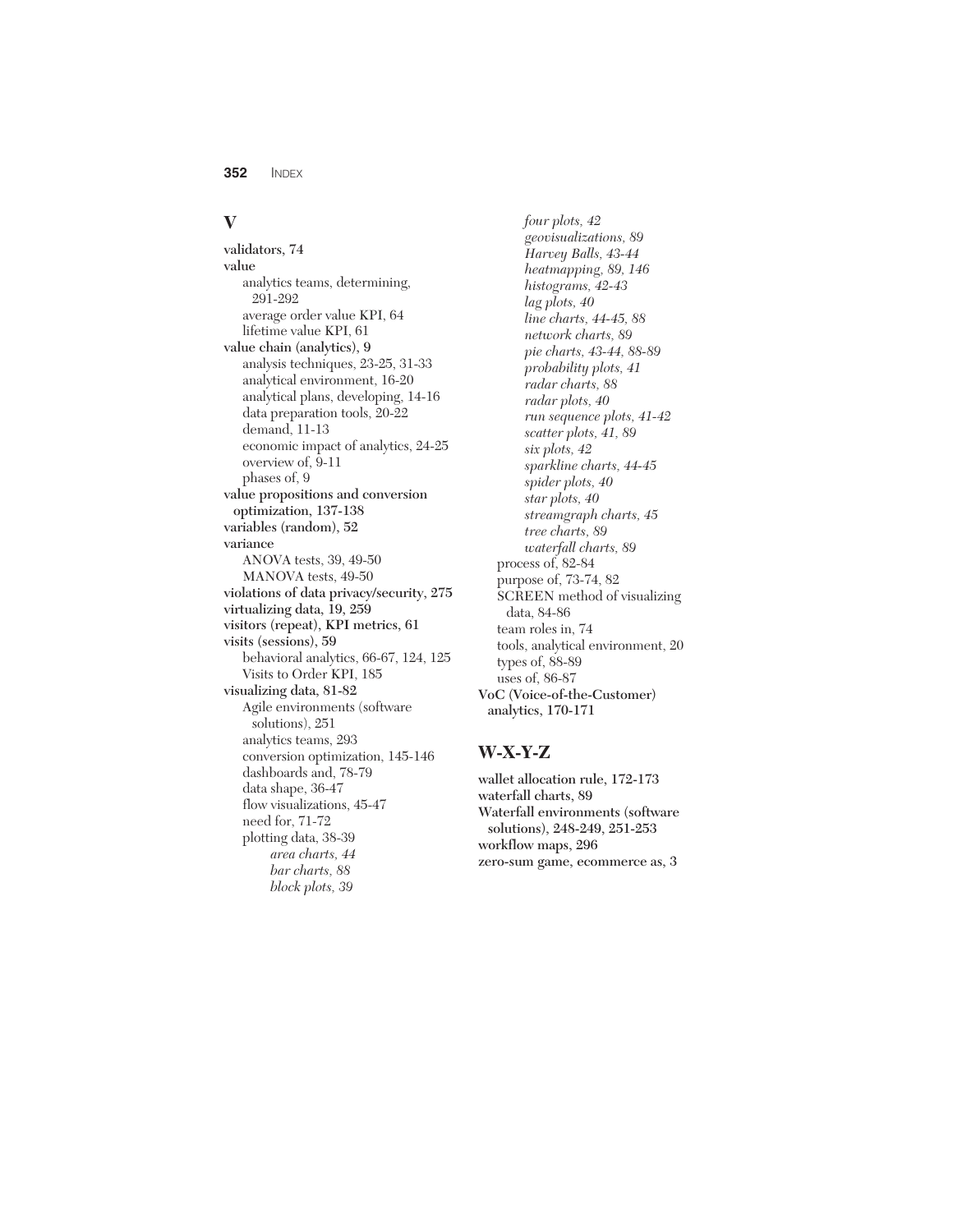## V

**validators, 74**
**value**
- analytics teams, determining, 291-292
- average order value KPI, 64
- lifetime value KPI, 61

**value chain (analytics), 9**
- analysis techniques, 23-25, 31-33
- analytical environment, 16-20
- analytical plans, developing, 14-16
- data preparation tools, 20-22
- demand, 11-13
- economic impact of analytics, 24-25
- overview of, 9-11
- phases of, 9

**value propositions and conversion optimization, 137-138**
**variables (random), 52**
**variance**
- ANOVA tests, 39, 49-50
- MANOVA tests, 49-50

**violations of data privacy/security, 275**
**virtualizing data, 19, 259**
**visitors (repeat), KPI metrics, 61**
**visits (sessions), 59**
- behavioral analytics, 66-67, 124, 125
- Visits to Order KPI, 185

**visualizing data, 81-82**
- Agile environments (software solutions), 251
- analytics teams, 293
- conversion optimization, 145-146
- dashboards and, 78-79
- data shape, 36-47
- flow visualizations, 45-47
- need for, 71-72
- plotting data, 38-39
  - *area charts, 44*
  - *bar charts, 88*
  - *block plots, 39*
  - *four plots, 42*
  - *geovisualizations, 89*
  - *Harvey Balls, 43-44*
  - *heatmapping, 89, 146*
  - *histograms, 42-43*
  - *lag plots, 40*
  - *line charts, 44-45, 88*
  - *network charts, 89*
  - *pie charts, 43-44, 88-89*
  - *probability plots, 41*
  - *radar charts, 88*
  - *radar plots, 40*
  - *run sequence plots, 41-42*
  - *scatter plots, 41, 89*
  - *six plots, 42*
  - *sparkline charts, 44-45*
  - *spider plots, 40*
  - *star plots, 40*
  - *streamgraph charts, 45*
  - *tree charts, 89*
  - *waterfall charts, 89*
- process of, 82-84
- purpose of, 73-74, 82
- SCREEN method of visualizing data, 84-86
- team roles in, 74
- tools, analytical environment, 20
- types of, 88-89
- uses of, 86-87

**VoC (Voice-of-the-Customer) analytics, 170-171**

## W-X-Y-Z

**wallet allocation rule, 172-173**
**waterfall charts, 89**
**Waterfall environments (software solutions), 248-249, 251-253**
**workflow maps, 296**
**zero-sum game, ecommerce as, 3**